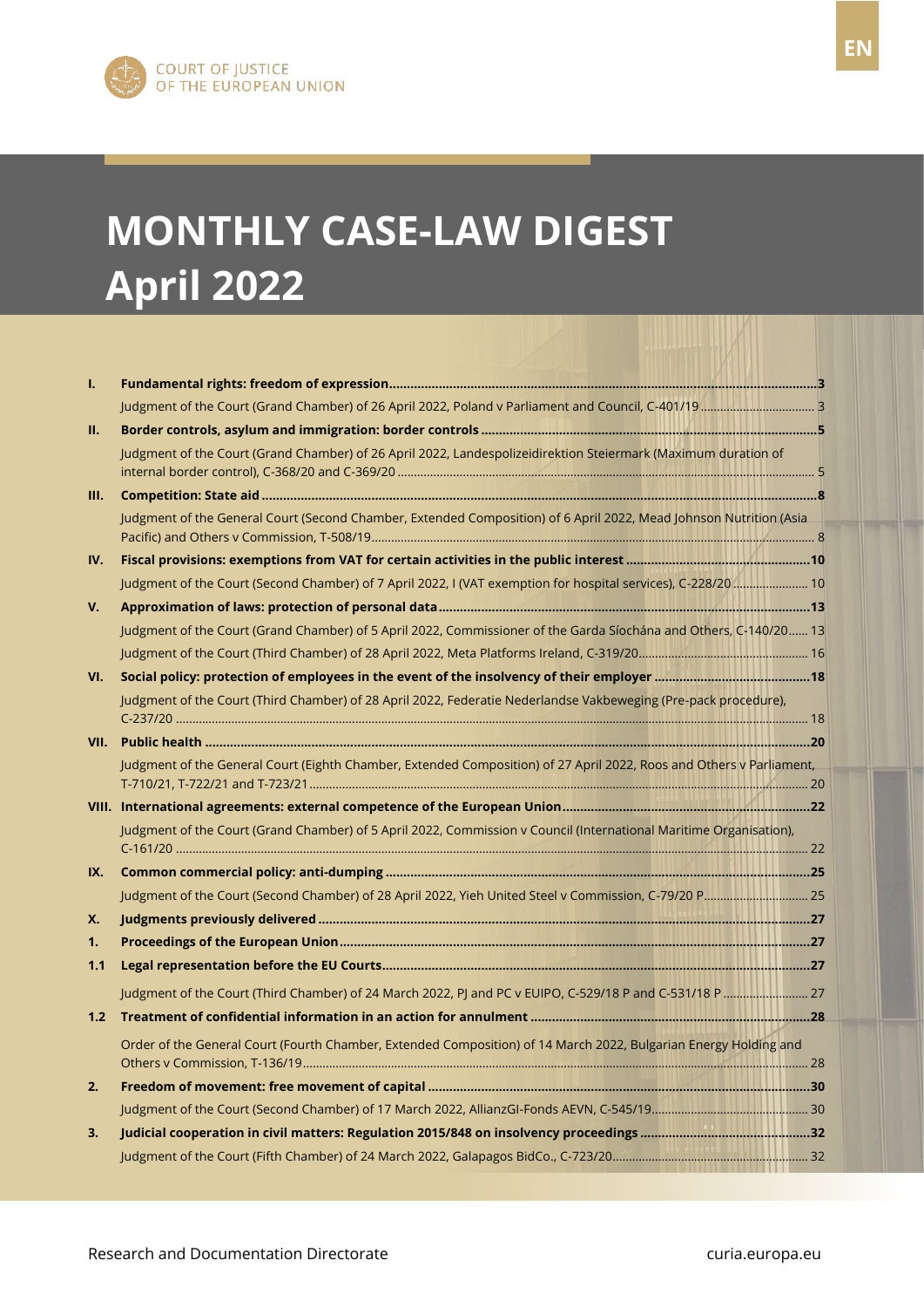COURT OF JUSTICE
OF THE EUROPEAN UNION

EN

# MONTHLY CASE-LAW DIGEST
# April 2022

| | | |
|---|---|---|
| **I.** | **Fundamental rights: freedom of expression** | **3** |
| | Judgment of the Court (Grand Chamber) of 26 April 2022, Poland v Parliament and Council, C-401/19 | 3 |
| **II.** | **Border controls, asylum and immigration: border controls** | **5** |
| | Judgment of the Court (Grand Chamber) of 26 April 2022, Landespolizeidirektion Steiermark (Maximum duration of internal border control), C-368/20 and C-369/20 | 5 |
| **III.** | **Competition: State aid** | **8** |
| | Judgment of the General Court (Second Chamber, Extended Composition) of 6 April 2022, Mead Johnson Nutrition (Asia Pacific) and Others v Commission, T-508/19 | 8 |
| **IV.** | **Fiscal provisions: exemptions from VAT for certain activities in the public interest** | **10** |
| | Judgment of the Court (Second Chamber) of 7 April 2022, I (VAT exemption for hospital services), C-228/20 | 10 |
| **V.** | **Approximation of laws: protection of personal data** | **13** |
| | Judgment of the Court (Grand Chamber) of 5 April 2022, Commissioner of the Garda Síochána and Others, C-140/20 | 13 |
| | Judgment of the Court (Third Chamber) of 28 April 2022, Meta Platforms Ireland, C-319/20 | 16 |
| **VI.** | **Social policy: protection of employees in the event of the insolvency of their employer** | **18** |
| | Judgment of the Court (Third Chamber) of 28 April 2022, Federatie Nederlandse Vakbeweging (Pre-pack procedure), C-237/20 | 18 |
| **VII.** | **Public health** | **20** |
| | Judgment of the General Court (Eighth Chamber, Extended Composition) of 27 April 2022, Roos and Others v Parliament, T-710/21, T-722/21 and T-723/21 | 20 |
| **VIII.** | **International agreements: external competence of the European Union** | **22** |
| | Judgment of the Court (Grand Chamber) of 5 April 2022, Commission v Council (International Maritime Organisation), C-161/20 | 22 |
| **IX.** | **Common commercial policy: anti-dumping** | **25** |
| | Judgment of the Court (Second Chamber) of 28 April 2022, Yieh United Steel v Commission, C-79/20 P | 25 |
| **X.** | **Judgments previously delivered** | **27** |
| **1.** | **Proceedings of the European Union** | **27** |
| **1.1** | **Legal representation before the EU Courts** | **27** |
| | Judgment of the Court (Third Chamber) of 24 March 2022, PJ and PC v EUIPO, C-529/18 P and C-531/18 P | 27 |
| **1.2** | **Treatment of confidential information in an action for annulment** | **28** |
| | Order of the General Court (Fourth Chamber, Extended Composition) of 14 March 2022, Bulgarian Energy Holding and Others v Commission, T-136/19 | 28 |
| **2.** | **Freedom of movement: free movement of capital** | **30** |
| | Judgment of the Court (Second Chamber) of 17 March 2022, AllianzGI-Fonds AEVN, C-545/19 | 30 |
| **3.** | **Judicial cooperation in civil matters: Regulation 2015/848 on insolvency proceedings** | **32** |
| | Judgment of the Court (Fifth Chamber) of 24 March 2022, Galapagos BidCo., C-723/20 | 32 |

Research and Documentation Directorate

curia.europa.eu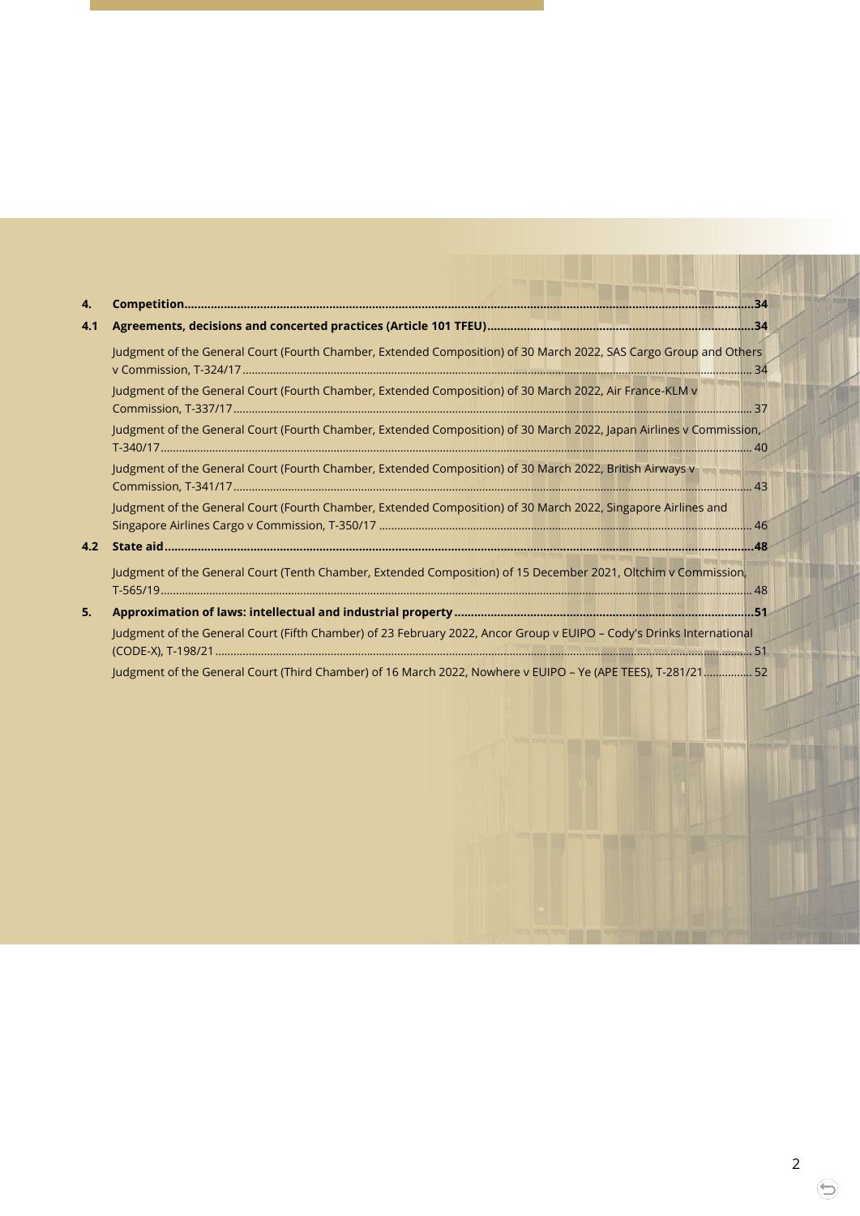**4. Competition** ........ 34

**4.1 Agreements, decisions and concerted practices (Article 101 TFEU)** ........ 34

Judgment of the General Court (Fourth Chamber, Extended Composition) of 30 March 2022, SAS Cargo Group and Others v Commission, T-324/17 ........ 34

Judgment of the General Court (Fourth Chamber, Extended Composition) of 30 March 2022, Air France-KLM v Commission, T-337/17 ........ 37

Judgment of the General Court (Fourth Chamber, Extended Composition) of 30 March 2022, Japan Airlines v Commission, T-340/17 ........ 40

Judgment of the General Court (Fourth Chamber, Extended Composition) of 30 March 2022, British Airways v Commission, T-341/17 ........ 43

Judgment of the General Court (Fourth Chamber, Extended Composition) of 30 March 2022, Singapore Airlines and Singapore Airlines Cargo v Commission, T-350/17 ........ 46

**4.2 State aid** ........ 48

Judgment of the General Court (Tenth Chamber, Extended Composition) of 15 December 2021, Oltchim v Commission, T-565/19 ........ 48

**5. Approximation of laws: intellectual and industrial property** ........ 51

Judgment of the General Court (Fifth Chamber) of 23 February 2022, Ancor Group v EUIPO – Cody's Drinks International (CODE-X), T-198/21 ........ 51

Judgment of the General Court (Third Chamber) of 16 March 2022, Nowhere v EUIPO – Ye (APE TEES), T-281/21 ........ 52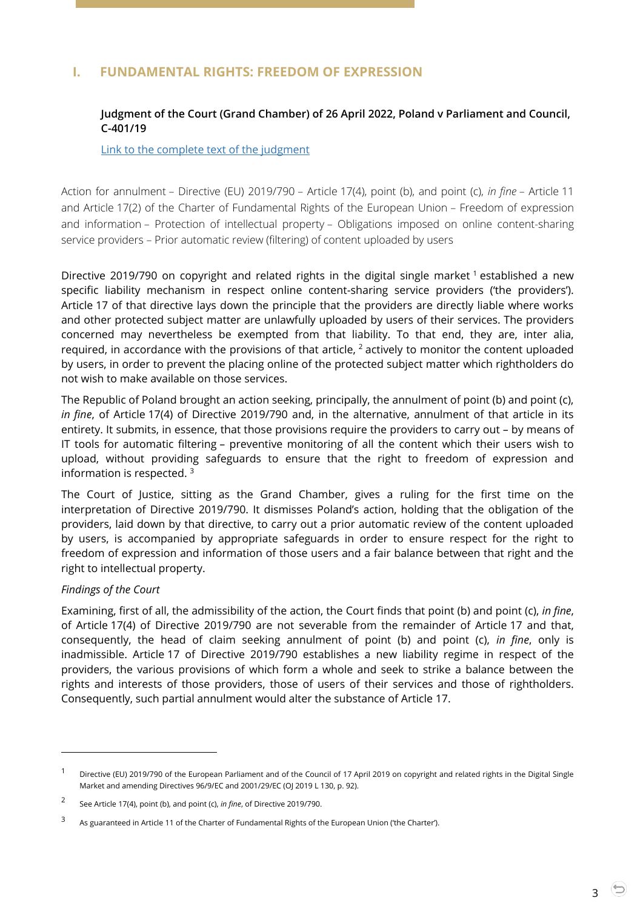## I. FUNDAMENTAL RIGHTS: FREEDOM OF EXPRESSION

### Judgment of the Court (Grand Chamber) of 26 April 2022, Poland v Parliament and Council, C-401/19

Link to the complete text of the judgment

Action for annulment – Directive (EU) 2019/790 – Article 17(4), point (b), and point (c), *in fine* – Article 11 and Article 17(2) of the Charter of Fundamental Rights of the European Union – Freedom of expression and information – Protection of intellectual property – Obligations imposed on online content-sharing service providers – Prior automatic review (filtering) of content uploaded by users

Directive 2019/790 on copyright and related rights in the digital single market [1] established a new specific liability mechanism in respect online content-sharing service providers ('the providers'). Article 17 of that directive lays down the principle that the providers are directly liable where works and other protected subject matter are unlawfully uploaded by users of their services. The providers concerned may nevertheless be exempted from that liability. To that end, they are, inter alia, required, in accordance with the provisions of that article, [2] actively to monitor the content uploaded by users, in order to prevent the placing online of the protected subject matter which rightholders do not wish to make available on those services.

The Republic of Poland brought an action seeking, principally, the annulment of point (b) and point (c), *in fine*, of Article 17(4) of Directive 2019/790 and, in the alternative, annulment of that article in its entirety. It submits, in essence, that those provisions require the providers to carry out – by means of IT tools for automatic filtering – preventive monitoring of all the content which their users wish to upload, without providing safeguards to ensure that the right to freedom of expression and information is respected. [3]

The Court of Justice, sitting as the Grand Chamber, gives a ruling for the first time on the interpretation of Directive 2019/790. It dismisses Poland's action, holding that the obligation of the providers, laid down by that directive, to carry out a prior automatic review of the content uploaded by users, is accompanied by appropriate safeguards in order to ensure respect for the right to freedom of expression and information of those users and a fair balance between that right and the right to intellectual property.

*Findings of the Court*

Examining, first of all, the admissibility of the action, the Court finds that point (b) and point (c), *in fine*, of Article 17(4) of Directive 2019/790 are not severable from the remainder of Article 17 and that, consequently, the head of claim seeking annulment of point (b) and point (c), *in fine*, only is inadmissible. Article 17 of Directive 2019/790 establishes a new liability regime in respect of the providers, the various provisions of which form a whole and seek to strike a balance between the rights and interests of those providers, those of users of their services and those of rightholders. Consequently, such partial annulment would alter the substance of Article 17.

---

[1] Directive (EU) 2019/790 of the European Parliament and of the Council of 17 April 2019 on copyright and related rights in the Digital Single Market and amending Directives 96/9/EC and 2001/29/EC (OJ 2019 L 130, p. 92).

[2] See Article 17(4), point (b), and point (c), *in fine*, of Directive 2019/790.

[3] As guaranteed in Article 11 of the Charter of Fundamental Rights of the European Union ('the Charter').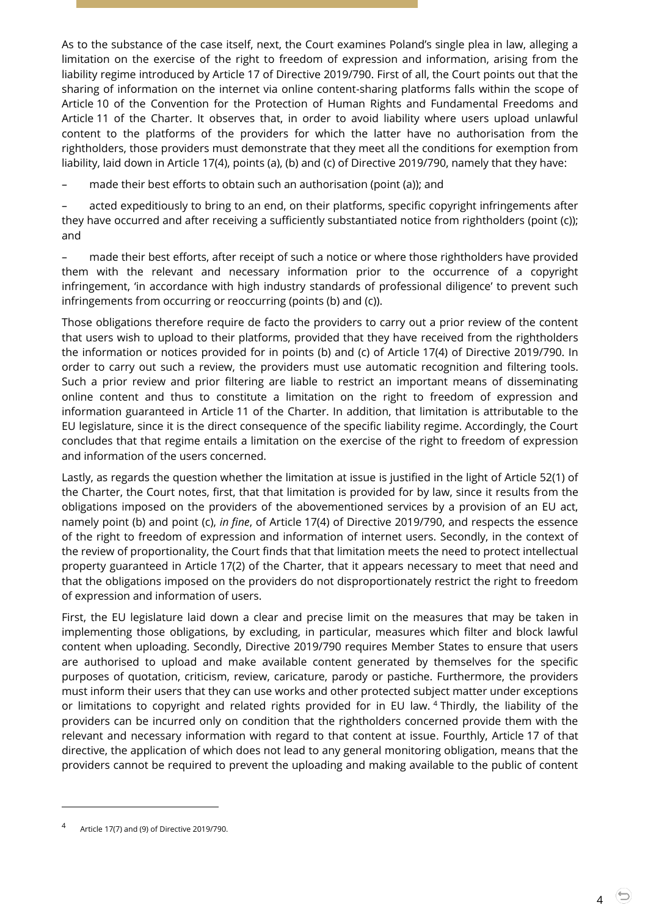As to the substance of the case itself, next, the Court examines Poland's single plea in law, alleging a limitation on the exercise of the right to freedom of expression and information, arising from the liability regime introduced by Article 17 of Directive 2019/790. First of all, the Court points out that the sharing of information on the internet via online content-sharing platforms falls within the scope of Article 10 of the Convention for the Protection of Human Rights and Fundamental Freedoms and Article 11 of the Charter. It observes that, in order to avoid liability where users upload unlawful content to the platforms of the providers for which the latter have no authorisation from the rightholders, those providers must demonstrate that they meet all the conditions for exemption from liability, laid down in Article 17(4), points (a), (b) and (c) of Directive 2019/790, namely that they have:

– made their best efforts to obtain such an authorisation (point (a)); and

– acted expeditiously to bring to an end, on their platforms, specific copyright infringements after they have occurred and after receiving a sufficiently substantiated notice from rightholders (point (c)); and

– made their best efforts, after receipt of such a notice or where those rightholders have provided them with the relevant and necessary information prior to the occurrence of a copyright infringement, 'in accordance with high industry standards of professional diligence' to prevent such infringements from occurring or reoccurring (points (b) and (c)).

Those obligations therefore require de facto the providers to carry out a prior review of the content that users wish to upload to their platforms, provided that they have received from the rightholders the information or notices provided for in points (b) and (c) of Article 17(4) of Directive 2019/790. In order to carry out such a review, the providers must use automatic recognition and filtering tools. Such a prior review and prior filtering are liable to restrict an important means of disseminating online content and thus to constitute a limitation on the right to freedom of expression and information guaranteed in Article 11 of the Charter. In addition, that limitation is attributable to the EU legislature, since it is the direct consequence of the specific liability regime. Accordingly, the Court concludes that that regime entails a limitation on the exercise of the right to freedom of expression and information of the users concerned.

Lastly, as regards the question whether the limitation at issue is justified in the light of Article 52(1) of the Charter, the Court notes, first, that that limitation is provided for by law, since it results from the obligations imposed on the providers of the abovementioned services by a provision of an EU act, namely point (b) and point (c), *in fine*, of Article 17(4) of Directive 2019/790, and respects the essence of the right to freedom of expression and information of internet users. Secondly, in the context of the review of proportionality, the Court finds that that limitation meets the need to protect intellectual property guaranteed in Article 17(2) of the Charter, that it appears necessary to meet that need and that the obligations imposed on the providers do not disproportionately restrict the right to freedom of expression and information of users.

First, the EU legislature laid down a clear and precise limit on the measures that may be taken in implementing those obligations, by excluding, in particular, measures which filter and block lawful content when uploading. Secondly, Directive 2019/790 requires Member States to ensure that users are authorised to upload and make available content generated by themselves for the specific purposes of quotation, criticism, review, caricature, parody or pastiche. Furthermore, the providers must inform their users that they can use works and other protected subject matter under exceptions or limitations to copyright and related rights provided for in EU law. [4] Thirdly, the liability of the providers can be incurred only on condition that the rightholders concerned provide them with the relevant and necessary information with regard to that content at issue. Fourthly, Article 17 of that directive, the application of which does not lead to any general monitoring obligation, means that the providers cannot be required to prevent the uploading and making available to the public of content

[4] Article 17(7) and (9) of Directive 2019/790.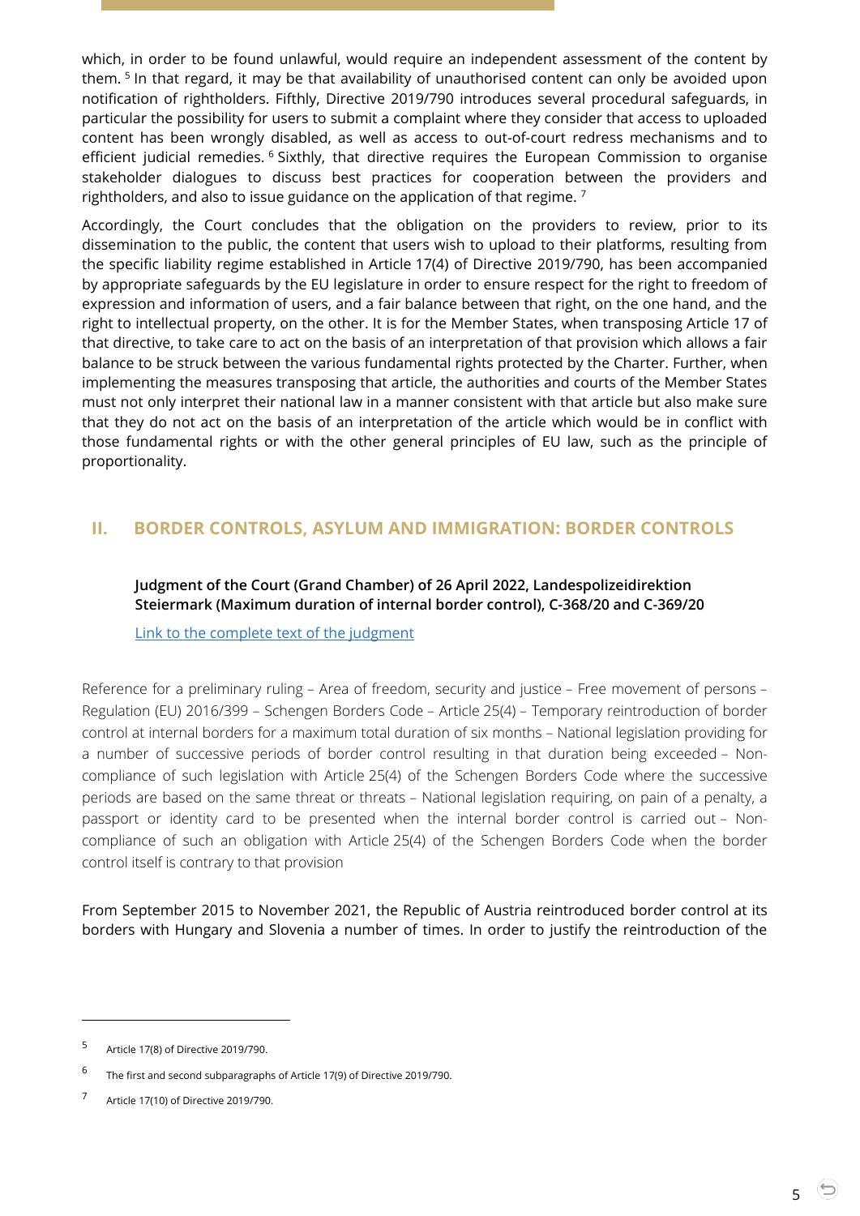which, in order to be found unlawful, would require an independent assessment of the content by them. [5] In that regard, it may be that availability of unauthorised content can only be avoided upon notification of rightholders. Fifthly, Directive 2019/790 introduces several procedural safeguards, in particular the possibility for users to submit a complaint where they consider that access to uploaded content has been wrongly disabled, as well as access to out-of-court redress mechanisms and to efficient judicial remedies. [6] Sixthly, that directive requires the European Commission to organise stakeholder dialogues to discuss best practices for cooperation between the providers and rightholders, and also to issue guidance on the application of that regime. [7]

Accordingly, the Court concludes that the obligation on the providers to review, prior to its dissemination to the public, the content that users wish to upload to their platforms, resulting from the specific liability regime established in Article 17(4) of Directive 2019/790, has been accompanied by appropriate safeguards by the EU legislature in order to ensure respect for the right to freedom of expression and information of users, and a fair balance between that right, on the one hand, and the right to intellectual property, on the other. It is for the Member States, when transposing Article 17 of that directive, to take care to act on the basis of an interpretation of that provision which allows a fair balance to be struck between the various fundamental rights protected by the Charter. Further, when implementing the measures transposing that article, the authorities and courts of the Member States must not only interpret their national law in a manner consistent with that article but also make sure that they do not act on the basis of an interpretation of the article which would be in conflict with those fundamental rights or with the other general principles of EU law, such as the principle of proportionality.

## II. BORDER CONTROLS, ASYLUM AND IMMIGRATION: BORDER CONTROLS

### Judgment of the Court (Grand Chamber) of 26 April 2022, Landespolizeidirektion Steiermark (Maximum duration of internal border control), C-368/20 and C-369/20

Link to the complete text of the judgment

Reference for a preliminary ruling – Area of freedom, security and justice – Free movement of persons – Regulation (EU) 2016/399 – Schengen Borders Code – Article 25(4) – Temporary reintroduction of border control at internal borders for a maximum total duration of six months – National legislation providing for a number of successive periods of border control resulting in that duration being exceeded – Non-compliance of such legislation with Article 25(4) of the Schengen Borders Code where the successive periods are based on the same threat or threats – National legislation requiring, on pain of a penalty, a passport or identity card to be presented when the internal border control is carried out – Non-compliance of such an obligation with Article 25(4) of the Schengen Borders Code when the border control itself is contrary to that provision

From September 2015 to November 2021, the Republic of Austria reintroduced border control at its borders with Hungary and Slovenia a number of times. In order to justify the reintroduction of the

---

[5] Article 17(8) of Directive 2019/790.

[6] The first and second subparagraphs of Article 17(9) of Directive 2019/790.

[7] Article 17(10) of Directive 2019/790.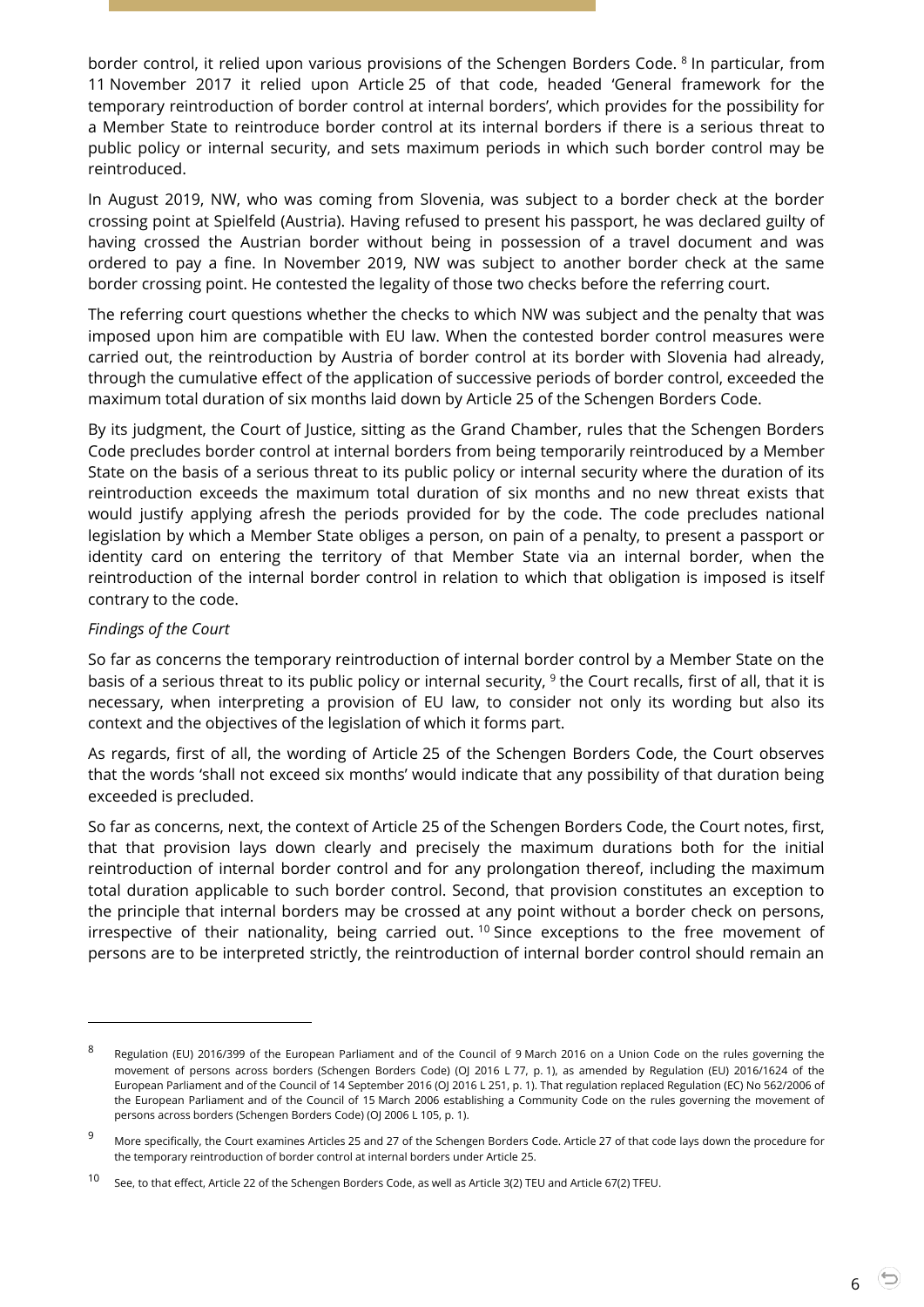border control, it relied upon various provisions of the Schengen Borders Code. [8] In particular, from 11 November 2017 it relied upon Article 25 of that code, headed 'General framework for the temporary reintroduction of border control at internal borders', which provides for the possibility for a Member State to reintroduce border control at its internal borders if there is a serious threat to public policy or internal security, and sets maximum periods in which such border control may be reintroduced.

In August 2019, NW, who was coming from Slovenia, was subject to a border check at the border crossing point at Spielfeld (Austria). Having refused to present his passport, he was declared guilty of having crossed the Austrian border without being in possession of a travel document and was ordered to pay a fine. In November 2019, NW was subject to another border check at the same border crossing point. He contested the legality of those two checks before the referring court.

The referring court questions whether the checks to which NW was subject and the penalty that was imposed upon him are compatible with EU law. When the contested border control measures were carried out, the reintroduction by Austria of border control at its border with Slovenia had already, through the cumulative effect of the application of successive periods of border control, exceeded the maximum total duration of six months laid down by Article 25 of the Schengen Borders Code.

By its judgment, the Court of Justice, sitting as the Grand Chamber, rules that the Schengen Borders Code precludes border control at internal borders from being temporarily reintroduced by a Member State on the basis of a serious threat to its public policy or internal security where the duration of its reintroduction exceeds the maximum total duration of six months and no new threat exists that would justify applying afresh the periods provided for by the code. The code precludes national legislation by which a Member State obliges a person, on pain of a penalty, to present a passport or identity card on entering the territory of that Member State via an internal border, when the reintroduction of the internal border control in relation to which that obligation is imposed is itself contrary to the code.

*Findings of the Court*

So far as concerns the temporary reintroduction of internal border control by a Member State on the basis of a serious threat to its public policy or internal security, [9] the Court recalls, first of all, that it is necessary, when interpreting a provision of EU law, to consider not only its wording but also its context and the objectives of the legislation of which it forms part.

As regards, first of all, the wording of Article 25 of the Schengen Borders Code, the Court observes that the words 'shall not exceed six months' would indicate that any possibility of that duration being exceeded is precluded.

So far as concerns, next, the context of Article 25 of the Schengen Borders Code, the Court notes, first, that that provision lays down clearly and precisely the maximum durations both for the initial reintroduction of internal border control and for any prolongation thereof, including the maximum total duration applicable to such border control. Second, that provision constitutes an exception to the principle that internal borders may be crossed at any point without a border check on persons, irrespective of their nationality, being carried out. [10] Since exceptions to the free movement of persons are to be interpreted strictly, the reintroduction of internal border control should remain an

---

[8] Regulation (EU) 2016/399 of the European Parliament and of the Council of 9 March 2016 on a Union Code on the rules governing the movement of persons across borders (Schengen Borders Code) (OJ 2016 L 77, p. 1), as amended by Regulation (EU) 2016/1624 of the European Parliament and of the Council of 14 September 2016 (OJ 2016 L 251, p. 1). That regulation replaced Regulation (EC) No 562/2006 of the European Parliament and of the Council of 15 March 2006 establishing a Community Code on the rules governing the movement of persons across borders (Schengen Borders Code) (OJ 2006 L 105, p. 1).

[9] More specifically, the Court examines Articles 25 and 27 of the Schengen Borders Code. Article 27 of that code lays down the procedure for the temporary reintroduction of border control at internal borders under Article 25.

[10] See, to that effect, Article 22 of the Schengen Borders Code, as well as Article 3(2) TEU and Article 67(2) TFEU.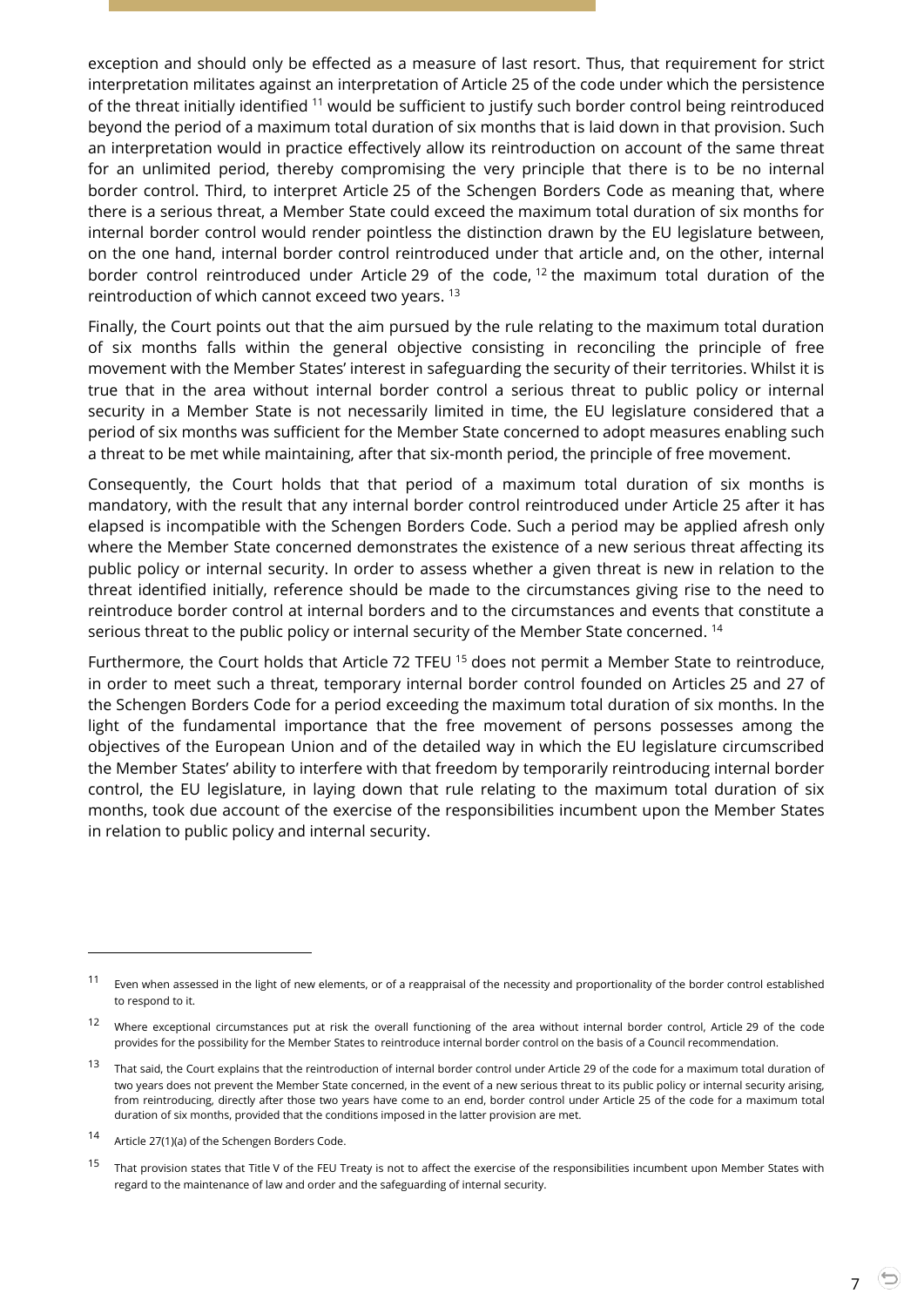exception and should only be effected as a measure of last resort. Thus, that requirement for strict interpretation militates against an interpretation of Article 25 of the code under which the persistence of the threat initially identified [11] would be sufficient to justify such border control being reintroduced beyond the period of a maximum total duration of six months that is laid down in that provision. Such an interpretation would in practice effectively allow its reintroduction on account of the same threat for an unlimited period, thereby compromising the very principle that there is to be no internal border control. Third, to interpret Article 25 of the Schengen Borders Code as meaning that, where there is a serious threat, a Member State could exceed the maximum total duration of six months for internal border control would render pointless the distinction drawn by the EU legislature between, on the one hand, internal border control reintroduced under that article and, on the other, internal border control reintroduced under Article 29 of the code, [12] the maximum total duration of the reintroduction of which cannot exceed two years. [13]

Finally, the Court points out that the aim pursued by the rule relating to the maximum total duration of six months falls within the general objective consisting in reconciling the principle of free movement with the Member States' interest in safeguarding the security of their territories. Whilst it is true that in the area without internal border control a serious threat to public policy or internal security in a Member State is not necessarily limited in time, the EU legislature considered that a period of six months was sufficient for the Member State concerned to adopt measures enabling such a threat to be met while maintaining, after that six-month period, the principle of free movement.

Consequently, the Court holds that that period of a maximum total duration of six months is mandatory, with the result that any internal border control reintroduced under Article 25 after it has elapsed is incompatible with the Schengen Borders Code. Such a period may be applied afresh only where the Member State concerned demonstrates the existence of a new serious threat affecting its public policy or internal security. In order to assess whether a given threat is new in relation to the threat identified initially, reference should be made to the circumstances giving rise to the need to reintroduce border control at internal borders and to the circumstances and events that constitute a serious threat to the public policy or internal security of the Member State concerned. [14]

Furthermore, the Court holds that Article 72 TFEU [15] does not permit a Member State to reintroduce, in order to meet such a threat, temporary internal border control founded on Articles 25 and 27 of the Schengen Borders Code for a period exceeding the maximum total duration of six months. In the light of the fundamental importance that the free movement of persons possesses among the objectives of the European Union and of the detailed way in which the EU legislature circumscribed the Member States' ability to interfere with that freedom by temporarily reintroducing internal border control, the EU legislature, in laying down that rule relating to the maximum total duration of six months, took due account of the exercise of the responsibilities incumbent upon the Member States in relation to public policy and internal security.

---

[11] Even when assessed in the light of new elements, or of a reappraisal of the necessity and proportionality of the border control established to respond to it.

[12] Where exceptional circumstances put at risk the overall functioning of the area without internal border control, Article 29 of the code provides for the possibility for the Member States to reintroduce internal border control on the basis of a Council recommendation.

[13] That said, the Court explains that the reintroduction of internal border control under Article 29 of the code for a maximum total duration of two years does not prevent the Member State concerned, in the event of a new serious threat to its public policy or internal security arising, from reintroducing, directly after those two years have come to an end, border control under Article 25 of the code for a maximum total duration of six months, provided that the conditions imposed in the latter provision are met.

[14] Article 27(1)(a) of the Schengen Borders Code.

[15] That provision states that Title V of the FEU Treaty is not to affect the exercise of the responsibilities incumbent upon Member States with regard to the maintenance of law and order and the safeguarding of internal security.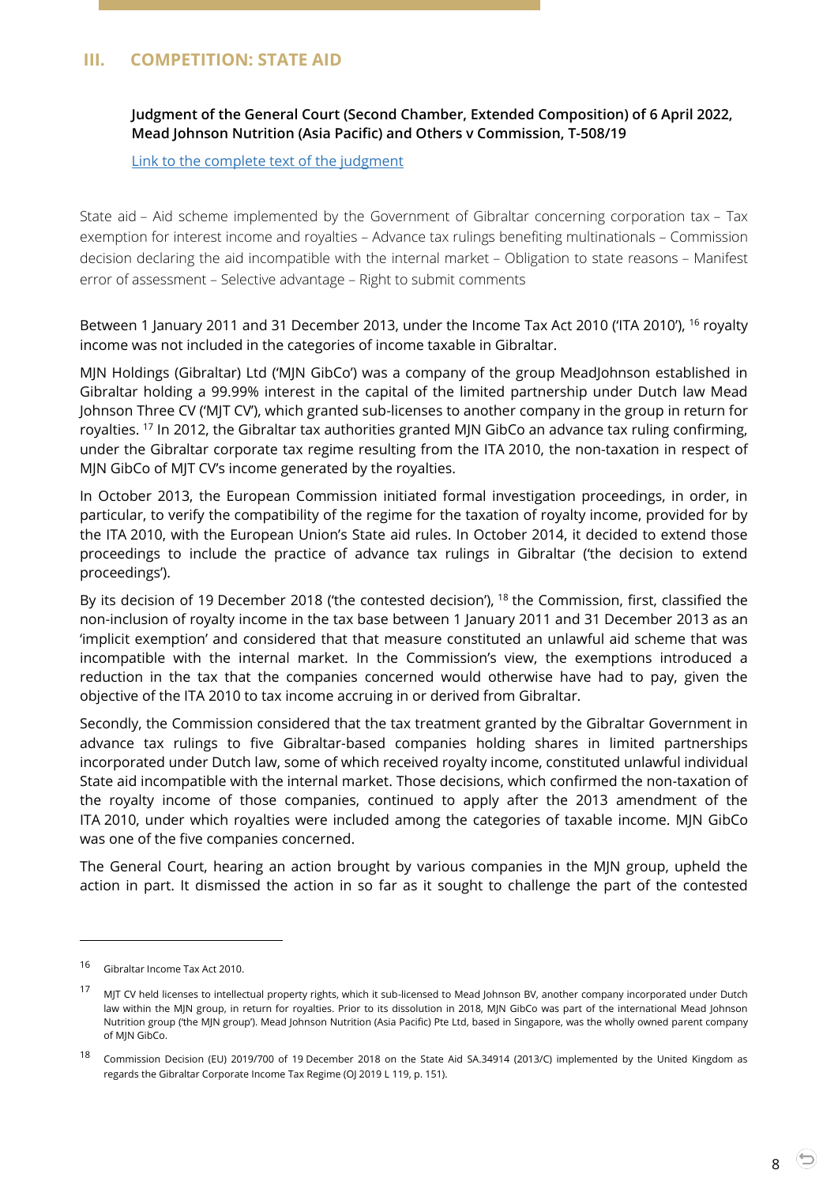## III. COMPETITION: STATE AID

**Judgment of the General Court (Second Chamber, Extended Composition) of 6 April 2022, Mead Johnson Nutrition (Asia Pacific) and Others v Commission, T-508/19**

Link to the complete text of the judgment

State aid – Aid scheme implemented by the Government of Gibraltar concerning corporation tax – Tax exemption for interest income and royalties – Advance tax rulings benefiting multinationals – Commission decision declaring the aid incompatible with the internal market – Obligation to state reasons – Manifest error of assessment – Selective advantage – Right to submit comments

Between 1 January 2011 and 31 December 2013, under the Income Tax Act 2010 ('ITA 2010'), [16] royalty income was not included in the categories of income taxable in Gibraltar.

MJN Holdings (Gibraltar) Ltd ('MJN GibCo') was a company of the group MeadJohnson established in Gibraltar holding a 99.99% interest in the capital of the limited partnership under Dutch law Mead Johnson Three CV ('MJT CV'), which granted sub-licenses to another company in the group in return for royalties. [17] In 2012, the Gibraltar tax authorities granted MJN GibCo an advance tax ruling confirming, under the Gibraltar corporate tax regime resulting from the ITA 2010, the non-taxation in respect of MJN GibCo of MJT CV's income generated by the royalties.

In October 2013, the European Commission initiated formal investigation proceedings, in order, in particular, to verify the compatibility of the regime for the taxation of royalty income, provided for by the ITA 2010, with the European Union's State aid rules. In October 2014, it decided to extend those proceedings to include the practice of advance tax rulings in Gibraltar ('the decision to extend proceedings').

By its decision of 19 December 2018 ('the contested decision'), [18] the Commission, first, classified the non-inclusion of royalty income in the tax base between 1 January 2011 and 31 December 2013 as an 'implicit exemption' and considered that that measure constituted an unlawful aid scheme that was incompatible with the internal market. In the Commission's view, the exemptions introduced a reduction in the tax that the companies concerned would otherwise have had to pay, given the objective of the ITA 2010 to tax income accruing in or derived from Gibraltar.

Secondly, the Commission considered that the tax treatment granted by the Gibraltar Government in advance tax rulings to five Gibraltar-based companies holding shares in limited partnerships incorporated under Dutch law, some of which received royalty income, constituted unlawful individual State aid incompatible with the internal market. Those decisions, which confirmed the non-taxation of the royalty income of those companies, continued to apply after the 2013 amendment of the ITA 2010, under which royalties were included among the categories of taxable income. MJN GibCo was one of the five companies concerned.

The General Court, hearing an action brought by various companies in the MJN group, upheld the action in part. It dismissed the action in so far as it sought to challenge the part of the contested

---

[16] Gibraltar Income Tax Act 2010.

[17] MJT CV held licenses to intellectual property rights, which it sub-licensed to Mead Johnson BV, another company incorporated under Dutch law within the MJN group, in return for royalties. Prior to its dissolution in 2018, MJN GibCo was part of the international Mead Johnson Nutrition group ('the MJN group'). Mead Johnson Nutrition (Asia Pacific) Pte Ltd, based in Singapore, was the wholly owned parent company of MJN GibCo.

[18] Commission Decision (EU) 2019/700 of 19 December 2018 on the State Aid SA.34914 (2013/C) implemented by the United Kingdom as regards the Gibraltar Corporate Income Tax Regime (OJ 2019 L 119, p. 151).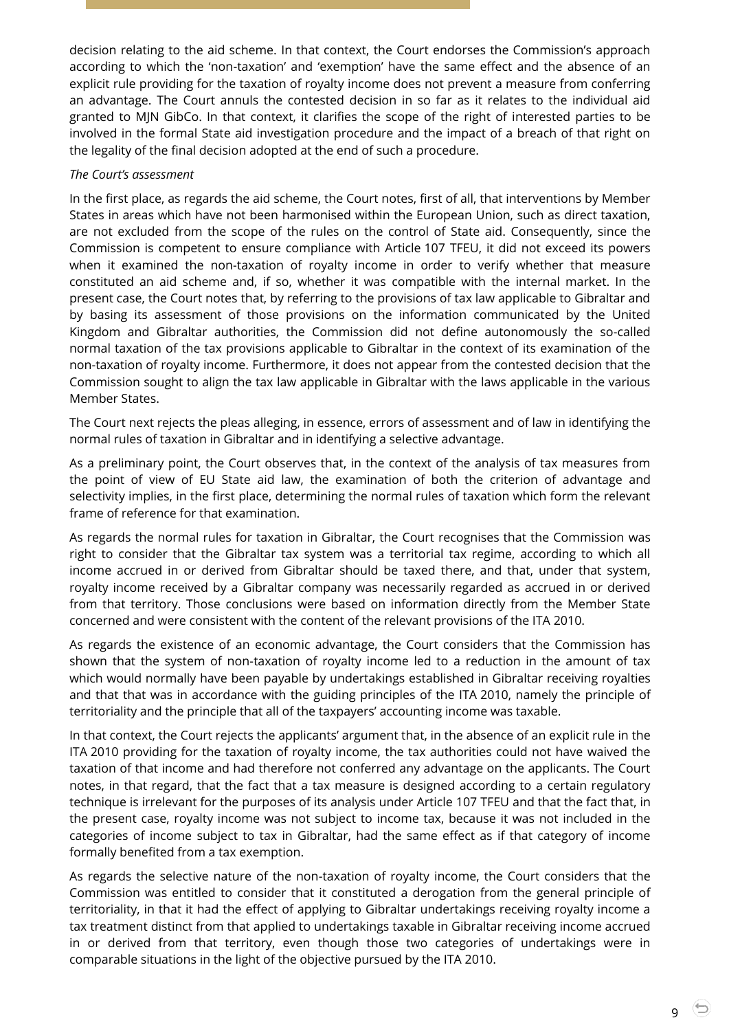decision relating to the aid scheme. In that context, the Court endorses the Commission's approach according to which the 'non-taxation' and 'exemption' have the same effect and the absence of an explicit rule providing for the taxation of royalty income does not prevent a measure from conferring an advantage. The Court annuls the contested decision in so far as it relates to the individual aid granted to MJN GibCo. In that context, it clarifies the scope of the right of interested parties to be involved in the formal State aid investigation procedure and the impact of a breach of that right on the legality of the final decision adopted at the end of such a procedure.

*The Court's assessment*

In the first place, as regards the aid scheme, the Court notes, first of all, that interventions by Member States in areas which have not been harmonised within the European Union, such as direct taxation, are not excluded from the scope of the rules on the control of State aid. Consequently, since the Commission is competent to ensure compliance with Article 107 TFEU, it did not exceed its powers when it examined the non-taxation of royalty income in order to verify whether that measure constituted an aid scheme and, if so, whether it was compatible with the internal market. In the present case, the Court notes that, by referring to the provisions of tax law applicable to Gibraltar and by basing its assessment of those provisions on the information communicated by the United Kingdom and Gibraltar authorities, the Commission did not define autonomously the so-called normal taxation of the tax provisions applicable to Gibraltar in the context of its examination of the non-taxation of royalty income. Furthermore, it does not appear from the contested decision that the Commission sought to align the tax law applicable in Gibraltar with the laws applicable in the various Member States.

The Court next rejects the pleas alleging, in essence, errors of assessment and of law in identifying the normal rules of taxation in Gibraltar and in identifying a selective advantage.

As a preliminary point, the Court observes that, in the context of the analysis of tax measures from the point of view of EU State aid law, the examination of both the criterion of advantage and selectivity implies, in the first place, determining the normal rules of taxation which form the relevant frame of reference for that examination.

As regards the normal rules for taxation in Gibraltar, the Court recognises that the Commission was right to consider that the Gibraltar tax system was a territorial tax regime, according to which all income accrued in or derived from Gibraltar should be taxed there, and that, under that system, royalty income received by a Gibraltar company was necessarily regarded as accrued in or derived from that territory. Those conclusions were based on information directly from the Member State concerned and were consistent with the content of the relevant provisions of the ITA 2010.

As regards the existence of an economic advantage, the Court considers that the Commission has shown that the system of non-taxation of royalty income led to a reduction in the amount of tax which would normally have been payable by undertakings established in Gibraltar receiving royalties and that that was in accordance with the guiding principles of the ITA 2010, namely the principle of territoriality and the principle that all of the taxpayers' accounting income was taxable.

In that context, the Court rejects the applicants' argument that, in the absence of an explicit rule in the ITA 2010 providing for the taxation of royalty income, the tax authorities could not have waived the taxation of that income and had therefore not conferred any advantage on the applicants. The Court notes, in that regard, that the fact that a tax measure is designed according to a certain regulatory technique is irrelevant for the purposes of its analysis under Article 107 TFEU and that the fact that, in the present case, royalty income was not subject to income tax, because it was not included in the categories of income subject to tax in Gibraltar, had the same effect as if that category of income formally benefited from a tax exemption.

As regards the selective nature of the non-taxation of royalty income, the Court considers that the Commission was entitled to consider that it constituted a derogation from the general principle of territoriality, in that it had the effect of applying to Gibraltar undertakings receiving royalty income a tax treatment distinct from that applied to undertakings taxable in Gibraltar receiving income accrued in or derived from that territory, even though those two categories of undertakings were in comparable situations in the light of the objective pursued by the ITA 2010.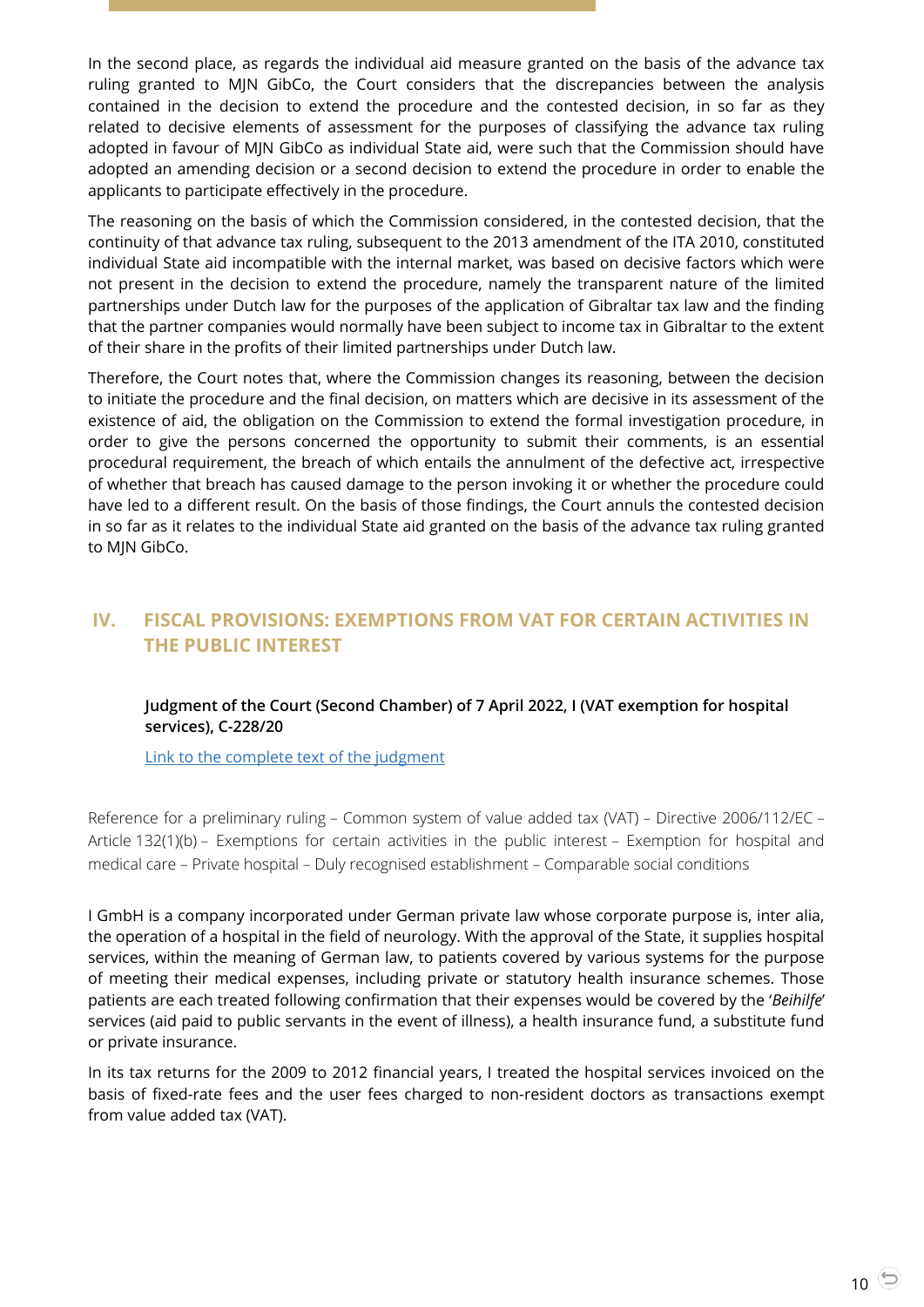In the second place, as regards the individual aid measure granted on the basis of the advance tax ruling granted to MJN GibCo, the Court considers that the discrepancies between the analysis contained in the decision to extend the procedure and the contested decision, in so far as they related to decisive elements of assessment for the purposes of classifying the advance tax ruling adopted in favour of MJN GibCo as individual State aid, were such that the Commission should have adopted an amending decision or a second decision to extend the procedure in order to enable the applicants to participate effectively in the procedure.

The reasoning on the basis of which the Commission considered, in the contested decision, that the continuity of that advance tax ruling, subsequent to the 2013 amendment of the ITA 2010, constituted individual State aid incompatible with the internal market, was based on decisive factors which were not present in the decision to extend the procedure, namely the transparent nature of the limited partnerships under Dutch law for the purposes of the application of Gibraltar tax law and the finding that the partner companies would normally have been subject to income tax in Gibraltar to the extent of their share in the profits of their limited partnerships under Dutch law.

Therefore, the Court notes that, where the Commission changes its reasoning, between the decision to initiate the procedure and the final decision, on matters which are decisive in its assessment of the existence of aid, the obligation on the Commission to extend the formal investigation procedure, in order to give the persons concerned the opportunity to submit their comments, is an essential procedural requirement, the breach of which entails the annulment of the defective act, irrespective of whether that breach has caused damage to the person invoking it or whether the procedure could have led to a different result. On the basis of those findings, the Court annuls the contested decision in so far as it relates to the individual State aid granted on the basis of the advance tax ruling granted to MJN GibCo.

## IV. FISCAL PROVISIONS: EXEMPTIONS FROM VAT FOR CERTAIN ACTIVITIES IN THE PUBLIC INTEREST

**Judgment of the Court (Second Chamber) of 7 April 2022, I (VAT exemption for hospital services), C-228/20**

Link to the complete text of the judgment

Reference for a preliminary ruling – Common system of value added tax (VAT) – Directive 2006/112/EC – Article 132(1)(b) – Exemptions for certain activities in the public interest – Exemption for hospital and medical care – Private hospital – Duly recognised establishment – Comparable social conditions

I GmbH is a company incorporated under German private law whose corporate purpose is, inter alia, the operation of a hospital in the field of neurology. With the approval of the State, it supplies hospital services, within the meaning of German law, to patients covered by various systems for the purpose of meeting their medical expenses, including private or statutory health insurance schemes. Those patients are each treated following confirmation that their expenses would be covered by the '*Beihilfe*' services (aid paid to public servants in the event of illness), a health insurance fund, a substitute fund or private insurance.

In its tax returns for the 2009 to 2012 financial years, I treated the hospital services invoiced on the basis of fixed-rate fees and the user fees charged to non-resident doctors as transactions exempt from value added tax (VAT).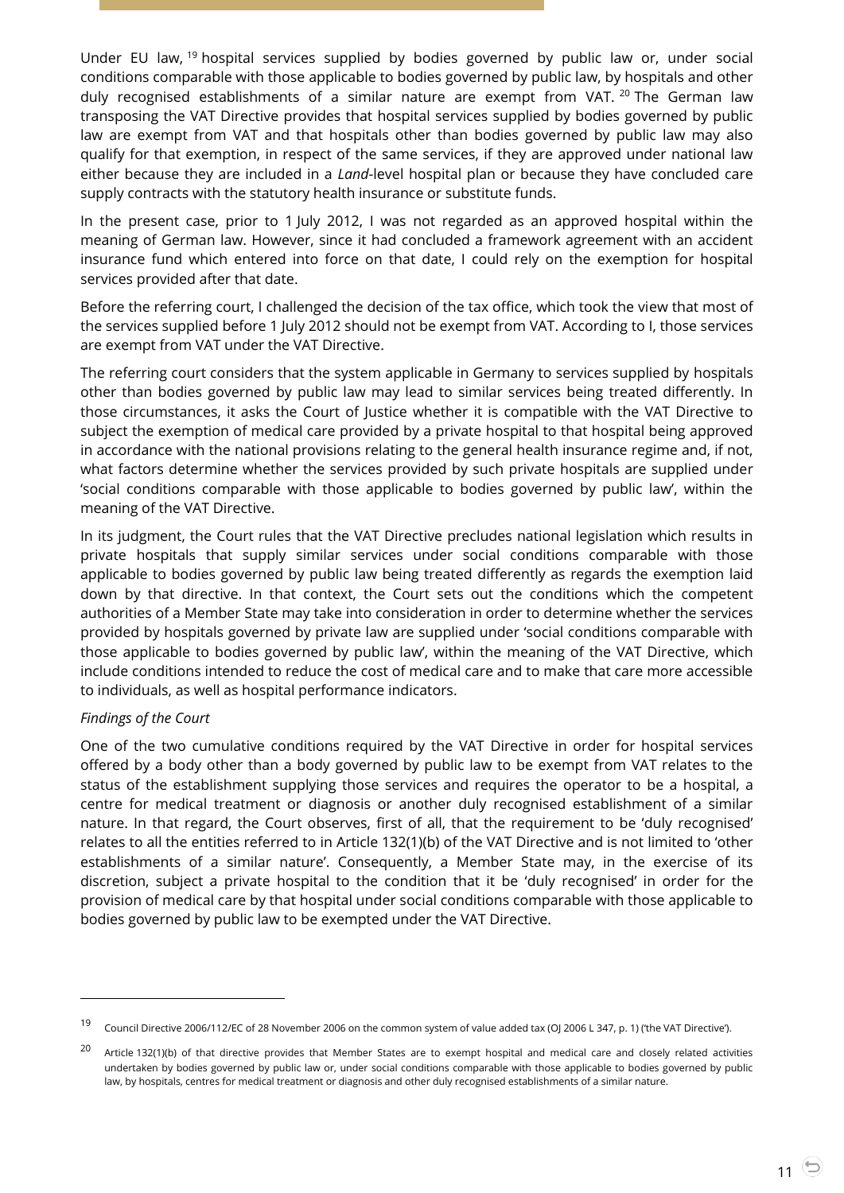Under EU law,[19] hospital services supplied by bodies governed by public law or, under social conditions comparable with those applicable to bodies governed by public law, by hospitals and other duly recognised establishments of a similar nature are exempt from VAT.[20] The German law transposing the VAT Directive provides that hospital services supplied by bodies governed by public law are exempt from VAT and that hospitals other than bodies governed by public law may also qualify for that exemption, in respect of the same services, if they are approved under national law either because they are included in a *Land*-level hospital plan or because they have concluded care supply contracts with the statutory health insurance or substitute funds.

In the present case, prior to 1 July 2012, I was not regarded as an approved hospital within the meaning of German law. However, since it had concluded a framework agreement with an accident insurance fund which entered into force on that date, I could rely on the exemption for hospital services provided after that date.

Before the referring court, I challenged the decision of the tax office, which took the view that most of the services supplied before 1 July 2012 should not be exempt from VAT. According to I, those services are exempt from VAT under the VAT Directive.

The referring court considers that the system applicable in Germany to services supplied by hospitals other than bodies governed by public law may lead to similar services being treated differently. In those circumstances, it asks the Court of Justice whether it is compatible with the VAT Directive to subject the exemption of medical care provided by a private hospital to that hospital being approved in accordance with the national provisions relating to the general health insurance regime and, if not, what factors determine whether the services provided by such private hospitals are supplied under 'social conditions comparable with those applicable to bodies governed by public law', within the meaning of the VAT Directive.

In its judgment, the Court rules that the VAT Directive precludes national legislation which results in private hospitals that supply similar services under social conditions comparable with those applicable to bodies governed by public law being treated differently as regards the exemption laid down by that directive. In that context, the Court sets out the conditions which the competent authorities of a Member State may take into consideration in order to determine whether the services provided by hospitals governed by private law are supplied under 'social conditions comparable with those applicable to bodies governed by public law', within the meaning of the VAT Directive, which include conditions intended to reduce the cost of medical care and to make that care more accessible to individuals, as well as hospital performance indicators.

*Findings of the Court*

One of the two cumulative conditions required by the VAT Directive in order for hospital services offered by a body other than a body governed by public law to be exempt from VAT relates to the status of the establishment supplying those services and requires the operator to be a hospital, a centre for medical treatment or diagnosis or another duly recognised establishment of a similar nature. In that regard, the Court observes, first of all, that the requirement to be 'duly recognised' relates to all the entities referred to in Article 132(1)(b) of the VAT Directive and is not limited to 'other establishments of a similar nature'. Consequently, a Member State may, in the exercise of its discretion, subject a private hospital to the condition that it be 'duly recognised' in order for the provision of medical care by that hospital under social conditions comparable with those applicable to bodies governed by public law to be exempted under the VAT Directive.

---

[19] Council Directive 2006/112/EC of 28 November 2006 on the common system of value added tax (OJ 2006 L 347, p. 1) ('the VAT Directive').

[20] Article 132(1)(b) of that directive provides that Member States are to exempt hospital and medical care and closely related activities undertaken by bodies governed by public law or, under social conditions comparable with those applicable to bodies governed by public law, by hospitals, centres for medical treatment or diagnosis and other duly recognised establishments of a similar nature.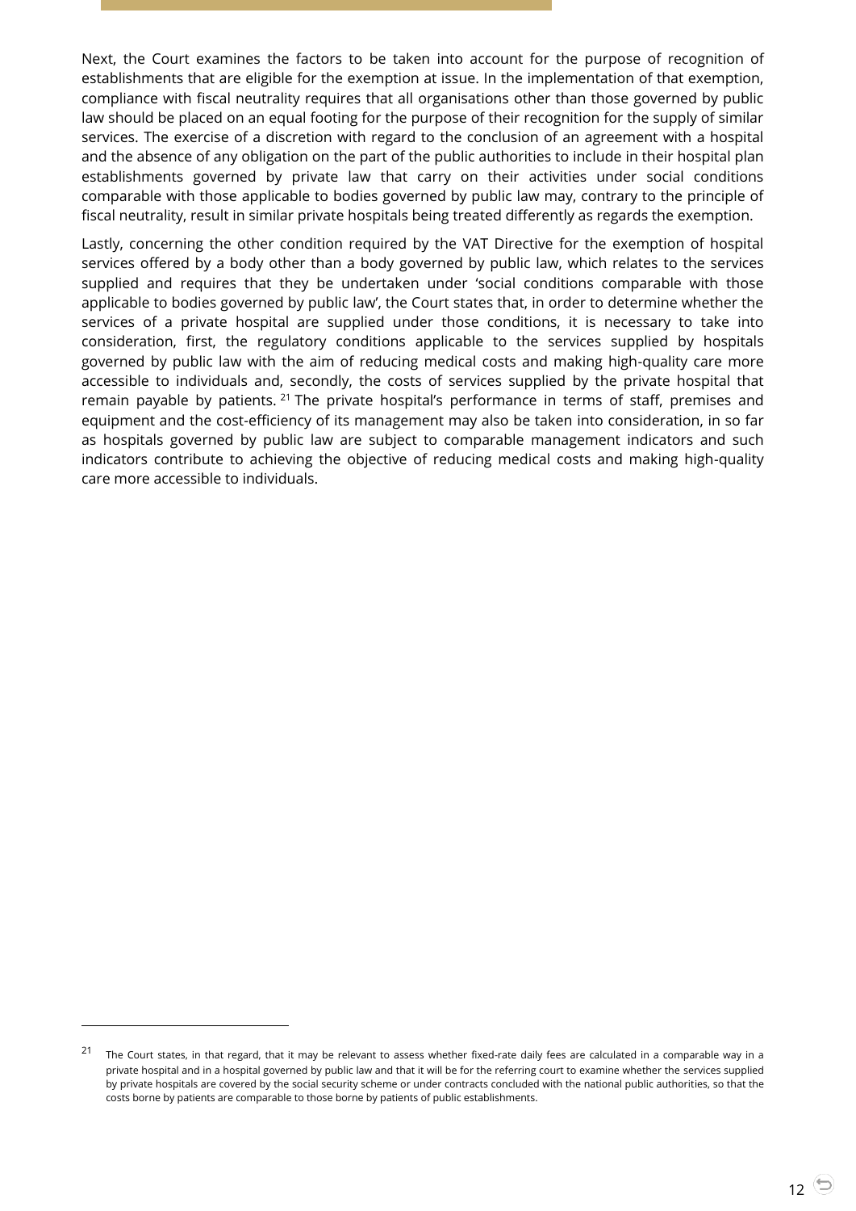Next, the Court examines the factors to be taken into account for the purpose of recognition of establishments that are eligible for the exemption at issue. In the implementation of that exemption, compliance with fiscal neutrality requires that all organisations other than those governed by public law should be placed on an equal footing for the purpose of their recognition for the supply of similar services. The exercise of a discretion with regard to the conclusion of an agreement with a hospital and the absence of any obligation on the part of the public authorities to include in their hospital plan establishments governed by private law that carry on their activities under social conditions comparable with those applicable to bodies governed by public law may, contrary to the principle of fiscal neutrality, result in similar private hospitals being treated differently as regards the exemption.

Lastly, concerning the other condition required by the VAT Directive for the exemption of hospital services offered by a body other than a body governed by public law, which relates to the services supplied and requires that they be undertaken under 'social conditions comparable with those applicable to bodies governed by public law', the Court states that, in order to determine whether the services of a private hospital are supplied under those conditions, it is necessary to take into consideration, first, the regulatory conditions applicable to the services supplied by hospitals governed by public law with the aim of reducing medical costs and making high-quality care more accessible to individuals and, secondly, the costs of services supplied by the private hospital that remain payable by patients. [21] The private hospital's performance in terms of staff, premises and equipment and the cost-efficiency of its management may also be taken into consideration, in so far as hospitals governed by public law are subject to comparable management indicators and such indicators contribute to achieving the objective of reducing medical costs and making high-quality care more accessible to individuals.

---

[21] The Court states, in that regard, that it may be relevant to assess whether fixed-rate daily fees are calculated in a comparable way in a private hospital and in a hospital governed by public law and that it will be for the referring court to examine whether the services supplied by private hospitals are covered by the social security scheme or under contracts concluded with the national public authorities, so that the costs borne by patients are comparable to those borne by patients of public establishments.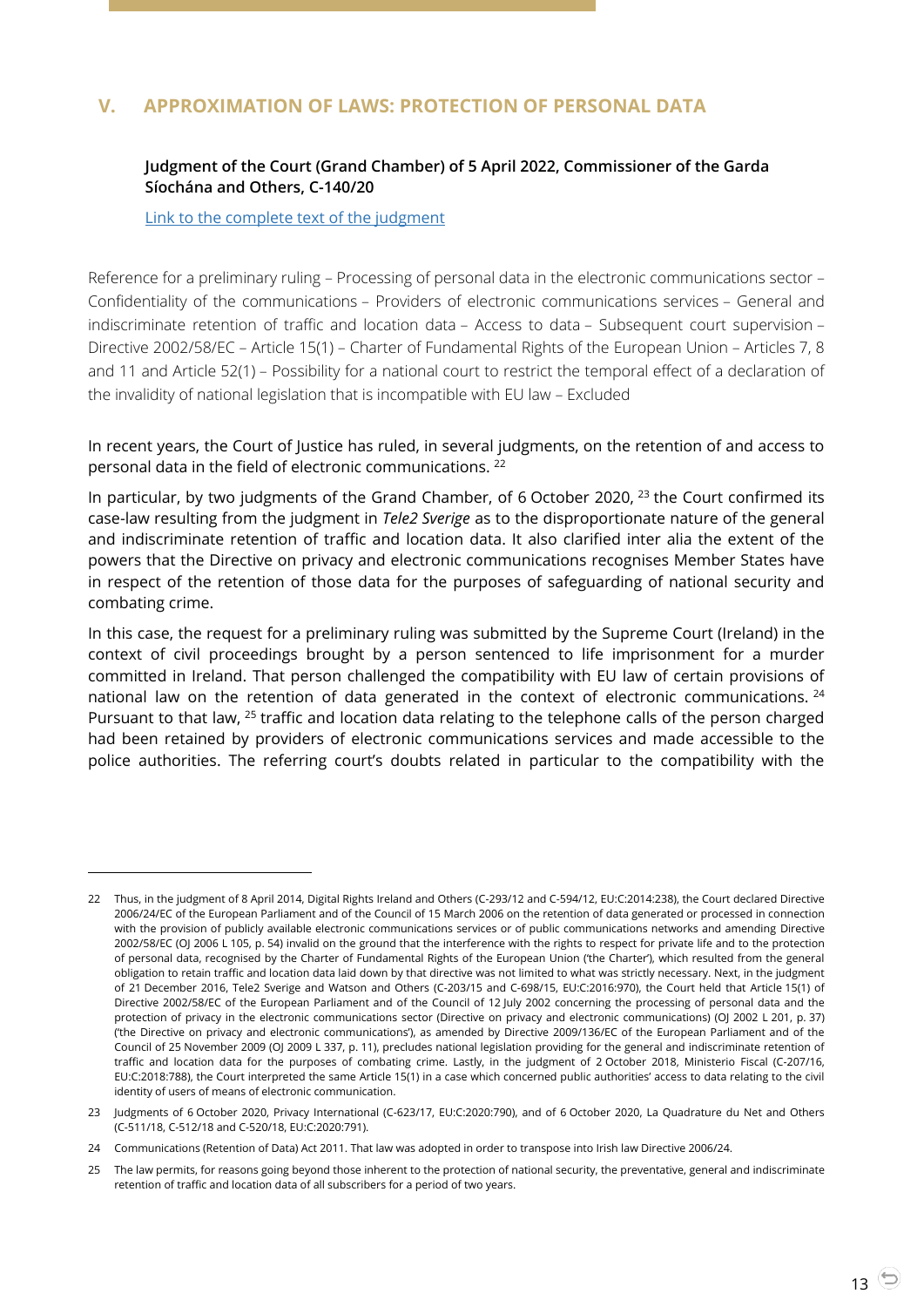## V. APPROXIMATION OF LAWS: PROTECTION OF PERSONAL DATA

**Judgment of the Court (Grand Chamber) of 5 April 2022, Commissioner of the Garda Síochána and Others, C-140/20**

[Link to the complete text of the judgment]

Reference for a preliminary ruling – Processing of personal data in the electronic communications sector – Confidentiality of the communications – Providers of electronic communications services – General and indiscriminate retention of traffic and location data – Access to data – Subsequent court supervision – Directive 2002/58/EC – Article 15(1) – Charter of Fundamental Rights of the European Union – Articles 7, 8 and 11 and Article 52(1) – Possibility for a national court to restrict the temporal effect of a declaration of the invalidity of national legislation that is incompatible with EU law – Excluded

In recent years, the Court of Justice has ruled, in several judgments, on the retention of and access to personal data in the field of electronic communications. [22]

In particular, by two judgments of the Grand Chamber, of 6 October 2020, [23] the Court confirmed its case-law resulting from the judgment in *Tele2 Sverige* as to the disproportionate nature of the general and indiscriminate retention of traffic and location data. It also clarified inter alia the extent of the powers that the Directive on privacy and electronic communications recognises Member States have in respect of the retention of those data for the purposes of safeguarding of national security and combating crime.

In this case, the request for a preliminary ruling was submitted by the Supreme Court (Ireland) in the context of civil proceedings brought by a person sentenced to life imprisonment for a murder committed in Ireland. That person challenged the compatibility with EU law of certain provisions of national law on the retention of data generated in the context of electronic communications. [24] Pursuant to that law, [25] traffic and location data relating to the telephone calls of the person charged had been retained by providers of electronic communications services and made accessible to the police authorities. The referring court's doubts related in particular to the compatibility with the

---

22 Thus, in the judgment of 8 April 2014, Digital Rights Ireland and Others (C-293/12 and C-594/12, EU:C:2014:238), the Court declared Directive 2006/24/EC of the European Parliament and of the Council of 15 March 2006 on the retention of data generated or processed in connection with the provision of publicly available electronic communications services or of public communications networks and amending Directive 2002/58/EC (OJ 2006 L 105, p. 54) invalid on the ground that the interference with the rights to respect for private life and to the protection of personal data, recognised by the Charter of Fundamental Rights of the European Union ('the Charter'), which resulted from the general obligation to retain traffic and location data laid down by that directive was not limited to what was strictly necessary. Next, in the judgment of 21 December 2016, Tele2 Sverige and Watson and Others (C-203/15 and C-698/15, EU:C:2016:970), the Court held that Article 15(1) of Directive 2002/58/EC of the European Parliament and of the Council of 12 July 2002 concerning the processing of personal data and the protection of privacy in the electronic communications sector (Directive on privacy and electronic communications) (OJ 2002 L 201, p. 37) ('the Directive on privacy and electronic communications'), as amended by Directive 2009/136/EC of the European Parliament and of the Council of 25 November 2009 (OJ 2009 L 337, p. 11), precludes national legislation providing for the general and indiscriminate retention of traffic and location data for the purposes of combating crime. Lastly, in the judgment of 2 October 2018, Ministerio Fiscal (C-207/16, EU:C:2018:788), the Court interpreted the same Article 15(1) in a case which concerned public authorities' access to data relating to the civil identity of users of means of electronic communication.

23 Judgments of 6 October 2020, Privacy International (C-623/17, EU:C:2020:790), and of 6 October 2020, La Quadrature du Net and Others (C-511/18, C-512/18 and C-520/18, EU:C:2020:791).

24 Communications (Retention of Data) Act 2011. That law was adopted in order to transpose into Irish law Directive 2006/24.

25 The law permits, for reasons going beyond those inherent to the protection of national security, the preventative, general and indiscriminate retention of traffic and location data of all subscribers for a period of two years.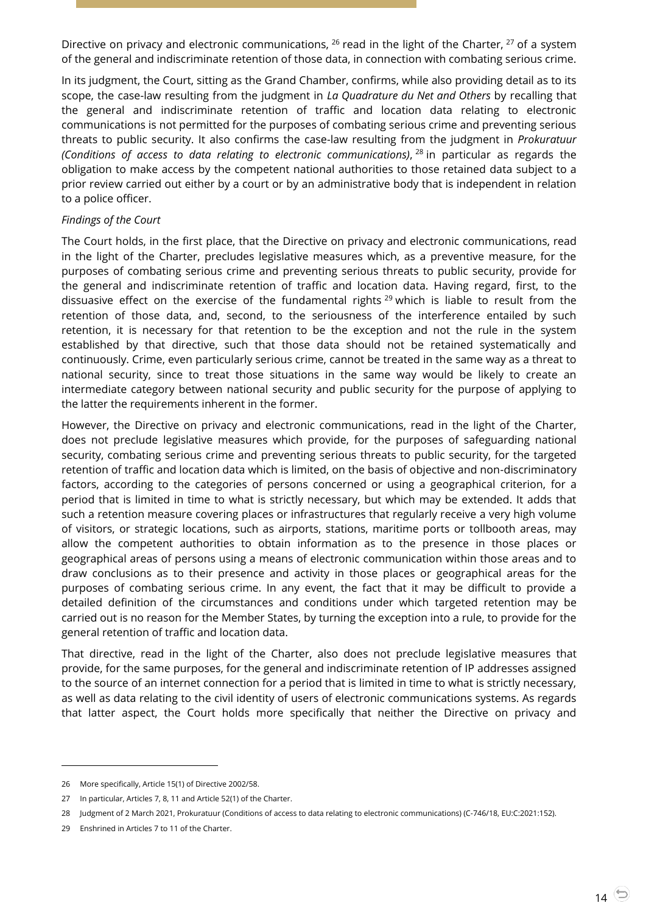Directive on privacy and electronic communications, [26] read in the light of the Charter, [27] of a system of the general and indiscriminate retention of those data, in connection with combating serious crime.

In its judgment, the Court, sitting as the Grand Chamber, confirms, while also providing detail as to its scope, the case-law resulting from the judgment in *La Quadrature du Net and Others* by recalling that the general and indiscriminate retention of traffic and location data relating to electronic communications is not permitted for the purposes of combating serious crime and preventing serious threats to public security. It also confirms the case-law resulting from the judgment in *Prokuratuur (Conditions of access to data relating to electronic communications)*, [28] in particular as regards the obligation to make access by the competent national authorities to those retained data subject to a prior review carried out either by a court or by an administrative body that is independent in relation to a police officer.

*Findings of the Court*

The Court holds, in the first place, that the Directive on privacy and electronic communications, read in the light of the Charter, precludes legislative measures which, as a preventive measure, for the purposes of combating serious crime and preventing serious threats to public security, provide for the general and indiscriminate retention of traffic and location data. Having regard, first, to the dissuasive effect on the exercise of the fundamental rights [29] which is liable to result from the retention of those data, and, second, to the seriousness of the interference entailed by such retention, it is necessary for that retention to be the exception and not the rule in the system established by that directive, such that those data should not be retained systematically and continuously. Crime, even particularly serious crime, cannot be treated in the same way as a threat to national security, since to treat those situations in the same way would be likely to create an intermediate category between national security and public security for the purpose of applying to the latter the requirements inherent in the former.

However, the Directive on privacy and electronic communications, read in the light of the Charter, does not preclude legislative measures which provide, for the purposes of safeguarding national security, combating serious crime and preventing serious threats to public security, for the targeted retention of traffic and location data which is limited, on the basis of objective and non-discriminatory factors, according to the categories of persons concerned or using a geographical criterion, for a period that is limited in time to what is strictly necessary, but which may be extended. It adds that such a retention measure covering places or infrastructures that regularly receive a very high volume of visitors, or strategic locations, such as airports, stations, maritime ports or tollbooth areas, may allow the competent authorities to obtain information as to the presence in those places or geographical areas of persons using a means of electronic communication within those areas and to draw conclusions as to their presence and activity in those places or geographical areas for the purposes of combating serious crime. In any event, the fact that it may be difficult to provide a detailed definition of the circumstances and conditions under which targeted retention may be carried out is no reason for the Member States, by turning the exception into a rule, to provide for the general retention of traffic and location data.

That directive, read in the light of the Charter, also does not preclude legislative measures that provide, for the same purposes, for the general and indiscriminate retention of IP addresses assigned to the source of an internet connection for a period that is limited in time to what is strictly necessary, as well as data relating to the civil identity of users of electronic communications systems. As regards that latter aspect, the Court holds more specifically that neither the Directive on privacy and

---

26 More specifically, Article 15(1) of Directive 2002/58.

27 In particular, Articles 7, 8, 11 and Article 52(1) of the Charter.

28 Judgment of 2 March 2021, Prokuratuur (Conditions of access to data relating to electronic communications) (C-746/18, EU:C:2021:152).

29 Enshrined in Articles 7 to 11 of the Charter.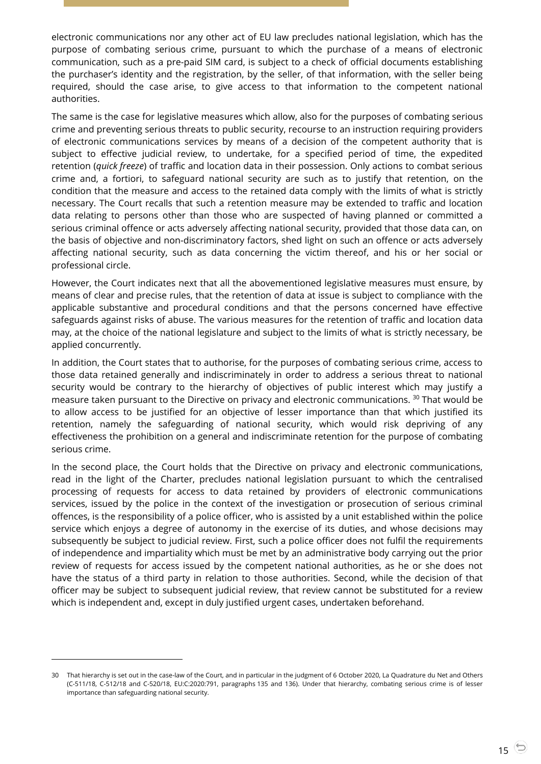electronic communications nor any other act of EU law precludes national legislation, which has the purpose of combating serious crime, pursuant to which the purchase of a means of electronic communication, such as a pre-paid SIM card, is subject to a check of official documents establishing the purchaser's identity and the registration, by the seller, of that information, with the seller being required, should the case arise, to give access to that information to the competent national authorities.

The same is the case for legislative measures which allow, also for the purposes of combating serious crime and preventing serious threats to public security, recourse to an instruction requiring providers of electronic communications services by means of a decision of the competent authority that is subject to effective judicial review, to undertake, for a specified period of time, the expedited retention (*quick freeze*) of traffic and location data in their possession. Only actions to combat serious crime and, a fortiori, to safeguard national security are such as to justify that retention, on the condition that the measure and access to the retained data comply with the limits of what is strictly necessary. The Court recalls that such a retention measure may be extended to traffic and location data relating to persons other than those who are suspected of having planned or committed a serious criminal offence or acts adversely affecting national security, provided that those data can, on the basis of objective and non-discriminatory factors, shed light on such an offence or acts adversely affecting national security, such as data concerning the victim thereof, and his or her social or professional circle.

However, the Court indicates next that all the abovementioned legislative measures must ensure, by means of clear and precise rules, that the retention of data at issue is subject to compliance with the applicable substantive and procedural conditions and that the persons concerned have effective safeguards against risks of abuse. The various measures for the retention of traffic and location data may, at the choice of the national legislature and subject to the limits of what is strictly necessary, be applied concurrently.

In addition, the Court states that to authorise, for the purposes of combating serious crime, access to those data retained generally and indiscriminately in order to address a serious threat to national security would be contrary to the hierarchy of objectives of public interest which may justify a measure taken pursuant to the Directive on privacy and electronic communications. [30] That would be to allow access to be justified for an objective of lesser importance than that which justified its retention, namely the safeguarding of national security, which would risk depriving of any effectiveness the prohibition on a general and indiscriminate retention for the purpose of combating serious crime.

In the second place, the Court holds that the Directive on privacy and electronic communications, read in the light of the Charter, precludes national legislation pursuant to which the centralised processing of requests for access to data retained by providers of electronic communications services, issued by the police in the context of the investigation or prosecution of serious criminal offences, is the responsibility of a police officer, who is assisted by a unit established within the police service which enjoys a degree of autonomy in the exercise of its duties, and whose decisions may subsequently be subject to judicial review. First, such a police officer does not fulfil the requirements of independence and impartiality which must be met by an administrative body carrying out the prior review of requests for access issued by the competent national authorities, as he or she does not have the status of a third party in relation to those authorities. Second, while the decision of that officer may be subject to subsequent judicial review, that review cannot be substituted for a review which is independent and, except in duly justified urgent cases, undertaken beforehand.

---

30 That hierarchy is set out in the case-law of the Court, and in particular in the judgment of 6 October 2020, La Quadrature du Net and Others (C-511/18, C-512/18 and C-520/18, EU:C:2020:791, paragraphs 135 and 136). Under that hierarchy, combating serious crime is of lesser importance than safeguarding national security.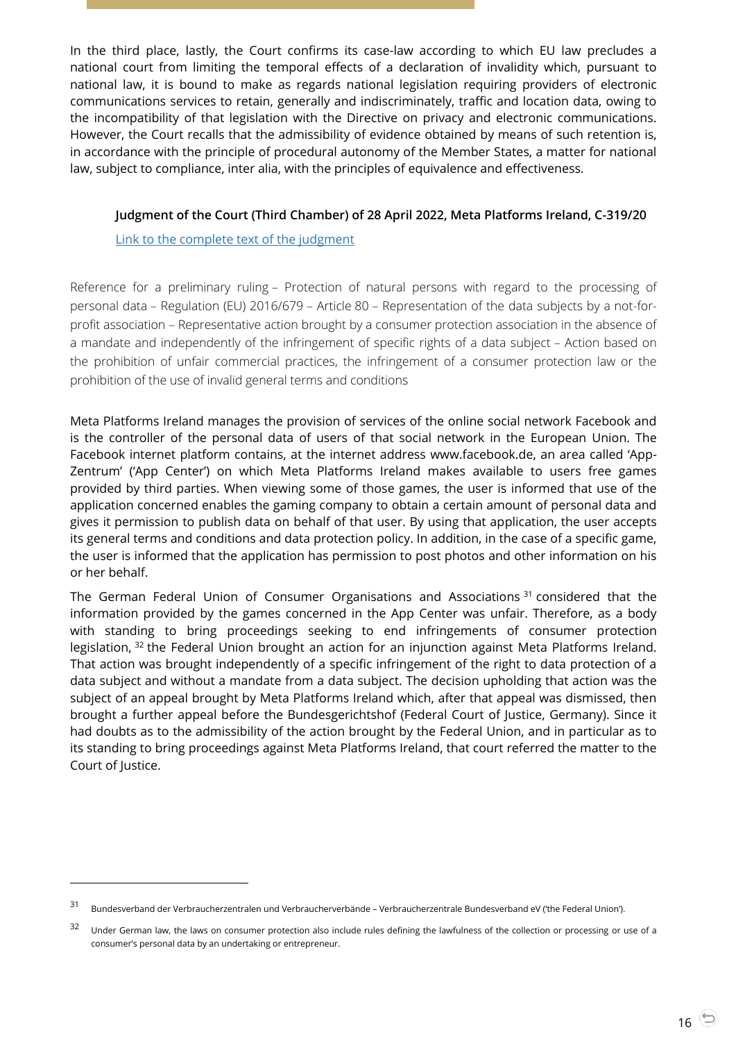In the third place, lastly, the Court confirms its case-law according to which EU law precludes a national court from limiting the temporal effects of a declaration of invalidity which, pursuant to national law, it is bound to make as regards national legislation requiring providers of electronic communications services to retain, generally and indiscriminately, traffic and location data, owing to the incompatibility of that legislation with the Directive on privacy and electronic communications. However, the Court recalls that the admissibility of evidence obtained by means of such retention is, in accordance with the principle of procedural autonomy of the Member States, a matter for national law, subject to compliance, inter alia, with the principles of equivalence and effectiveness.

**Judgment of the Court (Third Chamber) of 28 April 2022, Meta Platforms Ireland, C-319/20**

Link to the complete text of the judgment

Reference for a preliminary ruling – Protection of natural persons with regard to the processing of personal data – Regulation (EU) 2016/679 – Article 80 – Representation of the data subjects by a not-for-profit association – Representative action brought by a consumer protection association in the absence of a mandate and independently of the infringement of specific rights of a data subject – Action based on the prohibition of unfair commercial practices, the infringement of a consumer protection law or the prohibition of the use of invalid general terms and conditions

Meta Platforms Ireland manages the provision of services of the online social network Facebook and is the controller of the personal data of users of that social network in the European Union. The Facebook internet platform contains, at the internet address www.facebook.de, an area called 'App-Zentrum' ('App Center') on which Meta Platforms Ireland makes available to users free games provided by third parties. When viewing some of those games, the user is informed that use of the application concerned enables the gaming company to obtain a certain amount of personal data and gives it permission to publish data on behalf of that user. By using that application, the user accepts its general terms and conditions and data protection policy. In addition, in the case of a specific game, the user is informed that the application has permission to post photos and other information on his or her behalf.

The German Federal Union of Consumer Organisations and Associations [31] considered that the information provided by the games concerned in the App Center was unfair. Therefore, as a body with standing to bring proceedings seeking to end infringements of consumer protection legislation, [32] the Federal Union brought an action for an injunction against Meta Platforms Ireland. That action was brought independently of a specific infringement of the right to data protection of a data subject and without a mandate from a data subject. The decision upholding that action was the subject of an appeal brought by Meta Platforms Ireland which, after that appeal was dismissed, then brought a further appeal before the Bundesgerichtshof (Federal Court of Justice, Germany). Since it had doubts as to the admissibility of the action brought by the Federal Union, and in particular as to its standing to bring proceedings against Meta Platforms Ireland, that court referred the matter to the Court of Justice.

---

[31] Bundesverband der Verbraucherzentralen und Verbraucherverbände – Verbraucherzentrale Bundesverband eV ('the Federal Union').

[32] Under German law, the laws on consumer protection also include rules defining the lawfulness of the collection or processing or use of a consumer's personal data by an undertaking or entrepreneur.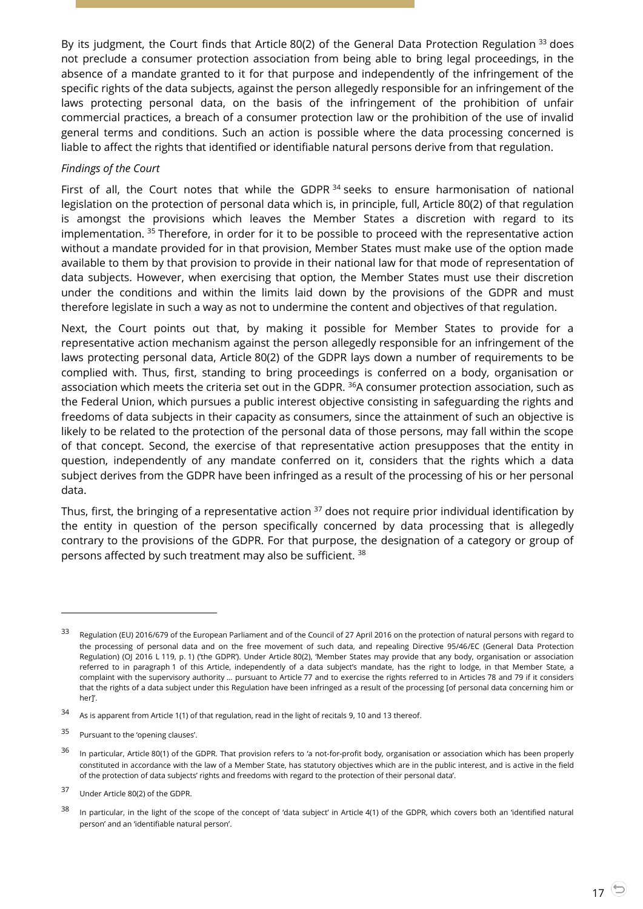By its judgment, the Court finds that Article 80(2) of the General Data Protection Regulation [33] does not preclude a consumer protection association from being able to bring legal proceedings, in the absence of a mandate granted to it for that purpose and independently of the infringement of the specific rights of the data subjects, against the person allegedly responsible for an infringement of the laws protecting personal data, on the basis of the infringement of the prohibition of unfair commercial practices, a breach of a consumer protection law or the prohibition of the use of invalid general terms and conditions. Such an action is possible where the data processing concerned is liable to affect the rights that identified or identifiable natural persons derive from that regulation.

*Findings of the Court*

First of all, the Court notes that while the GDPR [34] seeks to ensure harmonisation of national legislation on the protection of personal data which is, in principle, full, Article 80(2) of that regulation is amongst the provisions which leaves the Member States a discretion with regard to its implementation. [35] Therefore, in order for it to be possible to proceed with the representative action without a mandate provided for in that provision, Member States must make use of the option made available to them by that provision to provide in their national law for that mode of representation of data subjects. However, when exercising that option, the Member States must use their discretion under the conditions and within the limits laid down by the provisions of the GDPR and must therefore legislate in such a way as not to undermine the content and objectives of that regulation.

Next, the Court points out that, by making it possible for Member States to provide for a representative action mechanism against the person allegedly responsible for an infringement of the laws protecting personal data, Article 80(2) of the GDPR lays down a number of requirements to be complied with. Thus, first, standing to bring proceedings is conferred on a body, organisation or association which meets the criteria set out in the GDPR. [36]A consumer protection association, such as the Federal Union, which pursues a public interest objective consisting in safeguarding the rights and freedoms of data subjects in their capacity as consumers, since the attainment of such an objective is likely to be related to the protection of the personal data of those persons, may fall within the scope of that concept. Second, the exercise of that representative action presupposes that the entity in question, independently of any mandate conferred on it, considers that the rights which a data subject derives from the GDPR have been infringed as a result of the processing of his or her personal data.

Thus, first, the bringing of a representative action [37] does not require prior individual identification by the entity in question of the person specifically concerned by data processing that is allegedly contrary to the provisions of the GDPR. For that purpose, the designation of a category or group of persons affected by such treatment may also be sufficient. [38]

---

[33] Regulation (EU) 2016/679 of the European Parliament and of the Council of 27 April 2016 on the protection of natural persons with regard to the processing of personal data and on the free movement of such data, and repealing Directive 95/46/EC (General Data Protection Regulation) (OJ 2016 L 119, p. 1) ('the GDPR'). Under Article 80(2), 'Member States may provide that any body, organisation or association referred to in paragraph 1 of this Article, independently of a data subject's mandate, has the right to lodge, in that Member State, a complaint with the supervisory authority … pursuant to Article 77 and to exercise the rights referred to in Articles 78 and 79 if it considers that the rights of a data subject under this Regulation have been infringed as a result of the processing [of personal data concerning him or her]'.

[34] As is apparent from Article 1(1) of that regulation, read in the light of recitals 9, 10 and 13 thereof.

[35] Pursuant to the 'opening clauses'.

[36] In particular, Article 80(1) of the GDPR. That provision refers to 'a not-for-profit body, organisation or association which has been properly constituted in accordance with the law of a Member State, has statutory objectives which are in the public interest, and is active in the field of the protection of data subjects' rights and freedoms with regard to the protection of their personal data'.

[37] Under Article 80(2) of the GDPR.

[38] In particular, in the light of the scope of the concept of 'data subject' in Article 4(1) of the GDPR, which covers both an 'identified natural person' and an 'identifiable natural person'.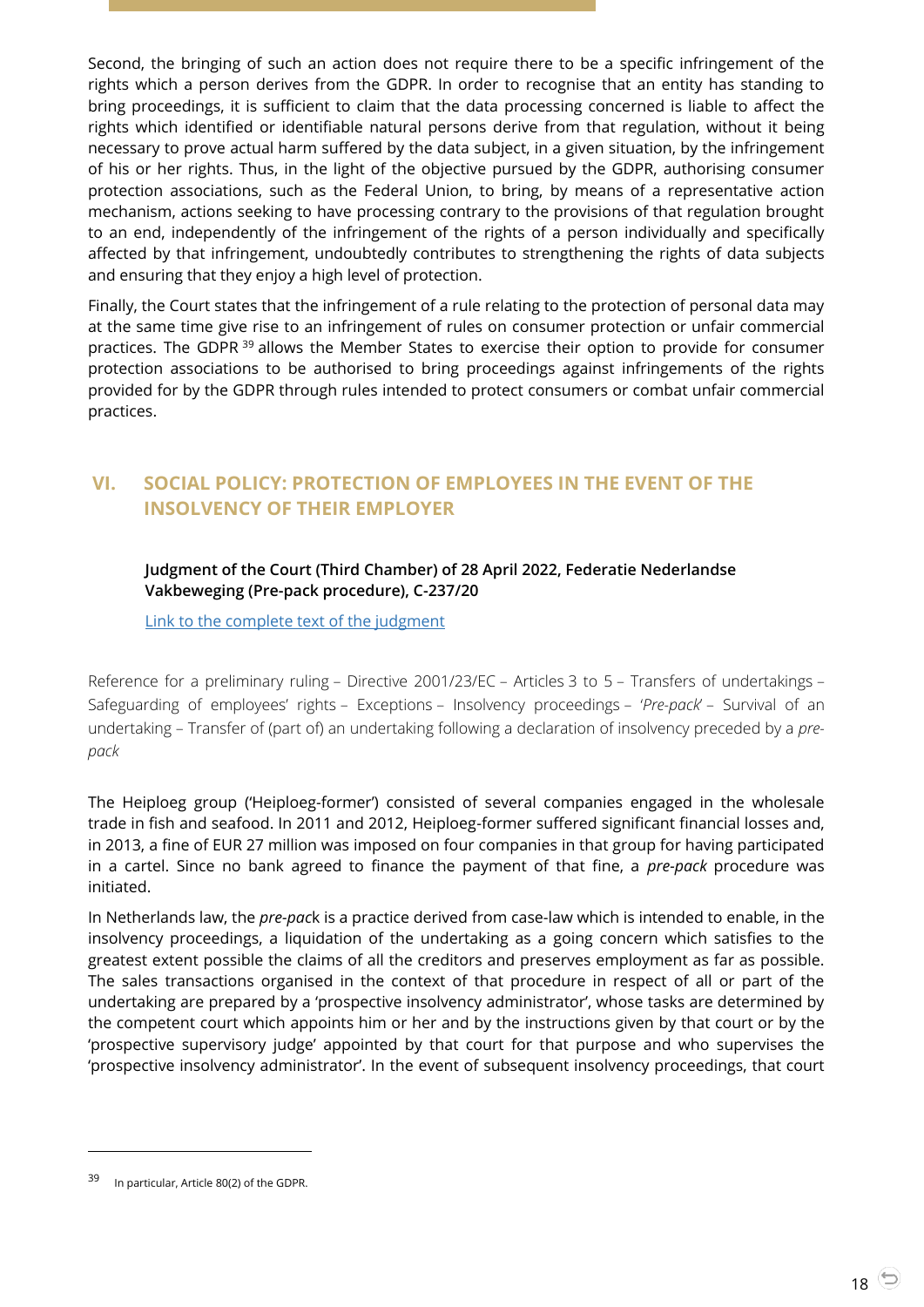Second, the bringing of such an action does not require there to be a specific infringement of the rights which a person derives from the GDPR. In order to recognise that an entity has standing to bring proceedings, it is sufficient to claim that the data processing concerned is liable to affect the rights which identified or identifiable natural persons derive from that regulation, without it being necessary to prove actual harm suffered by the data subject, in a given situation, by the infringement of his or her rights. Thus, in the light of the objective pursued by the GDPR, authorising consumer protection associations, such as the Federal Union, to bring, by means of a representative action mechanism, actions seeking to have processing contrary to the provisions of that regulation brought to an end, independently of the infringement of the rights of a person individually and specifically affected by that infringement, undoubtedly contributes to strengthening the rights of data subjects and ensuring that they enjoy a high level of protection.

Finally, the Court states that the infringement of a rule relating to the protection of personal data may at the same time give rise to an infringement of rules on consumer protection or unfair commercial practices. The GDPR [39] allows the Member States to exercise their option to provide for consumer protection associations to be authorised to bring proceedings against infringements of the rights provided for by the GDPR through rules intended to protect consumers or combat unfair commercial practices.

## VI. SOCIAL POLICY: PROTECTION OF EMPLOYEES IN THE EVENT OF THE INSOLVENCY OF THEIR EMPLOYER

**Judgment of the Court (Third Chamber) of 28 April 2022, Federatie Nederlandse Vakbeweging (Pre-pack procedure), C-237/20**

[Link to the complete text of the judgment]

Reference for a preliminary ruling – Directive 2001/23/EC – Articles 3 to 5 – Transfers of undertakings – Safeguarding of employees' rights – Exceptions – Insolvency proceedings – '*Pre-pack*' – Survival of an undertaking – Transfer of (part of) an undertaking following a declaration of insolvency preceded by a *pre-pack*

The Heiploeg group ('Heiploeg-former') consisted of several companies engaged in the wholesale trade in fish and seafood. In 2011 and 2012, Heiploeg-former suffered significant financial losses and, in 2013, a fine of EUR 27 million was imposed on four companies in that group for having participated in a cartel. Since no bank agreed to finance the payment of that fine, a *pre-pack* procedure was initiated.

In Netherlands law, the *pre-pac*k is a practice derived from case-law which is intended to enable, in the insolvency proceedings, a liquidation of the undertaking as a going concern which satisfies to the greatest extent possible the claims of all the creditors and preserves employment as far as possible. The sales transactions organised in the context of that procedure in respect of all or part of the undertaking are prepared by a 'prospective insolvency administrator', whose tasks are determined by the competent court which appoints him or her and by the instructions given by that court or by the 'prospective supervisory judge' appointed by that court for that purpose and who supervises the 'prospective insolvency administrator'. In the event of subsequent insolvency proceedings, that court

---

[39] In particular, Article 80(2) of the GDPR.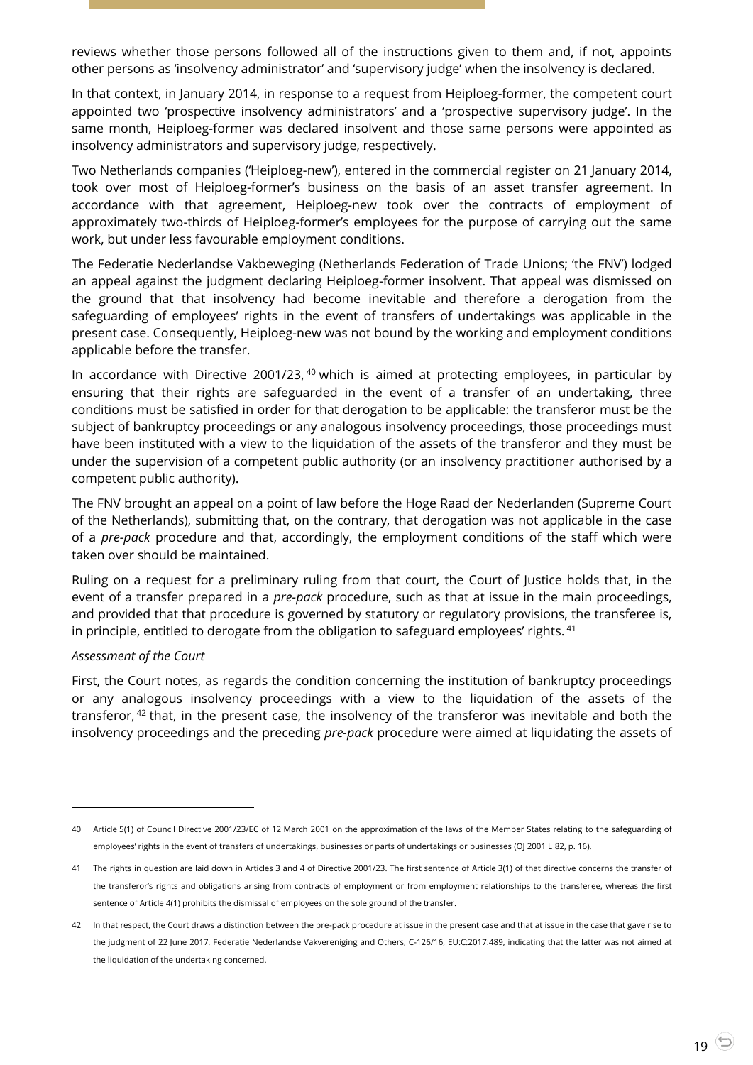reviews whether those persons followed all of the instructions given to them and, if not, appoints other persons as 'insolvency administrator' and 'supervisory judge' when the insolvency is declared.

In that context, in January 2014, in response to a request from Heiploeg-former, the competent court appointed two 'prospective insolvency administrators' and a 'prospective supervisory judge'. In the same month, Heiploeg-former was declared insolvent and those same persons were appointed as insolvency administrators and supervisory judge, respectively.

Two Netherlands companies ('Heiploeg-new'), entered in the commercial register on 21 January 2014, took over most of Heiploeg-former's business on the basis of an asset transfer agreement. In accordance with that agreement, Heiploeg-new took over the contracts of employment of approximately two-thirds of Heiploeg-former's employees for the purpose of carrying out the same work, but under less favourable employment conditions.

The Federatie Nederlandse Vakbeweging (Netherlands Federation of Trade Unions; 'the FNV') lodged an appeal against the judgment declaring Heiploeg-former insolvent. That appeal was dismissed on the ground that that insolvency had become inevitable and therefore a derogation from the safeguarding of employees' rights in the event of transfers of undertakings was applicable in the present case. Consequently, Heiploeg-new was not bound by the working and employment conditions applicable before the transfer.

In accordance with Directive 2001/23, [40] which is aimed at protecting employees, in particular by ensuring that their rights are safeguarded in the event of a transfer of an undertaking, three conditions must be satisfied in order for that derogation to be applicable: the transferor must be the subject of bankruptcy proceedings or any analogous insolvency proceedings, those proceedings must have been instituted with a view to the liquidation of the assets of the transferor and they must be under the supervision of a competent public authority (or an insolvency practitioner authorised by a competent public authority).

The FNV brought an appeal on a point of law before the Hoge Raad der Nederlanden (Supreme Court of the Netherlands), submitting that, on the contrary, that derogation was not applicable in the case of a *pre-pack* procedure and that, accordingly, the employment conditions of the staff which were taken over should be maintained.

Ruling on a request for a preliminary ruling from that court, the Court of Justice holds that, in the event of a transfer prepared in a *pre-pack* procedure, such as that at issue in the main proceedings, and provided that that procedure is governed by statutory or regulatory provisions, the transferee is, in principle, entitled to derogate from the obligation to safeguard employees' rights. [41]

*Assessment of the Court*

First, the Court notes, as regards the condition concerning the institution of bankruptcy proceedings or any analogous insolvency proceedings with a view to the liquidation of the assets of the transferor, [42] that, in the present case, the insolvency of the transferor was inevitable and both the insolvency proceedings and the preceding *pre-pack* procedure were aimed at liquidating the assets of

---

40 Article 5(1) of Council Directive 2001/23/EC of 12 March 2001 on the approximation of the laws of the Member States relating to the safeguarding of employees' rights in the event of transfers of undertakings, businesses or parts of undertakings or businesses (OJ 2001 L 82, p. 16).

41 The rights in question are laid down in Articles 3 and 4 of Directive 2001/23. The first sentence of Article 3(1) of that directive concerns the transfer of the transferor's rights and obligations arising from contracts of employment or from employment relationships to the transferee, whereas the first sentence of Article 4(1) prohibits the dismissal of employees on the sole ground of the transfer.

42 In that respect, the Court draws a distinction between the pre-pack procedure at issue in the present case and that at issue in the case that gave rise to the judgment of 22 June 2017, Federatie Nederlandse Vakvereniging and Others, C-126/16, EU:C:2017:489, indicating that the latter was not aimed at the liquidation of the undertaking concerned.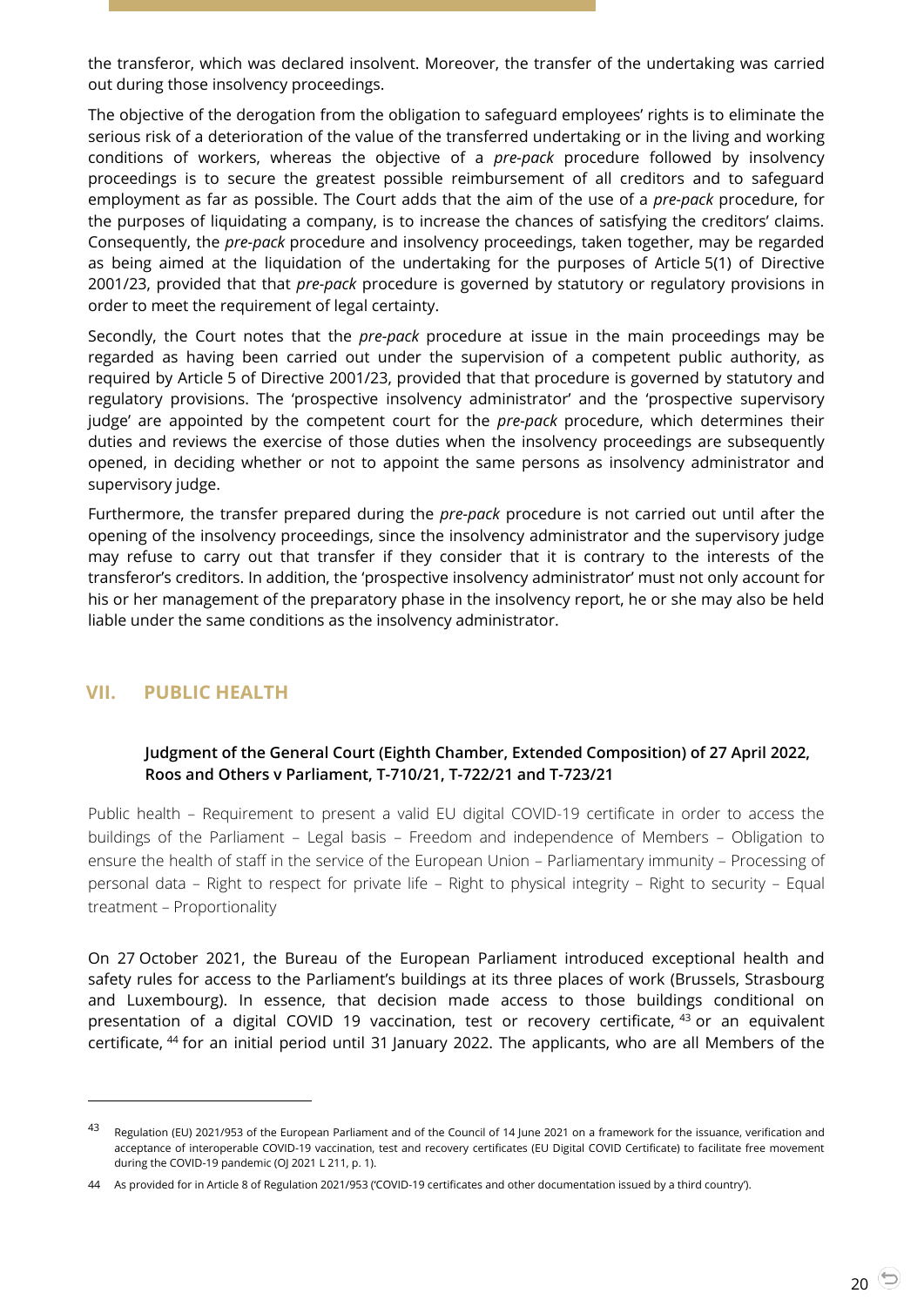the transferor, which was declared insolvent. Moreover, the transfer of the undertaking was carried out during those insolvency proceedings.

The objective of the derogation from the obligation to safeguard employees' rights is to eliminate the serious risk of a deterioration of the value of the transferred undertaking or in the living and working conditions of workers, whereas the objective of a *pre-pack* procedure followed by insolvency proceedings is to secure the greatest possible reimbursement of all creditors and to safeguard employment as far as possible. The Court adds that the aim of the use of a *pre-pack* procedure, for the purposes of liquidating a company, is to increase the chances of satisfying the creditors' claims. Consequently, the *pre-pack* procedure and insolvency proceedings, taken together, may be regarded as being aimed at the liquidation of the undertaking for the purposes of Article 5(1) of Directive 2001/23, provided that that *pre-pack* procedure is governed by statutory or regulatory provisions in order to meet the requirement of legal certainty.

Secondly, the Court notes that the *pre-pack* procedure at issue in the main proceedings may be regarded as having been carried out under the supervision of a competent public authority, as required by Article 5 of Directive 2001/23, provided that that procedure is governed by statutory and regulatory provisions. The 'prospective insolvency administrator' and the 'prospective supervisory judge' are appointed by the competent court for the *pre-pack* procedure, which determines their duties and reviews the exercise of those duties when the insolvency proceedings are subsequently opened, in deciding whether or not to appoint the same persons as insolvency administrator and supervisory judge.

Furthermore, the transfer prepared during the *pre-pack* procedure is not carried out until after the opening of the insolvency proceedings, since the insolvency administrator and the supervisory judge may refuse to carry out that transfer if they consider that it is contrary to the interests of the transferor's creditors. In addition, the 'prospective insolvency administrator' must not only account for his or her management of the preparatory phase in the insolvency report, he or she may also be held liable under the same conditions as the insolvency administrator.

## VII. PUBLIC HEALTH

### Judgment of the General Court (Eighth Chamber, Extended Composition) of 27 April 2022, Roos and Others v Parliament, T-710/21, T-722/21 and T-723/21

Public health – Requirement to present a valid EU digital COVID-19 certificate in order to access the buildings of the Parliament – Legal basis – Freedom and independence of Members – Obligation to ensure the health of staff in the service of the European Union – Parliamentary immunity – Processing of personal data – Right to respect for private life – Right to physical integrity – Right to security – Equal treatment – Proportionality

On 27 October 2021, the Bureau of the European Parliament introduced exceptional health and safety rules for access to the Parliament's buildings at its three places of work (Brussels, Strasbourg and Luxembourg). In essence, that decision made access to those buildings conditional on presentation of a digital COVID 19 vaccination, test or recovery certificate, [43] or an equivalent certificate, [44] for an initial period until 31 January 2022. The applicants, who are all Members of the

[43] Regulation (EU) 2021/953 of the European Parliament and of the Council of 14 June 2021 on a framework for the issuance, verification and acceptance of interoperable COVID-19 vaccination, test and recovery certificates (EU Digital COVID Certificate) to facilitate free movement during the COVID-19 pandemic (OJ 2021 L 211, p. 1).

[44] As provided for in Article 8 of Regulation 2021/953 ('COVID-19 certificates and other documentation issued by a third country').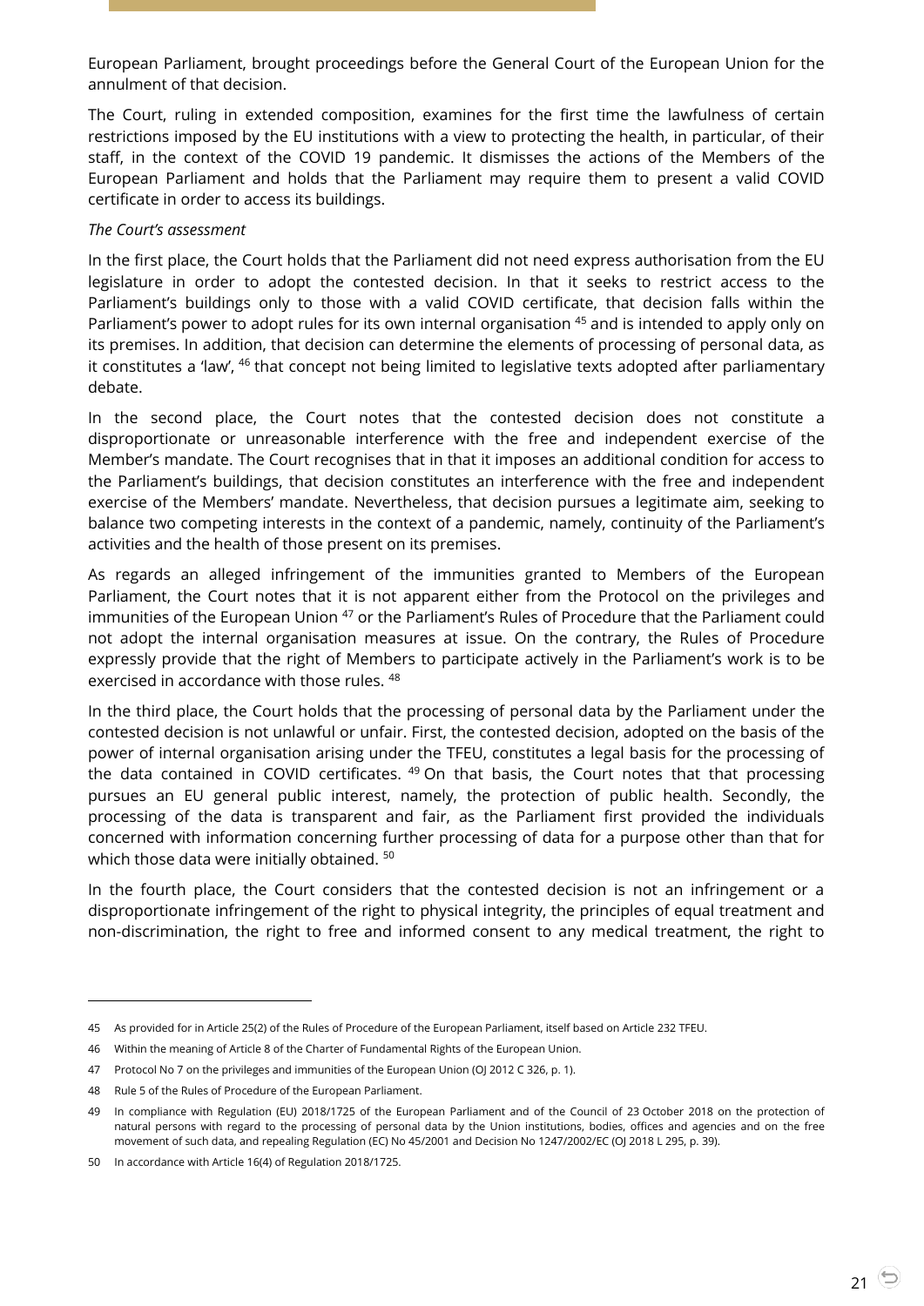European Parliament, brought proceedings before the General Court of the European Union for the annulment of that decision.

The Court, ruling in extended composition, examines for the first time the lawfulness of certain restrictions imposed by the EU institutions with a view to protecting the health, in particular, of their staff, in the context of the COVID 19 pandemic. It dismisses the actions of the Members of the European Parliament and holds that the Parliament may require them to present a valid COVID certificate in order to access its buildings.

*The Court's assessment*

In the first place, the Court holds that the Parliament did not need express authorisation from the EU legislature in order to adopt the contested decision. In that it seeks to restrict access to the Parliament's buildings only to those with a valid COVID certificate, that decision falls within the Parliament's power to adopt rules for its own internal organisation [45] and is intended to apply only on its premises. In addition, that decision can determine the elements of processing of personal data, as it constitutes a 'law', [46] that concept not being limited to legislative texts adopted after parliamentary debate.

In the second place, the Court notes that the contested decision does not constitute a disproportionate or unreasonable interference with the free and independent exercise of the Member's mandate. The Court recognises that in that it imposes an additional condition for access to the Parliament's buildings, that decision constitutes an interference with the free and independent exercise of the Members' mandate. Nevertheless, that decision pursues a legitimate aim, seeking to balance two competing interests in the context of a pandemic, namely, continuity of the Parliament's activities and the health of those present on its premises.

As regards an alleged infringement of the immunities granted to Members of the European Parliament, the Court notes that it is not apparent either from the Protocol on the privileges and immunities of the European Union [47] or the Parliament's Rules of Procedure that the Parliament could not adopt the internal organisation measures at issue. On the contrary, the Rules of Procedure expressly provide that the right of Members to participate actively in the Parliament's work is to be exercised in accordance with those rules. [48]

In the third place, the Court holds that the processing of personal data by the Parliament under the contested decision is not unlawful or unfair. First, the contested decision, adopted on the basis of the power of internal organisation arising under the TFEU, constitutes a legal basis for the processing of the data contained in COVID certificates. [49] On that basis, the Court notes that that processing pursues an EU general public interest, namely, the protection of public health. Secondly, the processing of the data is transparent and fair, as the Parliament first provided the individuals concerned with information concerning further processing of data for a purpose other than that for which those data were initially obtained. [50]

In the fourth place, the Court considers that the contested decision is not an infringement or a disproportionate infringement of the right to physical integrity, the principles of equal treatment and non-discrimination, the right to free and informed consent to any medical treatment, the right to

---

45 As provided for in Article 25(2) of the Rules of Procedure of the European Parliament, itself based on Article 232 TFEU.

46 Within the meaning of Article 8 of the Charter of Fundamental Rights of the European Union.

47 Protocol No 7 on the privileges and immunities of the European Union (OJ 2012 C 326, p. 1).

48 Rule 5 of the Rules of Procedure of the European Parliament.

49 In compliance with Regulation (EU) 2018/1725 of the European Parliament and of the Council of 23 October 2018 on the protection of natural persons with regard to the processing of personal data by the Union institutions, bodies, offices and agencies and on the free movement of such data, and repealing Regulation (EC) No 45/2001 and Decision No 1247/2002/EC (OJ 2018 L 295, p. 39).

50 In accordance with Article 16(4) of Regulation 2018/1725.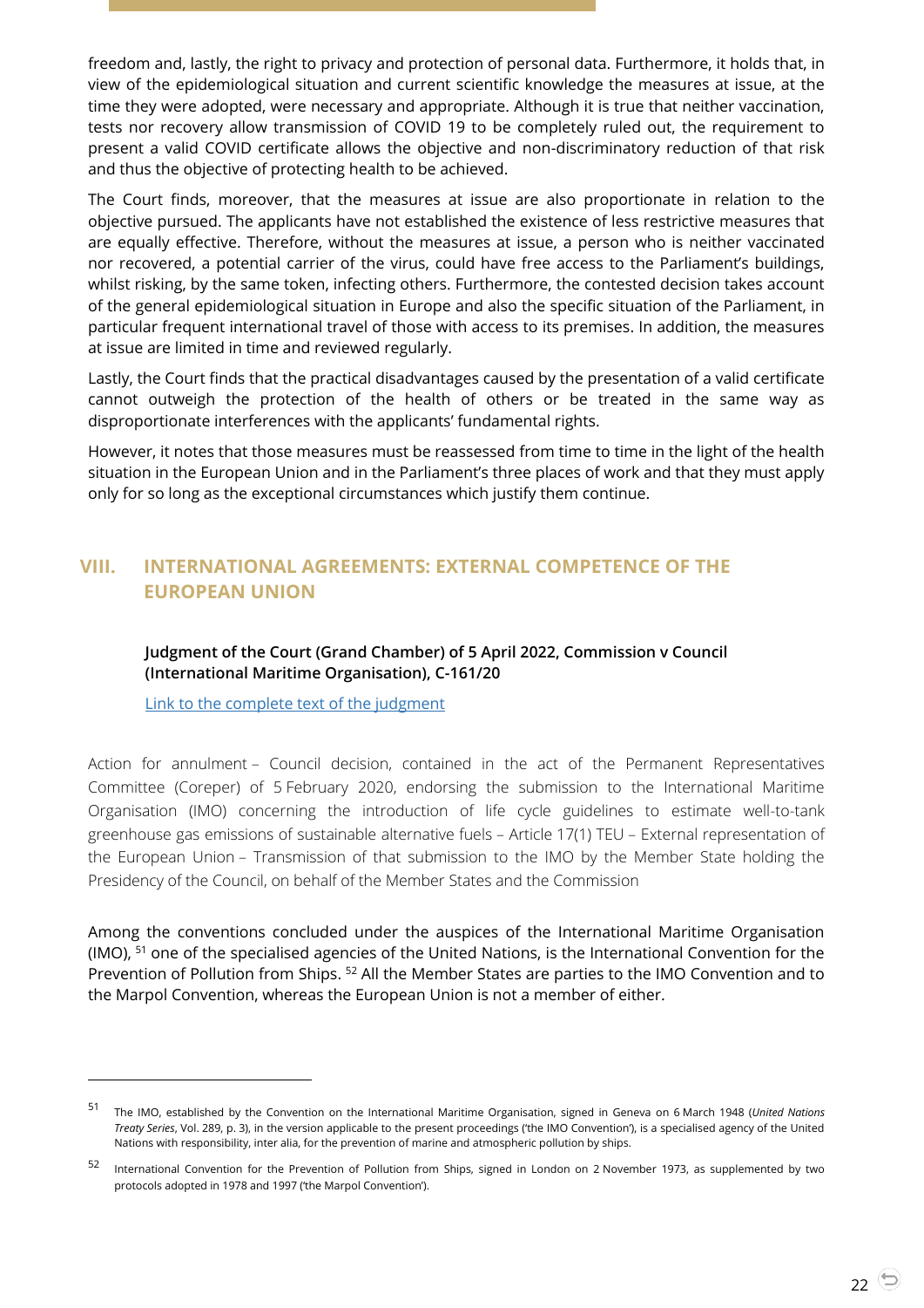freedom and, lastly, the right to privacy and protection of personal data. Furthermore, it holds that, in view of the epidemiological situation and current scientific knowledge the measures at issue, at the time they were adopted, were necessary and appropriate. Although it is true that neither vaccination, tests nor recovery allow transmission of COVID 19 to be completely ruled out, the requirement to present a valid COVID certificate allows the objective and non-discriminatory reduction of that risk and thus the objective of protecting health to be achieved.

The Court finds, moreover, that the measures at issue are also proportionate in relation to the objective pursued. The applicants have not established the existence of less restrictive measures that are equally effective. Therefore, without the measures at issue, a person who is neither vaccinated nor recovered, a potential carrier of the virus, could have free access to the Parliament's buildings, whilst risking, by the same token, infecting others. Furthermore, the contested decision takes account of the general epidemiological situation in Europe and also the specific situation of the Parliament, in particular frequent international travel of those with access to its premises. In addition, the measures at issue are limited in time and reviewed regularly.

Lastly, the Court finds that the practical disadvantages caused by the presentation of a valid certificate cannot outweigh the protection of the health of others or be treated in the same way as disproportionate interferences with the applicants' fundamental rights.

However, it notes that those measures must be reassessed from time to time in the light of the health situation in the European Union and in the Parliament's three places of work and that they must apply only for so long as the exceptional circumstances which justify them continue.

## VIII. INTERNATIONAL AGREEMENTS: EXTERNAL COMPETENCE OF THE EUROPEAN UNION

**Judgment of the Court (Grand Chamber) of 5 April 2022, Commission v Council (International Maritime Organisation), C-161/20**

Link to the complete text of the judgment

Action for annulment – Council decision, contained in the act of the Permanent Representatives Committee (Coreper) of 5 February 2020, endorsing the submission to the International Maritime Organisation (IMO) concerning the introduction of life cycle guidelines to estimate well-to-tank greenhouse gas emissions of sustainable alternative fuels – Article 17(1) TEU – External representation of the European Union – Transmission of that submission to the IMO by the Member State holding the Presidency of the Council, on behalf of the Member States and the Commission

Among the conventions concluded under the auspices of the International Maritime Organisation (IMO), [51] one of the specialised agencies of the United Nations, is the International Convention for the Prevention of Pollution from Ships. [52] All the Member States are parties to the IMO Convention and to the Marpol Convention, whereas the European Union is not a member of either.

---

[51] The IMO, established by the Convention on the International Maritime Organisation, signed in Geneva on 6 March 1948 (*United Nations Treaty Series*, Vol. 289, p. 3), in the version applicable to the present proceedings ('the IMO Convention'), is a specialised agency of the United Nations with responsibility, inter alia, for the prevention of marine and atmospheric pollution by ships.

[52] International Convention for the Prevention of Pollution from Ships, signed in London on 2 November 1973, as supplemented by two protocols adopted in 1978 and 1997 ('the Marpol Convention').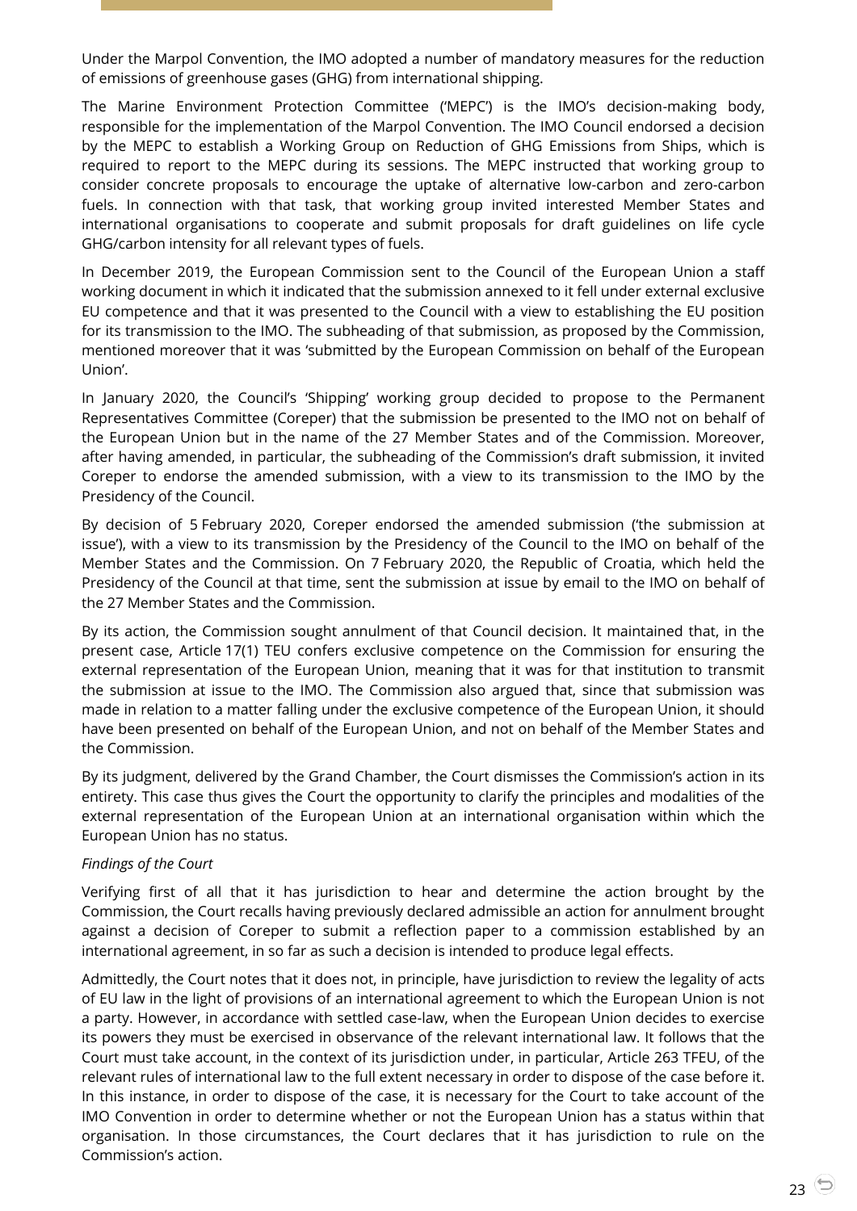Under the Marpol Convention, the IMO adopted a number of mandatory measures for the reduction of emissions of greenhouse gases (GHG) from international shipping.

The Marine Environment Protection Committee ('MEPC') is the IMO's decision-making body, responsible for the implementation of the Marpol Convention. The IMO Council endorsed a decision by the MEPC to establish a Working Group on Reduction of GHG Emissions from Ships, which is required to report to the MEPC during its sessions. The MEPC instructed that working group to consider concrete proposals to encourage the uptake of alternative low-carbon and zero-carbon fuels. In connection with that task, that working group invited interested Member States and international organisations to cooperate and submit proposals for draft guidelines on life cycle GHG/carbon intensity for all relevant types of fuels.

In December 2019, the European Commission sent to the Council of the European Union a staff working document in which it indicated that the submission annexed to it fell under external exclusive EU competence and that it was presented to the Council with a view to establishing the EU position for its transmission to the IMO. The subheading of that submission, as proposed by the Commission, mentioned moreover that it was 'submitted by the European Commission on behalf of the European Union'.

In January 2020, the Council's 'Shipping' working group decided to propose to the Permanent Representatives Committee (Coreper) that the submission be presented to the IMO not on behalf of the European Union but in the name of the 27 Member States and of the Commission. Moreover, after having amended, in particular, the subheading of the Commission's draft submission, it invited Coreper to endorse the amended submission, with a view to its transmission to the IMO by the Presidency of the Council.

By decision of 5 February 2020, Coreper endorsed the amended submission ('the submission at issue'), with a view to its transmission by the Presidency of the Council to the IMO on behalf of the Member States and the Commission. On 7 February 2020, the Republic of Croatia, which held the Presidency of the Council at that time, sent the submission at issue by email to the IMO on behalf of the 27 Member States and the Commission.

By its action, the Commission sought annulment of that Council decision. It maintained that, in the present case, Article 17(1) TEU confers exclusive competence on the Commission for ensuring the external representation of the European Union, meaning that it was for that institution to transmit the submission at issue to the IMO. The Commission also argued that, since that submission was made in relation to a matter falling under the exclusive competence of the European Union, it should have been presented on behalf of the European Union, and not on behalf of the Member States and the Commission.

By its judgment, delivered by the Grand Chamber, the Court dismisses the Commission's action in its entirety. This case thus gives the Court the opportunity to clarify the principles and modalities of the external representation of the European Union at an international organisation within which the European Union has no status.

*Findings of the Court*

Verifying first of all that it has jurisdiction to hear and determine the action brought by the Commission, the Court recalls having previously declared admissible an action for annulment brought against a decision of Coreper to submit a reflection paper to a commission established by an international agreement, in so far as such a decision is intended to produce legal effects.

Admittedly, the Court notes that it does not, in principle, have jurisdiction to review the legality of acts of EU law in the light of provisions of an international agreement to which the European Union is not a party. However, in accordance with settled case-law, when the European Union decides to exercise its powers they must be exercised in observance of the relevant international law. It follows that the Court must take account, in the context of its jurisdiction under, in particular, Article 263 TFEU, of the relevant rules of international law to the full extent necessary in order to dispose of the case before it. In this instance, in order to dispose of the case, it is necessary for the Court to take account of the IMO Convention in order to determine whether or not the European Union has a status within that organisation. In those circumstances, the Court declares that it has jurisdiction to rule on the Commission's action.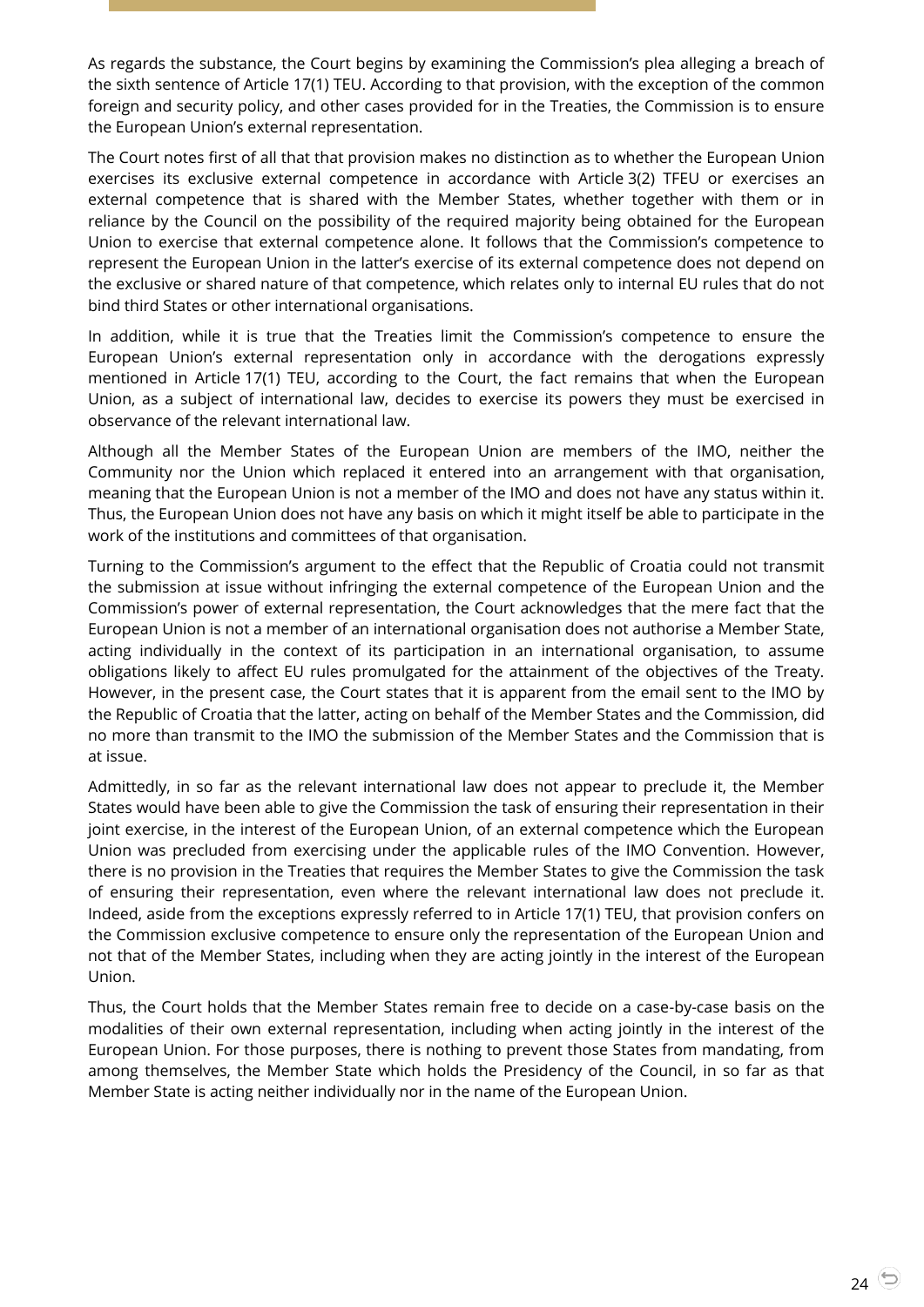As regards the substance, the Court begins by examining the Commission's plea alleging a breach of the sixth sentence of Article 17(1) TEU. According to that provision, with the exception of the common foreign and security policy, and other cases provided for in the Treaties, the Commission is to ensure the European Union's external representation.

The Court notes first of all that that provision makes no distinction as to whether the European Union exercises its exclusive external competence in accordance with Article 3(2) TFEU or exercises an external competence that is shared with the Member States, whether together with them or in reliance by the Council on the possibility of the required majority being obtained for the European Union to exercise that external competence alone. It follows that the Commission's competence to represent the European Union in the latter's exercise of its external competence does not depend on the exclusive or shared nature of that competence, which relates only to internal EU rules that do not bind third States or other international organisations.

In addition, while it is true that the Treaties limit the Commission's competence to ensure the European Union's external representation only in accordance with the derogations expressly mentioned in Article 17(1) TEU, according to the Court, the fact remains that when the European Union, as a subject of international law, decides to exercise its powers they must be exercised in observance of the relevant international law.

Although all the Member States of the European Union are members of the IMO, neither the Community nor the Union which replaced it entered into an arrangement with that organisation, meaning that the European Union is not a member of the IMO and does not have any status within it. Thus, the European Union does not have any basis on which it might itself be able to participate in the work of the institutions and committees of that organisation.

Turning to the Commission's argument to the effect that the Republic of Croatia could not transmit the submission at issue without infringing the external competence of the European Union and the Commission's power of external representation, the Court acknowledges that the mere fact that the European Union is not a member of an international organisation does not authorise a Member State, acting individually in the context of its participation in an international organisation, to assume obligations likely to affect EU rules promulgated for the attainment of the objectives of the Treaty. However, in the present case, the Court states that it is apparent from the email sent to the IMO by the Republic of Croatia that the latter, acting on behalf of the Member States and the Commission, did no more than transmit to the IMO the submission of the Member States and the Commission that is at issue.

Admittedly, in so far as the relevant international law does not appear to preclude it, the Member States would have been able to give the Commission the task of ensuring their representation in their joint exercise, in the interest of the European Union, of an external competence which the European Union was precluded from exercising under the applicable rules of the IMO Convention. However, there is no provision in the Treaties that requires the Member States to give the Commission the task of ensuring their representation, even where the relevant international law does not preclude it. Indeed, aside from the exceptions expressly referred to in Article 17(1) TEU, that provision confers on the Commission exclusive competence to ensure only the representation of the European Union and not that of the Member States, including when they are acting jointly in the interest of the European Union.

Thus, the Court holds that the Member States remain free to decide on a case-by-case basis on the modalities of their own external representation, including when acting jointly in the interest of the European Union. For those purposes, there is nothing to prevent those States from mandating, from among themselves, the Member State which holds the Presidency of the Council, in so far as that Member State is acting neither individually nor in the name of the European Union.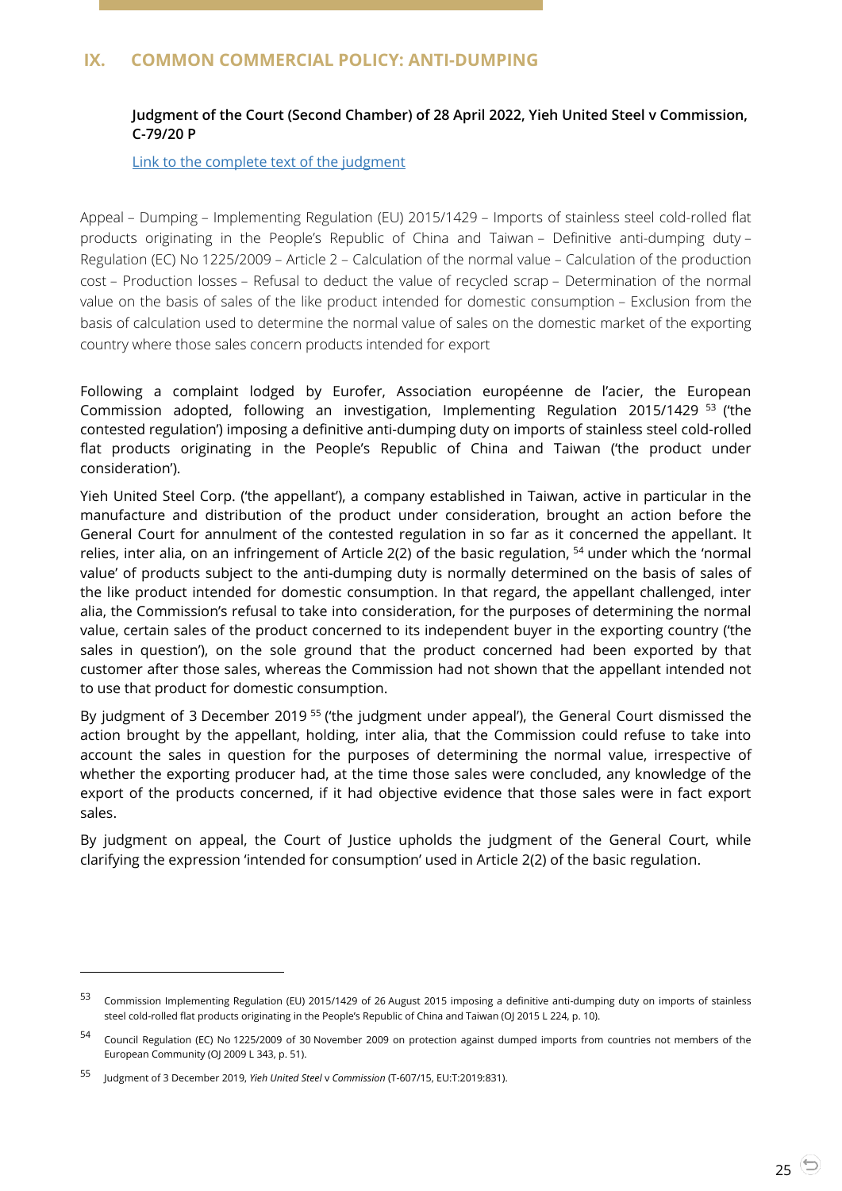## IX. COMMON COMMERCIAL POLICY: ANTI-DUMPING

**Judgment of the Court (Second Chamber) of 28 April 2022, Yieh United Steel v Commission, C-79/20 P**

[Link to the complete text of the judgment]

Appeal – Dumping – Implementing Regulation (EU) 2015/1429 – Imports of stainless steel cold-rolled flat products originating in the People's Republic of China and Taiwan – Definitive anti-dumping duty – Regulation (EC) No 1225/2009 – Article 2 – Calculation of the normal value – Calculation of the production cost – Production losses – Refusal to deduct the value of recycled scrap – Determination of the normal value on the basis of sales of the like product intended for domestic consumption – Exclusion from the basis of calculation used to determine the normal value of sales on the domestic market of the exporting country where those sales concern products intended for export

Following a complaint lodged by Eurofer, Association européenne de l'acier, the European Commission adopted, following an investigation, Implementing Regulation 2015/1429 [53] ('the contested regulation') imposing a definitive anti-dumping duty on imports of stainless steel cold-rolled flat products originating in the People's Republic of China and Taiwan ('the product under consideration').

Yieh United Steel Corp. ('the appellant'), a company established in Taiwan, active in particular in the manufacture and distribution of the product under consideration, brought an action before the General Court for annulment of the contested regulation in so far as it concerned the appellant. It relies, inter alia, on an infringement of Article 2(2) of the basic regulation, [54] under which the 'normal value' of products subject to the anti-dumping duty is normally determined on the basis of sales of the like product intended for domestic consumption. In that regard, the appellant challenged, inter alia, the Commission's refusal to take into consideration, for the purposes of determining the normal value, certain sales of the product concerned to its independent buyer in the exporting country ('the sales in question'), on the sole ground that the product concerned had been exported by that customer after those sales, whereas the Commission had not shown that the appellant intended not to use that product for domestic consumption.

By judgment of 3 December 2019 [55] ('the judgment under appeal'), the General Court dismissed the action brought by the appellant, holding, inter alia, that the Commission could refuse to take into account the sales in question for the purposes of determining the normal value, irrespective of whether the exporting producer had, at the time those sales were concluded, any knowledge of the export of the products concerned, if it had objective evidence that those sales were in fact export sales.

By judgment on appeal, the Court of Justice upholds the judgment of the General Court, while clarifying the expression 'intended for consumption' used in Article 2(2) of the basic regulation.

---

[53] Commission Implementing Regulation (EU) 2015/1429 of 26 August 2015 imposing a definitive anti-dumping duty on imports of stainless steel cold-rolled flat products originating in the People's Republic of China and Taiwan (OJ 2015 L 224, p. 10).

[54] Council Regulation (EC) No 1225/2009 of 30 November 2009 on protection against dumped imports from countries not members of the European Community (OJ 2009 L 343, p. 51).

[55] Judgment of 3 December 2019, *Yieh United Steel* v *Commission* (T-607/15, EU:T:2019:831).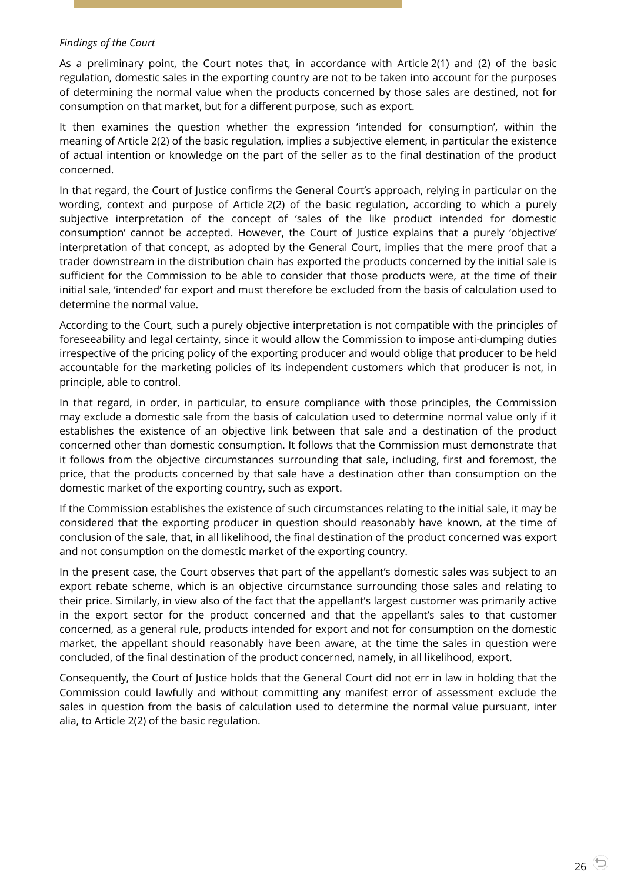*Findings of the Court*

As a preliminary point, the Court notes that, in accordance with Article 2(1) and (2) of the basic regulation, domestic sales in the exporting country are not to be taken into account for the purposes of determining the normal value when the products concerned by those sales are destined, not for consumption on that market, but for a different purpose, such as export.

It then examines the question whether the expression 'intended for consumption', within the meaning of Article 2(2) of the basic regulation, implies a subjective element, in particular the existence of actual intention or knowledge on the part of the seller as to the final destination of the product concerned.

In that regard, the Court of Justice confirms the General Court's approach, relying in particular on the wording, context and purpose of Article 2(2) of the basic regulation, according to which a purely subjective interpretation of the concept of 'sales of the like product intended for domestic consumption' cannot be accepted. However, the Court of Justice explains that a purely 'objective' interpretation of that concept, as adopted by the General Court, implies that the mere proof that a trader downstream in the distribution chain has exported the products concerned by the initial sale is sufficient for the Commission to be able to consider that those products were, at the time of their initial sale, 'intended' for export and must therefore be excluded from the basis of calculation used to determine the normal value.

According to the Court, such a purely objective interpretation is not compatible with the principles of foreseeability and legal certainty, since it would allow the Commission to impose anti-dumping duties irrespective of the pricing policy of the exporting producer and would oblige that producer to be held accountable for the marketing policies of its independent customers which that producer is not, in principle, able to control.

In that regard, in order, in particular, to ensure compliance with those principles, the Commission may exclude a domestic sale from the basis of calculation used to determine normal value only if it establishes the existence of an objective link between that sale and a destination of the product concerned other than domestic consumption. It follows that the Commission must demonstrate that it follows from the objective circumstances surrounding that sale, including, first and foremost, the price, that the products concerned by that sale have a destination other than consumption on the domestic market of the exporting country, such as export.

If the Commission establishes the existence of such circumstances relating to the initial sale, it may be considered that the exporting producer in question should reasonably have known, at the time of conclusion of the sale, that, in all likelihood, the final destination of the product concerned was export and not consumption on the domestic market of the exporting country.

In the present case, the Court observes that part of the appellant's domestic sales was subject to an export rebate scheme, which is an objective circumstance surrounding those sales and relating to their price. Similarly, in view also of the fact that the appellant's largest customer was primarily active in the export sector for the product concerned and that the appellant's sales to that customer concerned, as a general rule, products intended for export and not for consumption on the domestic market, the appellant should reasonably have been aware, at the time the sales in question were concluded, of the final destination of the product concerned, namely, in all likelihood, export.

Consequently, the Court of Justice holds that the General Court did not err in law in holding that the Commission could lawfully and without committing any manifest error of assessment exclude the sales in question from the basis of calculation used to determine the normal value pursuant, inter alia, to Article 2(2) of the basic regulation.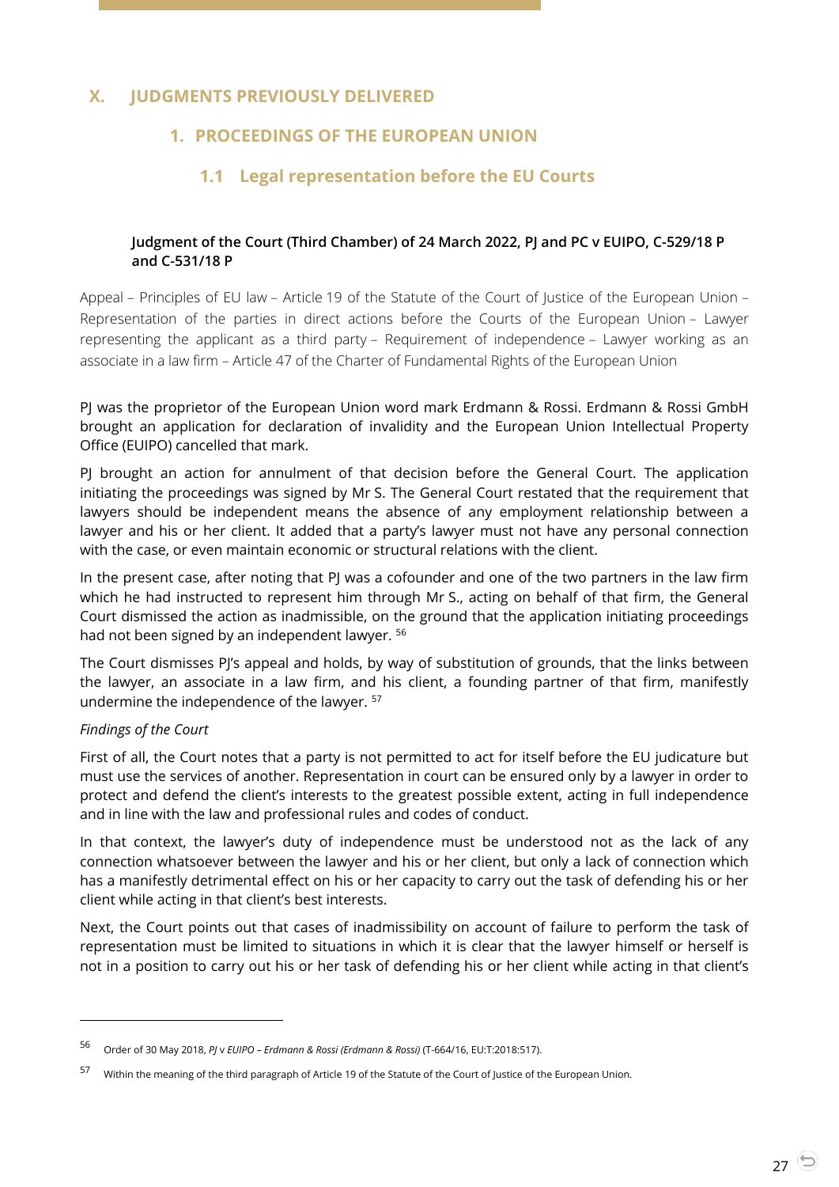# X. JUDGMENTS PREVIOUSLY DELIVERED

## 1. PROCEEDINGS OF THE EUROPEAN UNION

### 1.1 Legal representation before the EU Courts

**Judgment of the Court (Third Chamber) of 24 March 2022, PJ and PC v EUIPO, C-529/18 P and C-531/18 P**

Appeal – Principles of EU law – Article 19 of the Statute of the Court of Justice of the European Union – Representation of the parties in direct actions before the Courts of the European Union – Lawyer representing the applicant as a third party – Requirement of independence – Lawyer working as an associate in a law firm – Article 47 of the Charter of Fundamental Rights of the European Union

PJ was the proprietor of the European Union word mark Erdmann & Rossi. Erdmann & Rossi GmbH brought an application for declaration of invalidity and the European Union Intellectual Property Office (EUIPO) cancelled that mark.

PJ brought an action for annulment of that decision before the General Court. The application initiating the proceedings was signed by Mr S. The General Court restated that the requirement that lawyers should be independent means the absence of any employment relationship between a lawyer and his or her client. It added that a party's lawyer must not have any personal connection with the case, or even maintain economic or structural relations with the client.

In the present case, after noting that PJ was a cofounder and one of the two partners in the law firm which he had instructed to represent him through Mr S., acting on behalf of that firm, the General Court dismissed the action as inadmissible, on the ground that the application initiating proceedings had not been signed by an independent lawyer. [56]

The Court dismisses PJ's appeal and holds, by way of substitution of grounds, that the links between the lawyer, an associate in a law firm, and his client, a founding partner of that firm, manifestly undermine the independence of the lawyer. [57]

*Findings of the Court*

First of all, the Court notes that a party is not permitted to act for itself before the EU judicature but must use the services of another. Representation in court can be ensured only by a lawyer in order to protect and defend the client's interests to the greatest possible extent, acting in full independence and in line with the law and professional rules and codes of conduct.

In that context, the lawyer's duty of independence must be understood not as the lack of any connection whatsoever between the lawyer and his or her client, but only a lack of connection which has a manifestly detrimental effect on his or her capacity to carry out the task of defending his or her client while acting in that client's best interests.

Next, the Court points out that cases of inadmissibility on account of failure to perform the task of representation must be limited to situations in which it is clear that the lawyer himself or herself is not in a position to carry out his or her task of defending his or her client while acting in that client's

---

[56] Order of 30 May 2018, *PJ* v *EUIPO – Erdmann & Rossi (Erdmann & Rossi)* (T-664/16, EU:T:2018:517).

[57] Within the meaning of the third paragraph of Article 19 of the Statute of the Court of Justice of the European Union.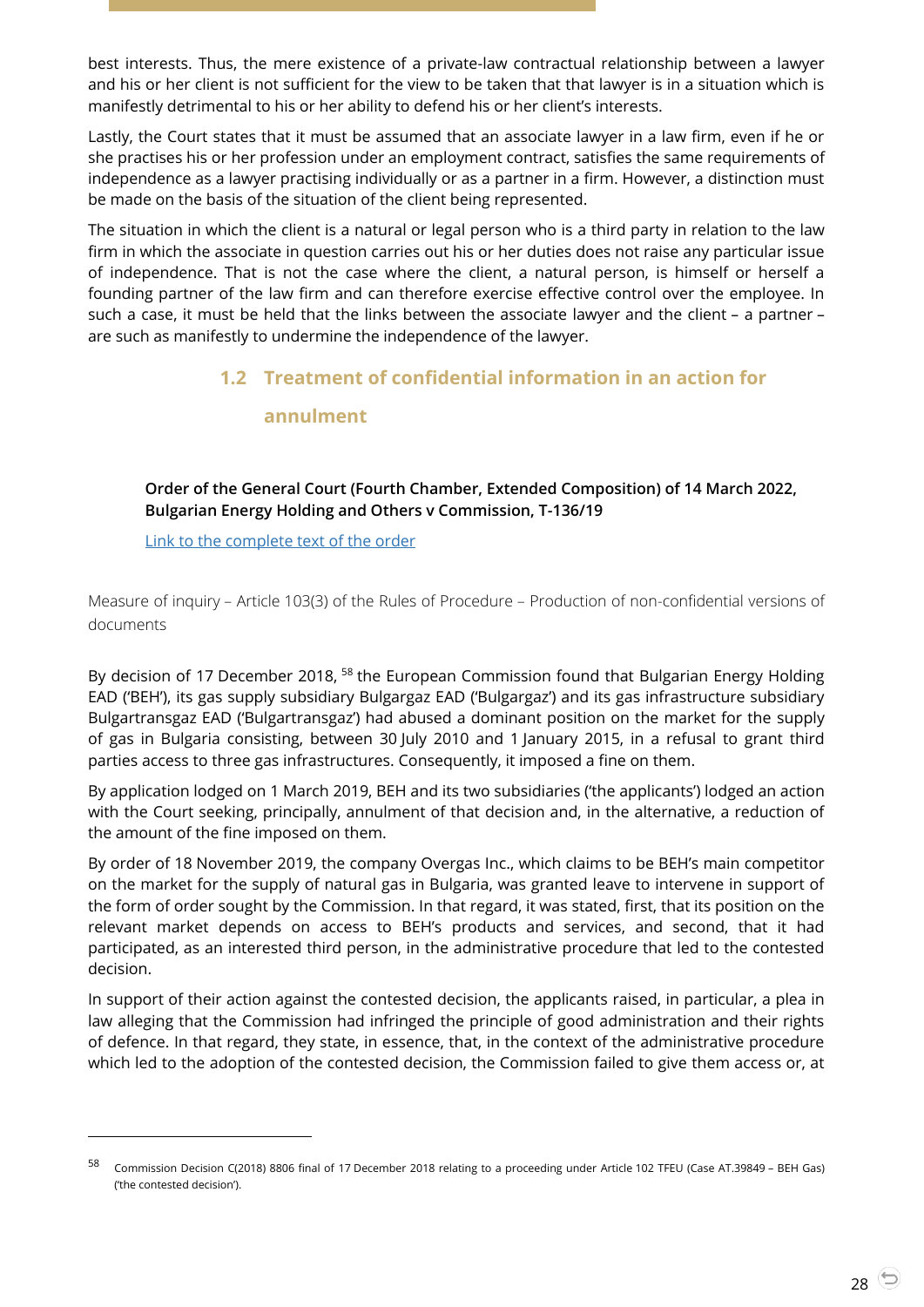best interests. Thus, the mere existence of a private-law contractual relationship between a lawyer and his or her client is not sufficient for the view to be taken that that lawyer is in a situation which is manifestly detrimental to his or her ability to defend his or her client's interests.

Lastly, the Court states that it must be assumed that an associate lawyer in a law firm, even if he or she practises his or her profession under an employment contract, satisfies the same requirements of independence as a lawyer practising individually or as a partner in a firm. However, a distinction must be made on the basis of the situation of the client being represented.

The situation in which the client is a natural or legal person who is a third party in relation to the law firm in which the associate in question carries out his or her duties does not raise any particular issue of independence. That is not the case where the client, a natural person, is himself or herself a founding partner of the law firm and can therefore exercise effective control over the employee. In such a case, it must be held that the links between the associate lawyer and the client – a partner – are such as manifestly to undermine the independence of the lawyer.

### 1.2 Treatment of confidential information in an action for annulment

**Order of the General Court (Fourth Chamber, Extended Composition) of 14 March 2022, Bulgarian Energy Holding and Others v Commission, T-136/19**

Link to the complete text of the order

Measure of inquiry – Article 103(3) of the Rules of Procedure – Production of non-confidential versions of documents

By decision of 17 December 2018, [58] the European Commission found that Bulgarian Energy Holding EAD ('BEH'), its gas supply subsidiary Bulgargaz EAD ('Bulgargaz') and its gas infrastructure subsidiary Bulgartransgaz EAD ('Bulgartransgaz') had abused a dominant position on the market for the supply of gas in Bulgaria consisting, between 30 July 2010 and 1 January 2015, in a refusal to grant third parties access to three gas infrastructures. Consequently, it imposed a fine on them.

By application lodged on 1 March 2019, BEH and its two subsidiaries ('the applicants') lodged an action with the Court seeking, principally, annulment of that decision and, in the alternative, a reduction of the amount of the fine imposed on them.

By order of 18 November 2019, the company Overgas Inc., which claims to be BEH's main competitor on the market for the supply of natural gas in Bulgaria, was granted leave to intervene in support of the form of order sought by the Commission. In that regard, it was stated, first, that its position on the relevant market depends on access to BEH's products and services, and second, that it had participated, as an interested third person, in the administrative procedure that led to the contested decision.

In support of their action against the contested decision, the applicants raised, in particular, a plea in law alleging that the Commission had infringed the principle of good administration and their rights of defence. In that regard, they state, in essence, that, in the context of the administrative procedure which led to the adoption of the contested decision, the Commission failed to give them access or, at

---

[58] Commission Decision C(2018) 8806 final of 17 December 2018 relating to a proceeding under Article 102 TFEU (Case AT.39849 – BEH Gas) ('the contested decision').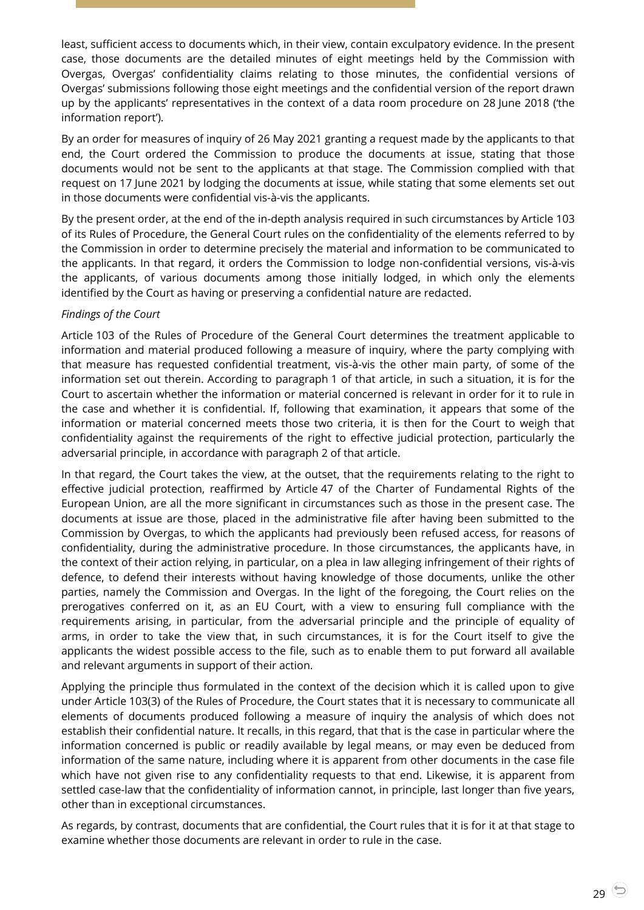least, sufficient access to documents which, in their view, contain exculpatory evidence. In the present case, those documents are the detailed minutes of eight meetings held by the Commission with Overgas, Overgas' confidentiality claims relating to those minutes, the confidential versions of Overgas' submissions following those eight meetings and the confidential version of the report drawn up by the applicants' representatives in the context of a data room procedure on 28 June 2018 ('the information report').

By an order for measures of inquiry of 26 May 2021 granting a request made by the applicants to that end, the Court ordered the Commission to produce the documents at issue, stating that those documents would not be sent to the applicants at that stage. The Commission complied with that request on 17 June 2021 by lodging the documents at issue, while stating that some elements set out in those documents were confidential vis-à-vis the applicants.

By the present order, at the end of the in-depth analysis required in such circumstances by Article 103 of its Rules of Procedure, the General Court rules on the confidentiality of the elements referred to by the Commission in order to determine precisely the material and information to be communicated to the applicants. In that regard, it orders the Commission to lodge non-confidential versions, vis-à-vis the applicants, of various documents among those initially lodged, in which only the elements identified by the Court as having or preserving a confidential nature are redacted.

*Findings of the Court*

Article 103 of the Rules of Procedure of the General Court determines the treatment applicable to information and material produced following a measure of inquiry, where the party complying with that measure has requested confidential treatment, vis-à-vis the other main party, of some of the information set out therein. According to paragraph 1 of that article, in such a situation, it is for the Court to ascertain whether the information or material concerned is relevant in order for it to rule in the case and whether it is confidential. If, following that examination, it appears that some of the information or material concerned meets those two criteria, it is then for the Court to weigh that confidentiality against the requirements of the right to effective judicial protection, particularly the adversarial principle, in accordance with paragraph 2 of that article.

In that regard, the Court takes the view, at the outset, that the requirements relating to the right to effective judicial protection, reaffirmed by Article 47 of the Charter of Fundamental Rights of the European Union, are all the more significant in circumstances such as those in the present case. The documents at issue are those, placed in the administrative file after having been submitted to the Commission by Overgas, to which the applicants had previously been refused access, for reasons of confidentiality, during the administrative procedure. In those circumstances, the applicants have, in the context of their action relying, in particular, on a plea in law alleging infringement of their rights of defence, to defend their interests without having knowledge of those documents, unlike the other parties, namely the Commission and Overgas. In the light of the foregoing, the Court relies on the prerogatives conferred on it, as an EU Court, with a view to ensuring full compliance with the requirements arising, in particular, from the adversarial principle and the principle of equality of arms, in order to take the view that, in such circumstances, it is for the Court itself to give the applicants the widest possible access to the file, such as to enable them to put forward all available and relevant arguments in support of their action.

Applying the principle thus formulated in the context of the decision which it is called upon to give under Article 103(3) of the Rules of Procedure, the Court states that it is necessary to communicate all elements of documents produced following a measure of inquiry the analysis of which does not establish their confidential nature. It recalls, in this regard, that that is the case in particular where the information concerned is public or readily available by legal means, or may even be deduced from information of the same nature, including where it is apparent from other documents in the case file which have not given rise to any confidentiality requests to that end. Likewise, it is apparent from settled case-law that the confidentiality of information cannot, in principle, last longer than five years, other than in exceptional circumstances.

As regards, by contrast, documents that are confidential, the Court rules that it is for it at that stage to examine whether those documents are relevant in order to rule in the case.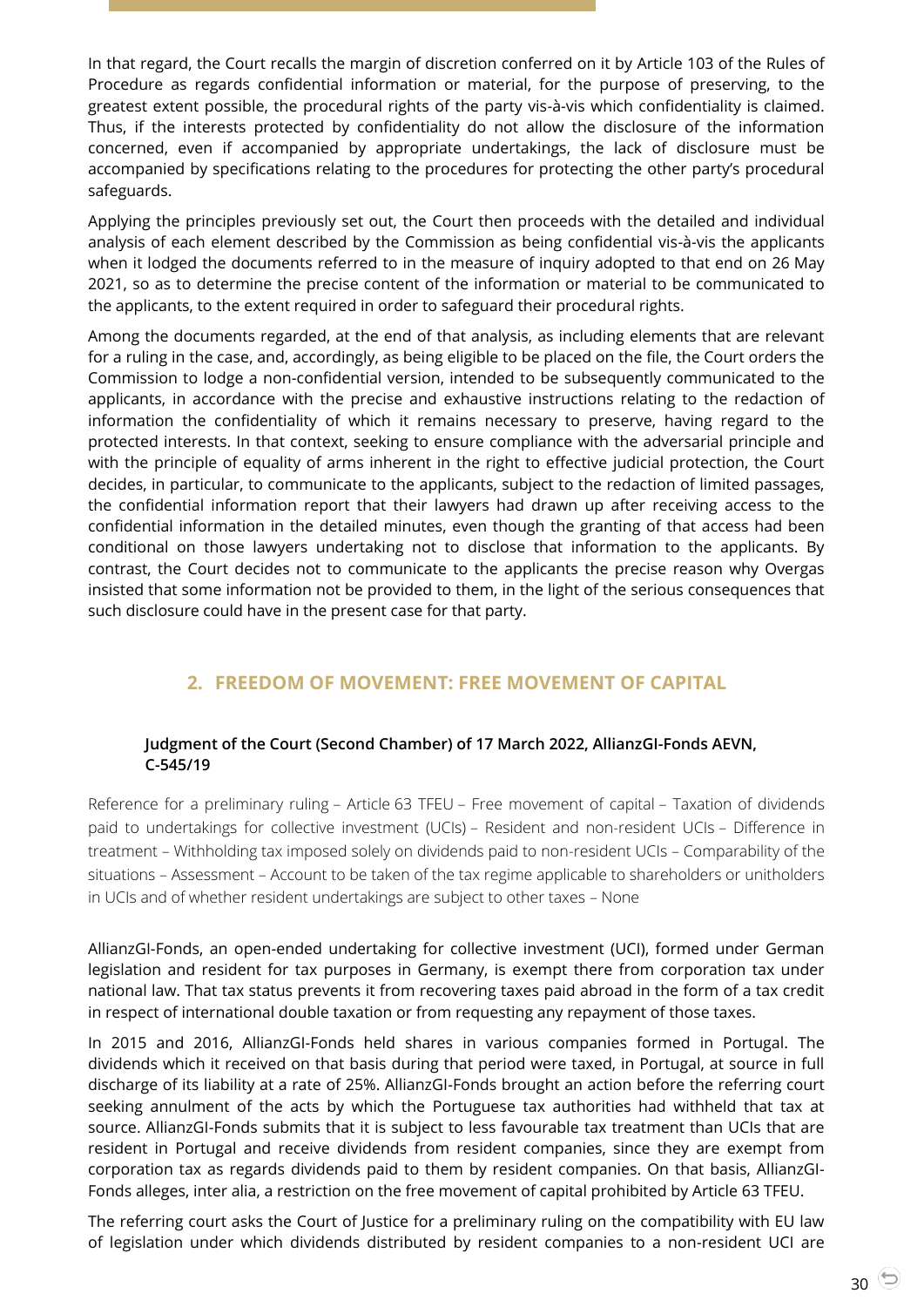In that regard, the Court recalls the margin of discretion conferred on it by Article 103 of the Rules of Procedure as regards confidential information or material, for the purpose of preserving, to the greatest extent possible, the procedural rights of the party vis-à-vis which confidentiality is claimed. Thus, if the interests protected by confidentiality do not allow the disclosure of the information concerned, even if accompanied by appropriate undertakings, the lack of disclosure must be accompanied by specifications relating to the procedures for protecting the other party's procedural safeguards.

Applying the principles previously set out, the Court then proceeds with the detailed and individual analysis of each element described by the Commission as being confidential vis-à-vis the applicants when it lodged the documents referred to in the measure of inquiry adopted to that end on 26 May 2021, so as to determine the precise content of the information or material to be communicated to the applicants, to the extent required in order to safeguard their procedural rights.

Among the documents regarded, at the end of that analysis, as including elements that are relevant for a ruling in the case, and, accordingly, as being eligible to be placed on the file, the Court orders the Commission to lodge a non-confidential version, intended to be subsequently communicated to the applicants, in accordance with the precise and exhaustive instructions relating to the redaction of information the confidentiality of which it remains necessary to preserve, having regard to the protected interests. In that context, seeking to ensure compliance with the adversarial principle and with the principle of equality of arms inherent in the right to effective judicial protection, the Court decides, in particular, to communicate to the applicants, subject to the redaction of limited passages, the confidential information report that their lawyers had drawn up after receiving access to the confidential information in the detailed minutes, even though the granting of that access had been conditional on those lawyers undertaking not to disclose that information to the applicants. By contrast, the Court decides not to communicate to the applicants the precise reason why Overgas insisted that some information not be provided to them, in the light of the serious consequences that such disclosure could have in the present case for that party.

## 2. FREEDOM OF MOVEMENT: FREE MOVEMENT OF CAPITAL

### Judgment of the Court (Second Chamber) of 17 March 2022, AllianzGI-Fonds AEVN, C-545/19

Reference for a preliminary ruling – Article 63 TFEU – Free movement of capital – Taxation of dividends paid to undertakings for collective investment (UCIs) – Resident and non-resident UCIs – Difference in treatment – Withholding tax imposed solely on dividends paid to non-resident UCIs – Comparability of the situations – Assessment – Account to be taken of the tax regime applicable to shareholders or unitholders in UCIs and of whether resident undertakings are subject to other taxes – None

AllianzGI-Fonds, an open-ended undertaking for collective investment (UCI), formed under German legislation and resident for tax purposes in Germany, is exempt there from corporation tax under national law. That tax status prevents it from recovering taxes paid abroad in the form of a tax credit in respect of international double taxation or from requesting any repayment of those taxes.

In 2015 and 2016, AllianzGI-Fonds held shares in various companies formed in Portugal. The dividends which it received on that basis during that period were taxed, in Portugal, at source in full discharge of its liability at a rate of 25%. AllianzGI-Fonds brought an action before the referring court seeking annulment of the acts by which the Portuguese tax authorities had withheld that tax at source. AllianzGI-Fonds submits that it is subject to less favourable tax treatment than UCIs that are resident in Portugal and receive dividends from resident companies, since they are exempt from corporation tax as regards dividends paid to them by resident companies. On that basis, AllianzGI-Fonds alleges, inter alia, a restriction on the free movement of capital prohibited by Article 63 TFEU.

The referring court asks the Court of Justice for a preliminary ruling on the compatibility with EU law of legislation under which dividends distributed by resident companies to a non-resident UCI are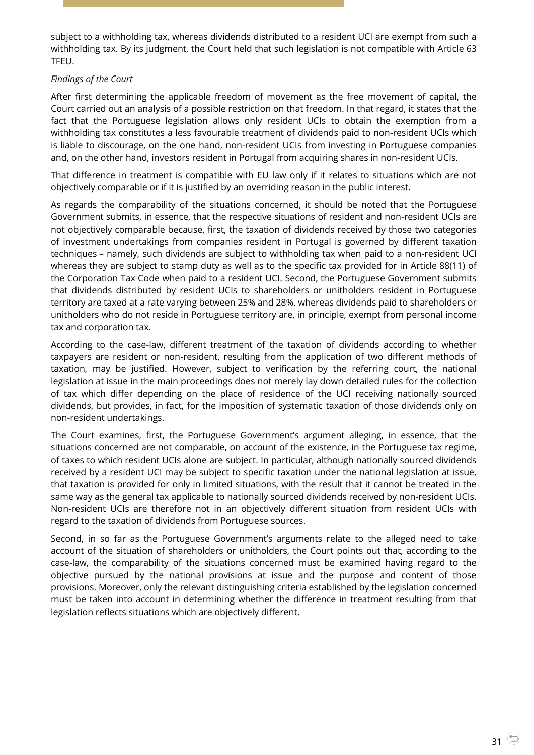subject to a withholding tax, whereas dividends distributed to a resident UCI are exempt from such a withholding tax. By its judgment, the Court held that such legislation is not compatible with Article 63 TFEU.

*Findings of the Court*

After first determining the applicable freedom of movement as the free movement of capital, the Court carried out an analysis of a possible restriction on that freedom. In that regard, it states that the fact that the Portuguese legislation allows only resident UCIs to obtain the exemption from a withholding tax constitutes a less favourable treatment of dividends paid to non-resident UCIs which is liable to discourage, on the one hand, non-resident UCIs from investing in Portuguese companies and, on the other hand, investors resident in Portugal from acquiring shares in non-resident UCIs.

That difference in treatment is compatible with EU law only if it relates to situations which are not objectively comparable or if it is justified by an overriding reason in the public interest.

As regards the comparability of the situations concerned, it should be noted that the Portuguese Government submits, in essence, that the respective situations of resident and non-resident UCIs are not objectively comparable because, first, the taxation of dividends received by those two categories of investment undertakings from companies resident in Portugal is governed by different taxation techniques – namely, such dividends are subject to withholding tax when paid to a non-resident UCI whereas they are subject to stamp duty as well as to the specific tax provided for in Article 88(11) of the Corporation Tax Code when paid to a resident UCI. Second, the Portuguese Government submits that dividends distributed by resident UCIs to shareholders or unitholders resident in Portuguese territory are taxed at a rate varying between 25% and 28%, whereas dividends paid to shareholders or unitholders who do not reside in Portuguese territory are, in principle, exempt from personal income tax and corporation tax.

According to the case-law, different treatment of the taxation of dividends according to whether taxpayers are resident or non-resident, resulting from the application of two different methods of taxation, may be justified. However, subject to verification by the referring court, the national legislation at issue in the main proceedings does not merely lay down detailed rules for the collection of tax which differ depending on the place of residence of the UCI receiving nationally sourced dividends, but provides, in fact, for the imposition of systematic taxation of those dividends only on non-resident undertakings.

The Court examines, first, the Portuguese Government's argument alleging, in essence, that the situations concerned are not comparable, on account of the existence, in the Portuguese tax regime, of taxes to which resident UCIs alone are subject. In particular, although nationally sourced dividends received by a resident UCI may be subject to specific taxation under the national legislation at issue, that taxation is provided for only in limited situations, with the result that it cannot be treated in the same way as the general tax applicable to nationally sourced dividends received by non-resident UCIs. Non-resident UCIs are therefore not in an objectively different situation from resident UCIs with regard to the taxation of dividends from Portuguese sources.

Second, in so far as the Portuguese Government's arguments relate to the alleged need to take account of the situation of shareholders or unitholders, the Court points out that, according to the case-law, the comparability of the situations concerned must be examined having regard to the objective pursued by the national provisions at issue and the purpose and content of those provisions. Moreover, only the relevant distinguishing criteria established by the legislation concerned must be taken into account in determining whether the difference in treatment resulting from that legislation reflects situations which are objectively different.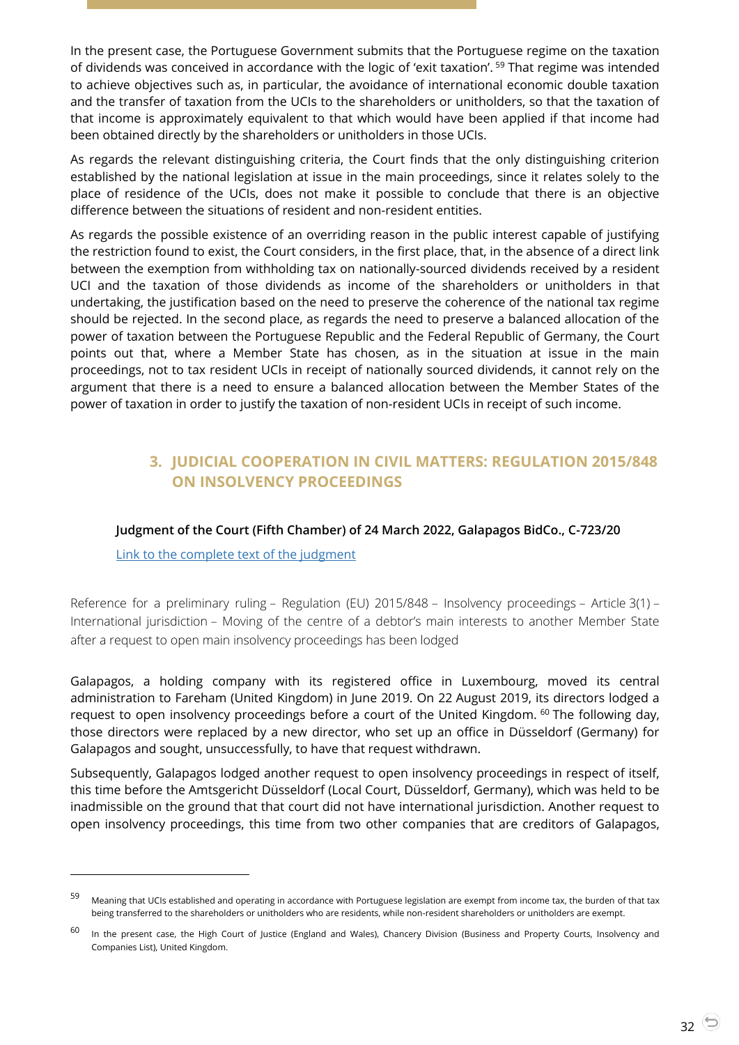In the present case, the Portuguese Government submits that the Portuguese regime on the taxation of dividends was conceived in accordance with the logic of 'exit taxation'. [59] That regime was intended to achieve objectives such as, in particular, the avoidance of international economic double taxation and the transfer of taxation from the UCIs to the shareholders or unitholders, so that the taxation of that income is approximately equivalent to that which would have been applied if that income had been obtained directly by the shareholders or unitholders in those UCIs.

As regards the relevant distinguishing criteria, the Court finds that the only distinguishing criterion established by the national legislation at issue in the main proceedings, since it relates solely to the place of residence of the UCIs, does not make it possible to conclude that there is an objective difference between the situations of resident and non-resident entities.

As regards the possible existence of an overriding reason in the public interest capable of justifying the restriction found to exist, the Court considers, in the first place, that, in the absence of a direct link between the exemption from withholding tax on nationally-sourced dividends received by a resident UCI and the taxation of those dividends as income of the shareholders or unitholders in that undertaking, the justification based on the need to preserve the coherence of the national tax regime should be rejected. In the second place, as regards the need to preserve a balanced allocation of the power of taxation between the Portuguese Republic and the Federal Republic of Germany, the Court points out that, where a Member State has chosen, as in the situation at issue in the main proceedings, not to tax resident UCIs in receipt of nationally sourced dividends, it cannot rely on the argument that there is a need to ensure a balanced allocation between the Member States of the power of taxation in order to justify the taxation of non-resident UCIs in receipt of such income.

## 3. JUDICIAL COOPERATION IN CIVIL MATTERS: REGULATION 2015/848 ON INSOLVENCY PROCEEDINGS

### Judgment of the Court (Fifth Chamber) of 24 March 2022, Galapagos BidCo., C-723/20

Link to the complete text of the judgment

Reference for a preliminary ruling – Regulation (EU) 2015/848 – Insolvency proceedings – Article 3(1) – International jurisdiction – Moving of the centre of a debtor's main interests to another Member State after a request to open main insolvency proceedings has been lodged

Galapagos, a holding company with its registered office in Luxembourg, moved its central administration to Fareham (United Kingdom) in June 2019. On 22 August 2019, its directors lodged a request to open insolvency proceedings before a court of the United Kingdom. [60] The following day, those directors were replaced by a new director, who set up an office in Düsseldorf (Germany) for Galapagos and sought, unsuccessfully, to have that request withdrawn.

Subsequently, Galapagos lodged another request to open insolvency proceedings in respect of itself, this time before the Amtsgericht Düsseldorf (Local Court, Düsseldorf, Germany), which was held to be inadmissible on the ground that that court did not have international jurisdiction. Another request to open insolvency proceedings, this time from two other companies that are creditors of Galapagos,

---

[59] Meaning that UCIs established and operating in accordance with Portuguese legislation are exempt from income tax, the burden of that tax being transferred to the shareholders or unitholders who are residents, while non-resident shareholders or unitholders are exempt.

[60] In the present case, the High Court of Justice (England and Wales), Chancery Division (Business and Property Courts, Insolvency and Companies List), United Kingdom.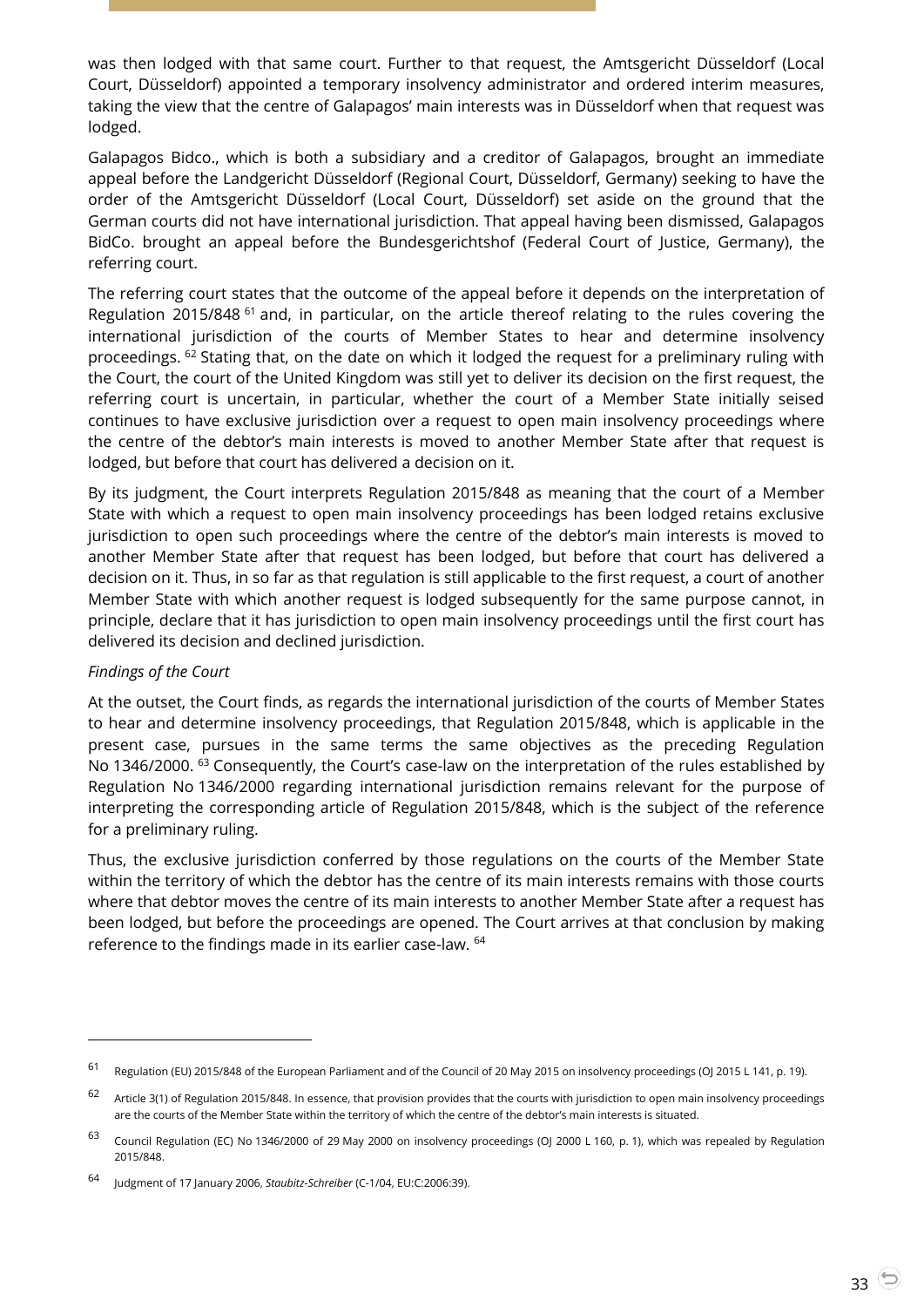was then lodged with that same court. Further to that request, the Amtsgericht Düsseldorf (Local Court, Düsseldorf) appointed a temporary insolvency administrator and ordered interim measures, taking the view that the centre of Galapagos' main interests was in Düsseldorf when that request was lodged.

Galapagos Bidco., which is both a subsidiary and a creditor of Galapagos, brought an immediate appeal before the Landgericht Düsseldorf (Regional Court, Düsseldorf, Germany) seeking to have the order of the Amtsgericht Düsseldorf (Local Court, Düsseldorf) set aside on the ground that the German courts did not have international jurisdiction. That appeal having been dismissed, Galapagos BidCo. brought an appeal before the Bundesgerichtshof (Federal Court of Justice, Germany), the referring court.

The referring court states that the outcome of the appeal before it depends on the interpretation of Regulation 2015/848 [61] and, in particular, on the article thereof relating to the rules covering the international jurisdiction of the courts of Member States to hear and determine insolvency proceedings. [62] Stating that, on the date on which it lodged the request for a preliminary ruling with the Court, the court of the United Kingdom was still yet to deliver its decision on the first request, the referring court is uncertain, in particular, whether the court of a Member State initially seised continues to have exclusive jurisdiction over a request to open main insolvency proceedings where the centre of the debtor's main interests is moved to another Member State after that request is lodged, but before that court has delivered a decision on it.

By its judgment, the Court interprets Regulation 2015/848 as meaning that the court of a Member State with which a request to open main insolvency proceedings has been lodged retains exclusive jurisdiction to open such proceedings where the centre of the debtor's main interests is moved to another Member State after that request has been lodged, but before that court has delivered a decision on it. Thus, in so far as that regulation is still applicable to the first request, a court of another Member State with which another request is lodged subsequently for the same purpose cannot, in principle, declare that it has jurisdiction to open main insolvency proceedings until the first court has delivered its decision and declined jurisdiction.

*Findings of the Court*

At the outset, the Court finds, as regards the international jurisdiction of the courts of Member States to hear and determine insolvency proceedings, that Regulation 2015/848, which is applicable in the present case, pursues in the same terms the same objectives as the preceding Regulation No 1346/2000. [63] Consequently, the Court's case-law on the interpretation of the rules established by Regulation No 1346/2000 regarding international jurisdiction remains relevant for the purpose of interpreting the corresponding article of Regulation 2015/848, which is the subject of the reference for a preliminary ruling.

Thus, the exclusive jurisdiction conferred by those regulations on the courts of the Member State within the territory of which the debtor has the centre of its main interests remains with those courts where that debtor moves the centre of its main interests to another Member State after a request has been lodged, but before the proceedings are opened. The Court arrives at that conclusion by making reference to the findings made in its earlier case-law. [64]

---

[61] Regulation (EU) 2015/848 of the European Parliament and of the Council of 20 May 2015 on insolvency proceedings (OJ 2015 L 141, p. 19).

[62] Article 3(1) of Regulation 2015/848. In essence, that provision provides that the courts with jurisdiction to open main insolvency proceedings are the courts of the Member State within the territory of which the centre of the debtor's main interests is situated.

[63] Council Regulation (EC) No 1346/2000 of 29 May 2000 on insolvency proceedings (OJ 2000 L 160, p. 1), which was repealed by Regulation 2015/848.

[64] Judgment of 17 January 2006, *Staubitz-Schreiber* (C-1/04, EU:C:2006:39).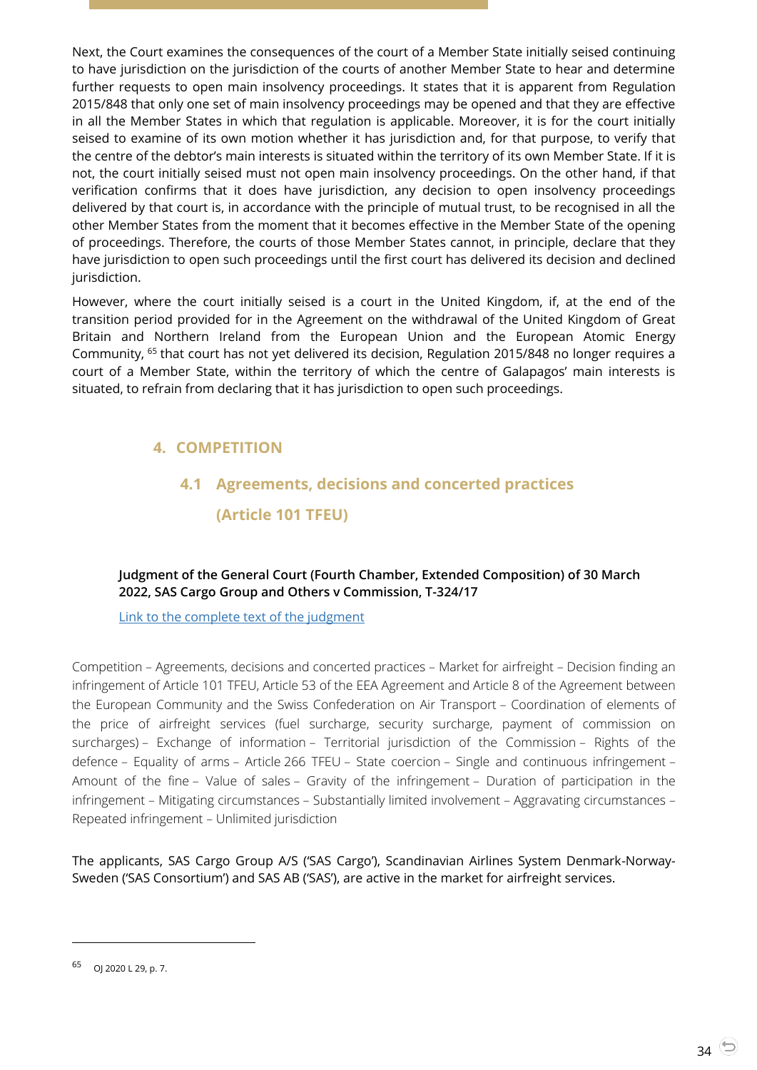Next, the Court examines the consequences of the court of a Member State initially seised continuing to have jurisdiction on the jurisdiction of the courts of another Member State to hear and determine further requests to open main insolvency proceedings. It states that it is apparent from Regulation 2015/848 that only one set of main insolvency proceedings may be opened and that they are effective in all the Member States in which that regulation is applicable. Moreover, it is for the court initially seised to examine of its own motion whether it has jurisdiction and, for that purpose, to verify that the centre of the debtor's main interests is situated within the territory of its own Member State. If it is not, the court initially seised must not open main insolvency proceedings. On the other hand, if that verification confirms that it does have jurisdiction, any decision to open insolvency proceedings delivered by that court is, in accordance with the principle of mutual trust, to be recognised in all the other Member States from the moment that it becomes effective in the Member State of the opening of proceedings. Therefore, the courts of those Member States cannot, in principle, declare that they have jurisdiction to open such proceedings until the first court has delivered its decision and declined jurisdiction.

However, where the court initially seised is a court in the United Kingdom, if, at the end of the transition period provided for in the Agreement on the withdrawal of the United Kingdom of Great Britain and Northern Ireland from the European Union and the European Atomic Energy Community, [65] that court has not yet delivered its decision, Regulation 2015/848 no longer requires a court of a Member State, within the territory of which the centre of Galapagos' main interests is situated, to refrain from declaring that it has jurisdiction to open such proceedings.

## 4. COMPETITION

### 4.1 Agreements, decisions and concerted practices (Article 101 TFEU)

**Judgment of the General Court (Fourth Chamber, Extended Composition) of 30 March 2022, SAS Cargo Group and Others v Commission, T-324/17**

Link to the complete text of the judgment

Competition – Agreements, decisions and concerted practices – Market for airfreight – Decision finding an infringement of Article 101 TFEU, Article 53 of the EEA Agreement and Article 8 of the Agreement between the European Community and the Swiss Confederation on Air Transport – Coordination of elements of the price of airfreight services (fuel surcharge, security surcharge, payment of commission on surcharges) – Exchange of information – Territorial jurisdiction of the Commission – Rights of the defence – Equality of arms – Article 266 TFEU – State coercion – Single and continuous infringement – Amount of the fine – Value of sales – Gravity of the infringement – Duration of participation in the infringement – Mitigating circumstances – Substantially limited involvement – Aggravating circumstances – Repeated infringement – Unlimited jurisdiction

The applicants, SAS Cargo Group A/S ('SAS Cargo'), Scandinavian Airlines System Denmark-Norway-Sweden ('SAS Consortium') and SAS AB ('SAS'), are active in the market for airfreight services.

---

[65] OJ 2020 L 29, p. 7.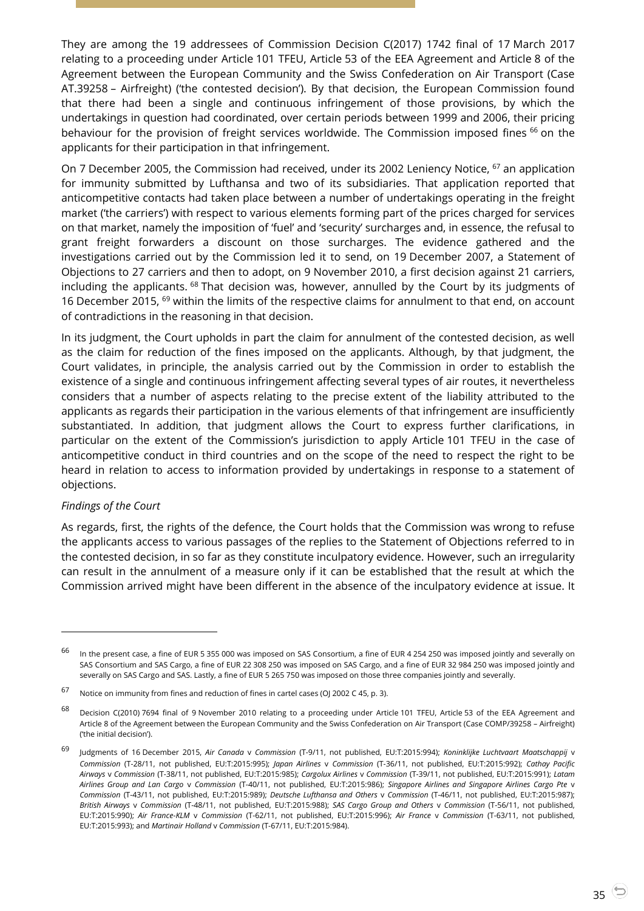They are among the 19 addressees of Commission Decision C(2017) 1742 final of 17 March 2017 relating to a proceeding under Article 101 TFEU, Article 53 of the EEA Agreement and Article 8 of the Agreement between the European Community and the Swiss Confederation on Air Transport (Case AT.39258 – Airfreight) ('the contested decision'). By that decision, the European Commission found that there had been a single and continuous infringement of those provisions, by which the undertakings in question had coordinated, over certain periods between 1999 and 2006, their pricing behaviour for the provision of freight services worldwide. The Commission imposed fines [66] on the applicants for their participation in that infringement.

On 7 December 2005, the Commission had received, under its 2002 Leniency Notice, [67] an application for immunity submitted by Lufthansa and two of its subsidiaries. That application reported that anticompetitive contacts had taken place between a number of undertakings operating in the freight market ('the carriers') with respect to various elements forming part of the prices charged for services on that market, namely the imposition of 'fuel' and 'security' surcharges and, in essence, the refusal to grant freight forwarders a discount on those surcharges. The evidence gathered and the investigations carried out by the Commission led it to send, on 19 December 2007, a Statement of Objections to 27 carriers and then to adopt, on 9 November 2010, a first decision against 21 carriers, including the applicants. [68] That decision was, however, annulled by the Court by its judgments of 16 December 2015, [69] within the limits of the respective claims for annulment to that end, on account of contradictions in the reasoning in that decision.

In its judgment, the Court upholds in part the claim for annulment of the contested decision, as well as the claim for reduction of the fines imposed on the applicants. Although, by that judgment, the Court validates, in principle, the analysis carried out by the Commission in order to establish the existence of a single and continuous infringement affecting several types of air routes, it nevertheless considers that a number of aspects relating to the precise extent of the liability attributed to the applicants as regards their participation in the various elements of that infringement are insufficiently substantiated. In addition, that judgment allows the Court to express further clarifications, in particular on the extent of the Commission's jurisdiction to apply Article 101 TFEU in the case of anticompetitive conduct in third countries and on the scope of the need to respect the right to be heard in relation to access to information provided by undertakings in response to a statement of objections.

*Findings of the Court*

As regards, first, the rights of the defence, the Court holds that the Commission was wrong to refuse the applicants access to various passages of the replies to the Statement of Objections referred to in the contested decision, in so far as they constitute inculpatory evidence. However, such an irregularity can result in the annulment of a measure only if it can be established that the result at which the Commission arrived might have been different in the absence of the inculpatory evidence at issue. It

---

[66] In the present case, a fine of EUR 5 355 000 was imposed on SAS Consortium, a fine of EUR 4 254 250 was imposed jointly and severally on SAS Consortium and SAS Cargo, a fine of EUR 22 308 250 was imposed on SAS Cargo, and a fine of EUR 32 984 250 was imposed jointly and severally on SAS Cargo and SAS. Lastly, a fine of EUR 5 265 750 was imposed on those three companies jointly and severally.

[67] Notice on immunity from fines and reduction of fines in cartel cases (OJ 2002 C 45, p. 3).

[68] Decision C(2010) 7694 final of 9 November 2010 relating to a proceeding under Article 101 TFEU, Article 53 of the EEA Agreement and Article 8 of the Agreement between the European Community and the Swiss Confederation on Air Transport (Case COMP/39258 – Airfreight) ('the initial decision').

[69] Judgments of 16 December 2015, *Air Canada* v *Commission* (T-9/11, not published, EU:T:2015:994); *Koninklijke Luchtvaart Maatschappij* v *Commission* (T-28/11, not published, EU:T:2015:995); *Japan Airlines* v *Commission* (T-36/11, not published, EU:T:2015:992); *Cathay Pacific Airways* v *Commission* (T-38/11, not published, EU:T:2015:985); *Cargolux Airlines* v *Commission* (T-39/11, not published, EU:T:2015:991); *Latam Airlines Group and Lan Cargo* v *Commission* (T-40/11, not published, EU:T:2015:986); *Singapore Airlines and Singapore Airlines Cargo Pte* v *Commission* (T-43/11, not published, EU:T:2015:989); *Deutsche Lufthansa and Others* v *Commission* (T-46/11, not published, EU:T:2015:987); *British Airways* v *Commission* (T-48/11, not published, EU:T:2015:988); *SAS Cargo Group and Others* v *Commission* (T-56/11, not published, EU:T:2015:990); *Air France-KLM* v *Commission* (T-62/11, not published, EU:T:2015:996); *Air France* v *Commission* (T-63/11, not published, EU:T:2015:993); and *Martinair Holland* v *Commission* (T-67/11, EU:T:2015:984).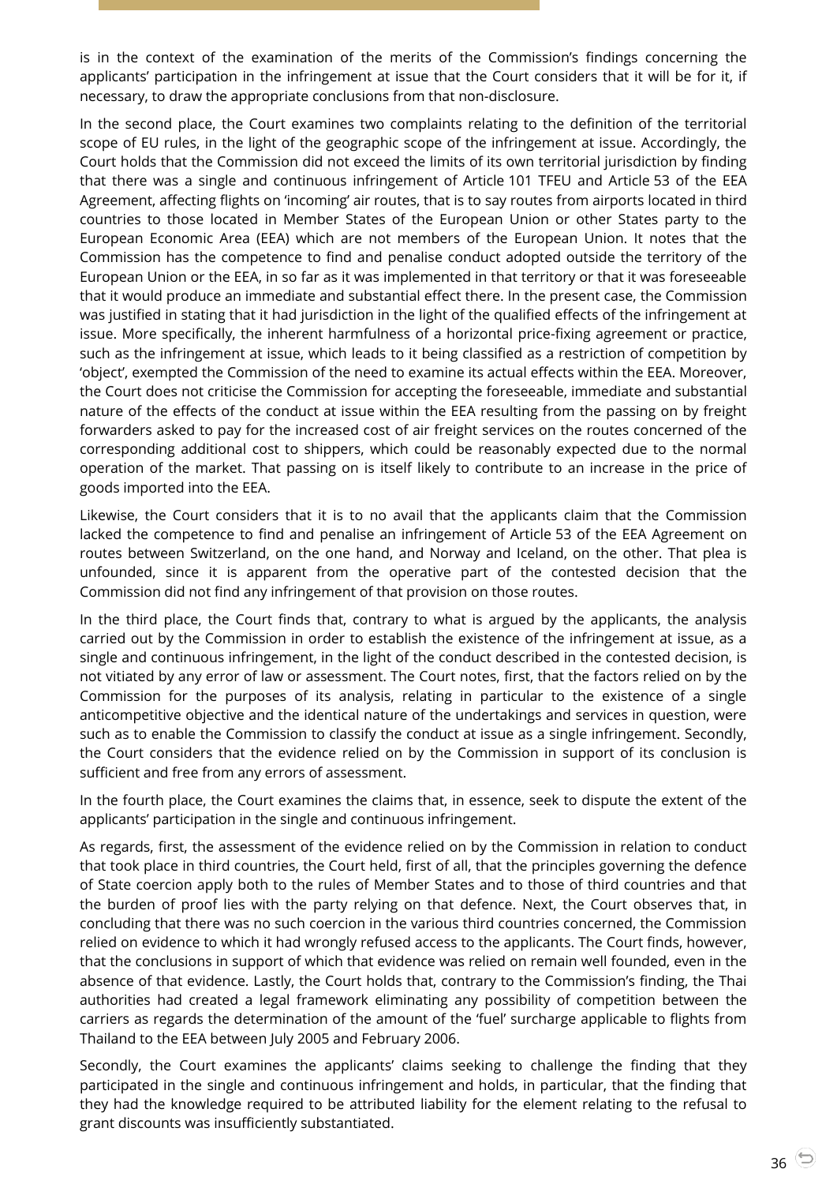is in the context of the examination of the merits of the Commission's findings concerning the applicants' participation in the infringement at issue that the Court considers that it will be for it, if necessary, to draw the appropriate conclusions from that non-disclosure.

In the second place, the Court examines two complaints relating to the definition of the territorial scope of EU rules, in the light of the geographic scope of the infringement at issue. Accordingly, the Court holds that the Commission did not exceed the limits of its own territorial jurisdiction by finding that there was a single and continuous infringement of Article 101 TFEU and Article 53 of the EEA Agreement, affecting flights on 'incoming' air routes, that is to say routes from airports located in third countries to those located in Member States of the European Union or other States party to the European Economic Area (EEA) which are not members of the European Union. It notes that the Commission has the competence to find and penalise conduct adopted outside the territory of the European Union or the EEA, in so far as it was implemented in that territory or that it was foreseeable that it would produce an immediate and substantial effect there. In the present case, the Commission was justified in stating that it had jurisdiction in the light of the qualified effects of the infringement at issue. More specifically, the inherent harmfulness of a horizontal price-fixing agreement or practice, such as the infringement at issue, which leads to it being classified as a restriction of competition by 'object', exempted the Commission of the need to examine its actual effects within the EEA. Moreover, the Court does not criticise the Commission for accepting the foreseeable, immediate and substantial nature of the effects of the conduct at issue within the EEA resulting from the passing on by freight forwarders asked to pay for the increased cost of air freight services on the routes concerned of the corresponding additional cost to shippers, which could be reasonably expected due to the normal operation of the market. That passing on is itself likely to contribute to an increase in the price of goods imported into the EEA.

Likewise, the Court considers that it is to no avail that the applicants claim that the Commission lacked the competence to find and penalise an infringement of Article 53 of the EEA Agreement on routes between Switzerland, on the one hand, and Norway and Iceland, on the other. That plea is unfounded, since it is apparent from the operative part of the contested decision that the Commission did not find any infringement of that provision on those routes.

In the third place, the Court finds that, contrary to what is argued by the applicants, the analysis carried out by the Commission in order to establish the existence of the infringement at issue, as a single and continuous infringement, in the light of the conduct described in the contested decision, is not vitiated by any error of law or assessment. The Court notes, first, that the factors relied on by the Commission for the purposes of its analysis, relating in particular to the existence of a single anticompetitive objective and the identical nature of the undertakings and services in question, were such as to enable the Commission to classify the conduct at issue as a single infringement. Secondly, the Court considers that the evidence relied on by the Commission in support of its conclusion is sufficient and free from any errors of assessment.

In the fourth place, the Court examines the claims that, in essence, seek to dispute the extent of the applicants' participation in the single and continuous infringement.

As regards, first, the assessment of the evidence relied on by the Commission in relation to conduct that took place in third countries, the Court held, first of all, that the principles governing the defence of State coercion apply both to the rules of Member States and to those of third countries and that the burden of proof lies with the party relying on that defence. Next, the Court observes that, in concluding that there was no such coercion in the various third countries concerned, the Commission relied on evidence to which it had wrongly refused access to the applicants. The Court finds, however, that the conclusions in support of which that evidence was relied on remain well founded, even in the absence of that evidence. Lastly, the Court holds that, contrary to the Commission's finding, the Thai authorities had created a legal framework eliminating any possibility of competition between the carriers as regards the determination of the amount of the 'fuel' surcharge applicable to flights from Thailand to the EEA between July 2005 and February 2006.

Secondly, the Court examines the applicants' claims seeking to challenge the finding that they participated in the single and continuous infringement and holds, in particular, that the finding that they had the knowledge required to be attributed liability for the element relating to the refusal to grant discounts was insufficiently substantiated.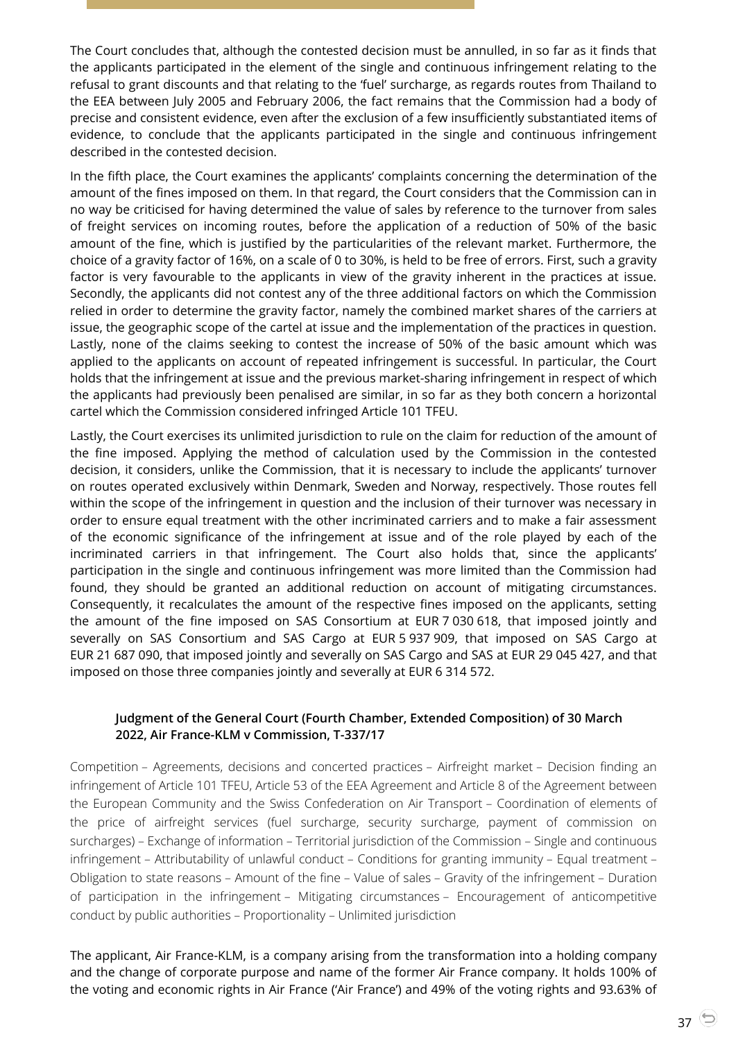The Court concludes that, although the contested decision must be annulled, in so far as it finds that the applicants participated in the element of the single and continuous infringement relating to the refusal to grant discounts and that relating to the 'fuel' surcharge, as regards routes from Thailand to the EEA between July 2005 and February 2006, the fact remains that the Commission had a body of precise and consistent evidence, even after the exclusion of a few insufficiently substantiated items of evidence, to conclude that the applicants participated in the single and continuous infringement described in the contested decision.

In the fifth place, the Court examines the applicants' complaints concerning the determination of the amount of the fines imposed on them. In that regard, the Court considers that the Commission can in no way be criticised for having determined the value of sales by reference to the turnover from sales of freight services on incoming routes, before the application of a reduction of 50% of the basic amount of the fine, which is justified by the particularities of the relevant market. Furthermore, the choice of a gravity factor of 16%, on a scale of 0 to 30%, is held to be free of errors. First, such a gravity factor is very favourable to the applicants in view of the gravity inherent in the practices at issue. Secondly, the applicants did not contest any of the three additional factors on which the Commission relied in order to determine the gravity factor, namely the combined market shares of the carriers at issue, the geographic scope of the cartel at issue and the implementation of the practices in question. Lastly, none of the claims seeking to contest the increase of 50% of the basic amount which was applied to the applicants on account of repeated infringement is successful. In particular, the Court holds that the infringement at issue and the previous market-sharing infringement in respect of which the applicants had previously been penalised are similar, in so far as they both concern a horizontal cartel which the Commission considered infringed Article 101 TFEU.

Lastly, the Court exercises its unlimited jurisdiction to rule on the claim for reduction of the amount of the fine imposed. Applying the method of calculation used by the Commission in the contested decision, it considers, unlike the Commission, that it is necessary to include the applicants' turnover on routes operated exclusively within Denmark, Sweden and Norway, respectively. Those routes fell within the scope of the infringement in question and the inclusion of their turnover was necessary in order to ensure equal treatment with the other incriminated carriers and to make a fair assessment of the economic significance of the infringement at issue and of the role played by each of the incriminated carriers in that infringement. The Court also holds that, since the applicants' participation in the single and continuous infringement was more limited than the Commission had found, they should be granted an additional reduction on account of mitigating circumstances. Consequently, it recalculates the amount of the respective fines imposed on the applicants, setting the amount of the fine imposed on SAS Consortium at EUR 7 030 618, that imposed jointly and severally on SAS Consortium and SAS Cargo at EUR 5 937 909, that imposed on SAS Cargo at EUR 21 687 090, that imposed jointly and severally on SAS Cargo and SAS at EUR 29 045 427, and that imposed on those three companies jointly and severally at EUR 6 314 572.

**Judgment of the General Court (Fourth Chamber, Extended Composition) of 30 March 2022, Air France-KLM v Commission, T-337/17**

Competition – Agreements, decisions and concerted practices – Airfreight market – Decision finding an infringement of Article 101 TFEU, Article 53 of the EEA Agreement and Article 8 of the Agreement between the European Community and the Swiss Confederation on Air Transport – Coordination of elements of the price of airfreight services (fuel surcharge, security surcharge, payment of commission on surcharges) – Exchange of information – Territorial jurisdiction of the Commission – Single and continuous infringement – Attributability of unlawful conduct – Conditions for granting immunity – Equal treatment – Obligation to state reasons – Amount of the fine – Value of sales – Gravity of the infringement – Duration of participation in the infringement – Mitigating circumstances – Encouragement of anticompetitive conduct by public authorities – Proportionality – Unlimited jurisdiction

The applicant, Air France-KLM, is a company arising from the transformation into a holding company and the change of corporate purpose and name of the former Air France company. It holds 100% of the voting and economic rights in Air France ('Air France') and 49% of the voting rights and 93.63% of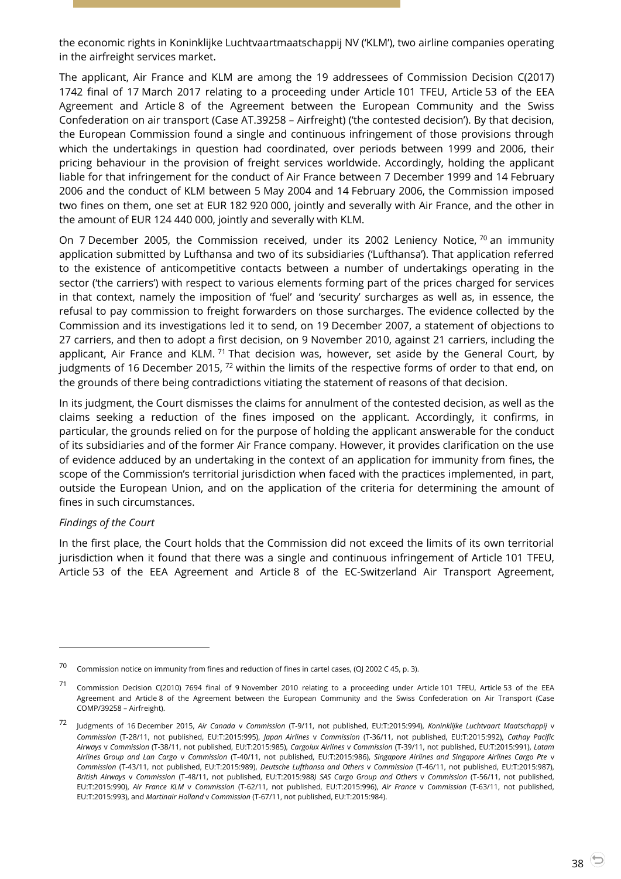the economic rights in Koninklijke Luchtvaartmaatschappij NV ('KLM'), two airline companies operating in the airfreight services market.

The applicant, Air France and KLM are among the 19 addressees of Commission Decision C(2017) 1742 final of 17 March 2017 relating to a proceeding under Article 101 TFEU, Article 53 of the EEA Agreement and Article 8 of the Agreement between the European Community and the Swiss Confederation on air transport (Case AT.39258 – Airfreight) ('the contested decision'). By that decision, the European Commission found a single and continuous infringement of those provisions through which the undertakings in question had coordinated, over periods between 1999 and 2006, their pricing behaviour in the provision of freight services worldwide. Accordingly, holding the applicant liable for that infringement for the conduct of Air France between 7 December 1999 and 14 February 2006 and the conduct of KLM between 5 May 2004 and 14 February 2006, the Commission imposed two fines on them, one set at EUR 182 920 000, jointly and severally with Air France, and the other in the amount of EUR 124 440 000, jointly and severally with KLM.

On 7 December 2005, the Commission received, under its 2002 Leniency Notice, [70] an immunity application submitted by Lufthansa and two of its subsidiaries ('Lufthansa'). That application referred to the existence of anticompetitive contacts between a number of undertakings operating in the sector ('the carriers') with respect to various elements forming part of the prices charged for services in that context, namely the imposition of 'fuel' and 'security' surcharges as well as, in essence, the refusal to pay commission to freight forwarders on those surcharges. The evidence collected by the Commission and its investigations led it to send, on 19 December 2007, a statement of objections to 27 carriers, and then to adopt a first decision, on 9 November 2010, against 21 carriers, including the applicant, Air France and KLM. [71] That decision was, however, set aside by the General Court, by judgments of 16 December 2015, [72] within the limits of the respective forms of order to that end, on the grounds of there being contradictions vitiating the statement of reasons of that decision.

In its judgment, the Court dismisses the claims for annulment of the contested decision, as well as the claims seeking a reduction of the fines imposed on the applicant. Accordingly, it confirms, in particular, the grounds relied on for the purpose of holding the applicant answerable for the conduct of its subsidiaries and of the former Air France company. However, it provides clarification on the use of evidence adduced by an undertaking in the context of an application for immunity from fines, the scope of the Commission's territorial jurisdiction when faced with the practices implemented, in part, outside the European Union, and on the application of the criteria for determining the amount of fines in such circumstances.

*Findings of the Court*

In the first place, the Court holds that the Commission did not exceed the limits of its own territorial jurisdiction when it found that there was a single and continuous infringement of Article 101 TFEU, Article 53 of the EEA Agreement and Article 8 of the EC-Switzerland Air Transport Agreement,

---

[70] Commission notice on immunity from fines and reduction of fines in cartel cases, (OJ 2002 C 45, p. 3).

[71] Commission Decision C(2010) 7694 final of 9 November 2010 relating to a proceeding under Article 101 TFEU, Article 53 of the EEA Agreement and Article 8 of the Agreement between the European Community and the Swiss Confederation on Air Transport (Case COMP/39258 – Airfreight).

[72] Judgments of 16 December 2015, *Air Canada* v *Commission* (T-9/11, not published, EU:T:2015:994), *Koninklijke Luchtvaart Maatschappij* v *Commission* (T-28/11, not published, EU:T:2015:995), *Japan Airlines* v *Commission* (T-36/11, not published, EU:T:2015:992), *Cathay Pacific Airways* v *Commission* (T-38/11, not published, EU:T:2015:985), *Cargolux Airlines* v *Commission* (T-39/11, not published, EU:T:2015:991), *Latam Airlines Group and Lan Cargo* v *Commission* (T-40/11, not published, EU:T:2015:986), *Singapore Airlines and Singapore Airlines Cargo Pte* v *Commission* (T-43/11, not published, EU:T:2015:989), *Deutsche Lufthansa and Others* v *Commission* (T-46/11, not published, EU:T:2015:987), *British Airways* v *Commission* (T-48/11, not published, EU:T:2015:988*) SAS Cargo Group and Others* v *Commission* (T-56/11, not published, EU:T:2015:990), *Air France KLM* v *Commission* (T-62/11, not published, EU:T:2015:996), *Air France* v *Commission* (T-63/11, not published, EU:T:2015:993), and *Martinair Holland* v *Commission* (T-67/11, not published, EU:T:2015:984).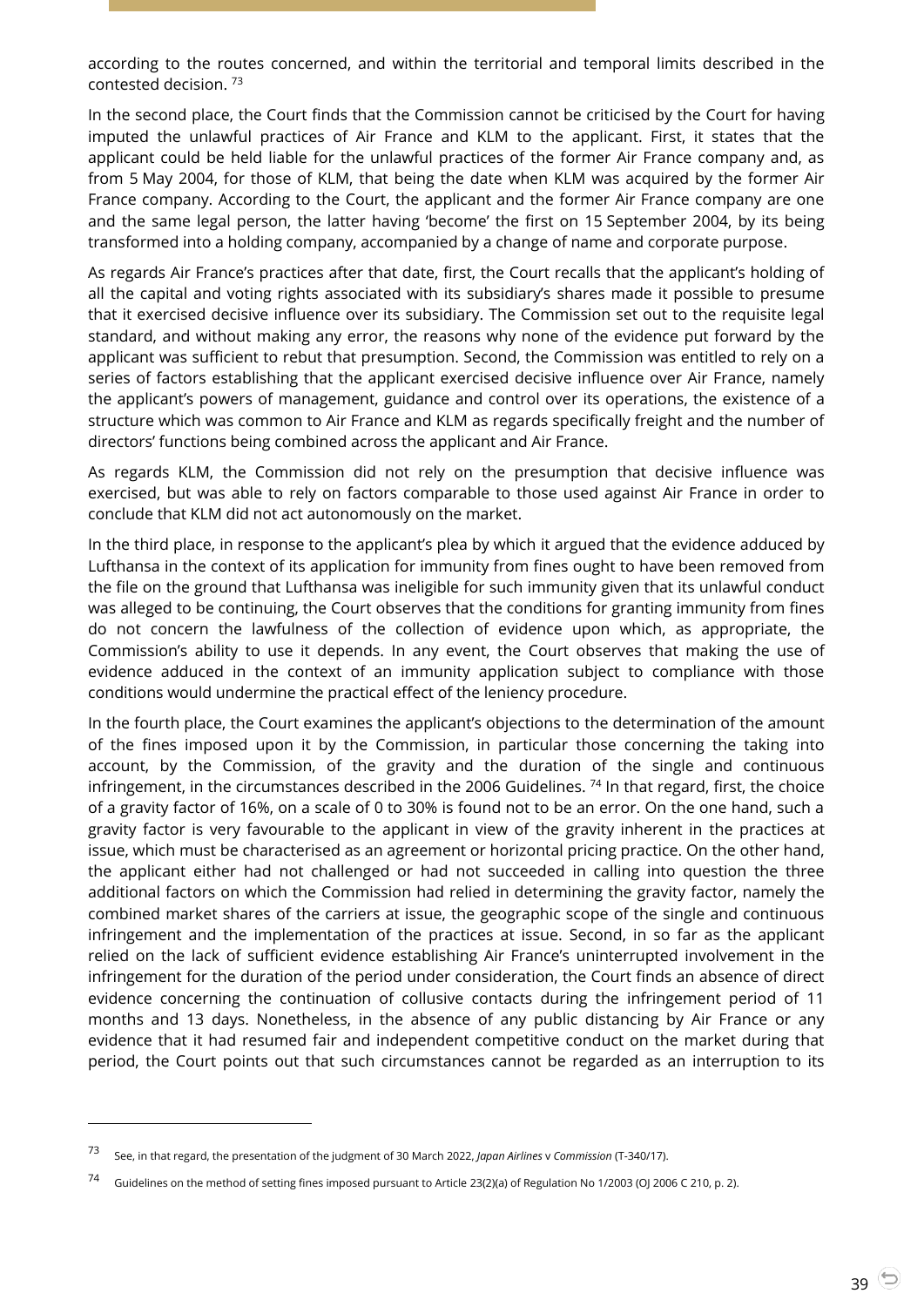according to the routes concerned, and within the territorial and temporal limits described in the contested decision. [73]

In the second place, the Court finds that the Commission cannot be criticised by the Court for having imputed the unlawful practices of Air France and KLM to the applicant. First, it states that the applicant could be held liable for the unlawful practices of the former Air France company and, as from 5 May 2004, for those of KLM, that being the date when KLM was acquired by the former Air France company. According to the Court, the applicant and the former Air France company are one and the same legal person, the latter having 'become' the first on 15 September 2004, by its being transformed into a holding company, accompanied by a change of name and corporate purpose.

As regards Air France's practices after that date, first, the Court recalls that the applicant's holding of all the capital and voting rights associated with its subsidiary's shares made it possible to presume that it exercised decisive influence over its subsidiary. The Commission set out to the requisite legal standard, and without making any error, the reasons why none of the evidence put forward by the applicant was sufficient to rebut that presumption. Second, the Commission was entitled to rely on a series of factors establishing that the applicant exercised decisive influence over Air France, namely the applicant's powers of management, guidance and control over its operations, the existence of a structure which was common to Air France and KLM as regards specifically freight and the number of directors' functions being combined across the applicant and Air France.

As regards KLM, the Commission did not rely on the presumption that decisive influence was exercised, but was able to rely on factors comparable to those used against Air France in order to conclude that KLM did not act autonomously on the market.

In the third place, in response to the applicant's plea by which it argued that the evidence adduced by Lufthansa in the context of its application for immunity from fines ought to have been removed from the file on the ground that Lufthansa was ineligible for such immunity given that its unlawful conduct was alleged to be continuing, the Court observes that the conditions for granting immunity from fines do not concern the lawfulness of the collection of evidence upon which, as appropriate, the Commission's ability to use it depends. In any event, the Court observes that making the use of evidence adduced in the context of an immunity application subject to compliance with those conditions would undermine the practical effect of the leniency procedure.

In the fourth place, the Court examines the applicant's objections to the determination of the amount of the fines imposed upon it by the Commission, in particular those concerning the taking into account, by the Commission, of the gravity and the duration of the single and continuous infringement, in the circumstances described in the 2006 Guidelines. [74] In that regard, first, the choice of a gravity factor of 16%, on a scale of 0 to 30% is found not to be an error. On the one hand, such a gravity factor is very favourable to the applicant in view of the gravity inherent in the practices at issue, which must be characterised as an agreement or horizontal pricing practice. On the other hand, the applicant either had not challenged or had not succeeded in calling into question the three additional factors on which the Commission had relied in determining the gravity factor, namely the combined market shares of the carriers at issue, the geographic scope of the single and continuous infringement and the implementation of the practices at issue. Second, in so far as the applicant relied on the lack of sufficient evidence establishing Air France's uninterrupted involvement in the infringement for the duration of the period under consideration, the Court finds an absence of direct evidence concerning the continuation of collusive contacts during the infringement period of 11 months and 13 days. Nonetheless, in the absence of any public distancing by Air France or any evidence that it had resumed fair and independent competitive conduct on the market during that period, the Court points out that such circumstances cannot be regarded as an interruption to its

---

[73] See, in that regard, the presentation of the judgment of 30 March 2022, *Japan Airlines* v *Commission* (T-340/17).

[74] Guidelines on the method of setting fines imposed pursuant to Article 23(2)(a) of Regulation No 1/2003 (OJ 2006 C 210, p. 2).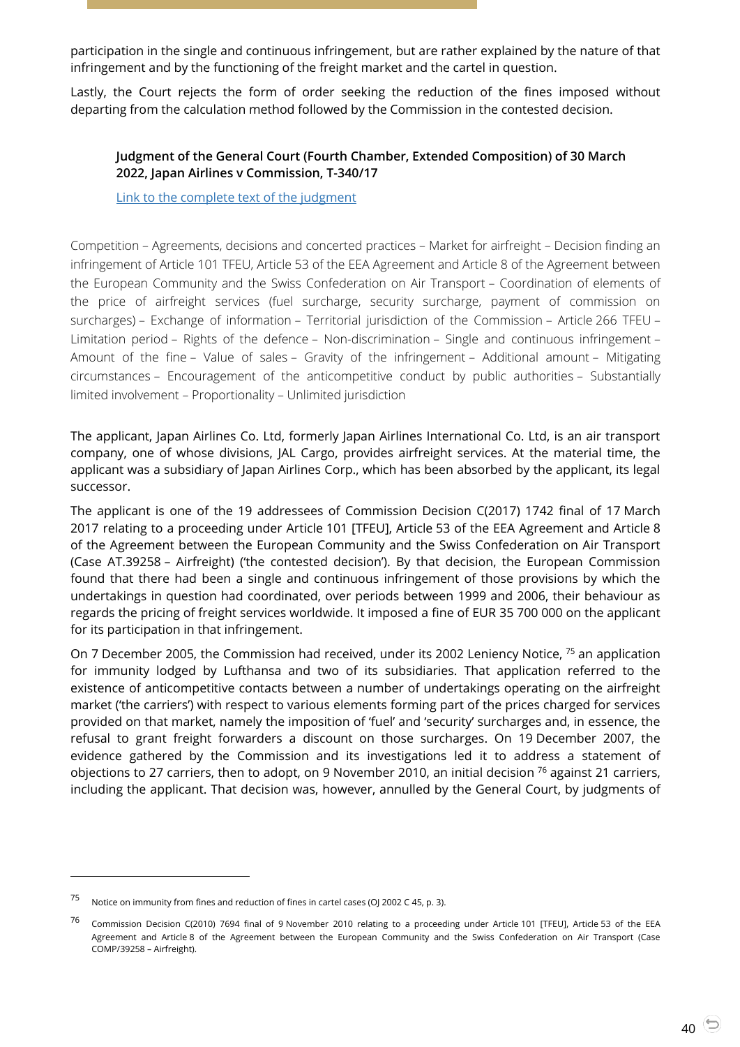participation in the single and continuous infringement, but are rather explained by the nature of that infringement and by the functioning of the freight market and the cartel in question.

Lastly, the Court rejects the form of order seeking the reduction of the fines imposed without departing from the calculation method followed by the Commission in the contested decision.

**Judgment of the General Court (Fourth Chamber, Extended Composition) of 30 March 2022, Japan Airlines v Commission, T-340/17**

[Link to the complete text of the judgment]

Competition – Agreements, decisions and concerted practices – Market for airfreight – Decision finding an infringement of Article 101 TFEU, Article 53 of the EEA Agreement and Article 8 of the Agreement between the European Community and the Swiss Confederation on Air Transport – Coordination of elements of the price of airfreight services (fuel surcharge, security surcharge, payment of commission on surcharges) – Exchange of information – Territorial jurisdiction of the Commission – Article 266 TFEU – Limitation period – Rights of the defence – Non-discrimination – Single and continuous infringement – Amount of the fine – Value of sales – Gravity of the infringement – Additional amount – Mitigating circumstances – Encouragement of the anticompetitive conduct by public authorities – Substantially limited involvement – Proportionality – Unlimited jurisdiction

The applicant, Japan Airlines Co. Ltd, formerly Japan Airlines International Co. Ltd, is an air transport company, one of whose divisions, JAL Cargo, provides airfreight services. At the material time, the applicant was a subsidiary of Japan Airlines Corp., which has been absorbed by the applicant, its legal successor.

The applicant is one of the 19 addressees of Commission Decision C(2017) 1742 final of 17 March 2017 relating to a proceeding under Article 101 [TFEU], Article 53 of the EEA Agreement and Article 8 of the Agreement between the European Community and the Swiss Confederation on Air Transport (Case AT.39258 – Airfreight) ('the contested decision'). By that decision, the European Commission found that there had been a single and continuous infringement of those provisions by which the undertakings in question had coordinated, over periods between 1999 and 2006, their behaviour as regards the pricing of freight services worldwide. It imposed a fine of EUR 35 700 000 on the applicant for its participation in that infringement.

On 7 December 2005, the Commission had received, under its 2002 Leniency Notice, [75] an application for immunity lodged by Lufthansa and two of its subsidiaries. That application referred to the existence of anticompetitive contacts between a number of undertakings operating on the airfreight market ('the carriers') with respect to various elements forming part of the prices charged for services provided on that market, namely the imposition of 'fuel' and 'security' surcharges and, in essence, the refusal to grant freight forwarders a discount on those surcharges. On 19 December 2007, the evidence gathered by the Commission and its investigations led it to address a statement of objections to 27 carriers, then to adopt, on 9 November 2010, an initial decision [76] against 21 carriers, including the applicant. That decision was, however, annulled by the General Court, by judgments of

---

[75] Notice on immunity from fines and reduction of fines in cartel cases (OJ 2002 C 45, p. 3).

[76] Commission Decision C(2010) 7694 final of 9 November 2010 relating to a proceeding under Article 101 [TFEU], Article 53 of the EEA Agreement and Article 8 of the Agreement between the European Community and the Swiss Confederation on Air Transport (Case COMP/39258 – Airfreight).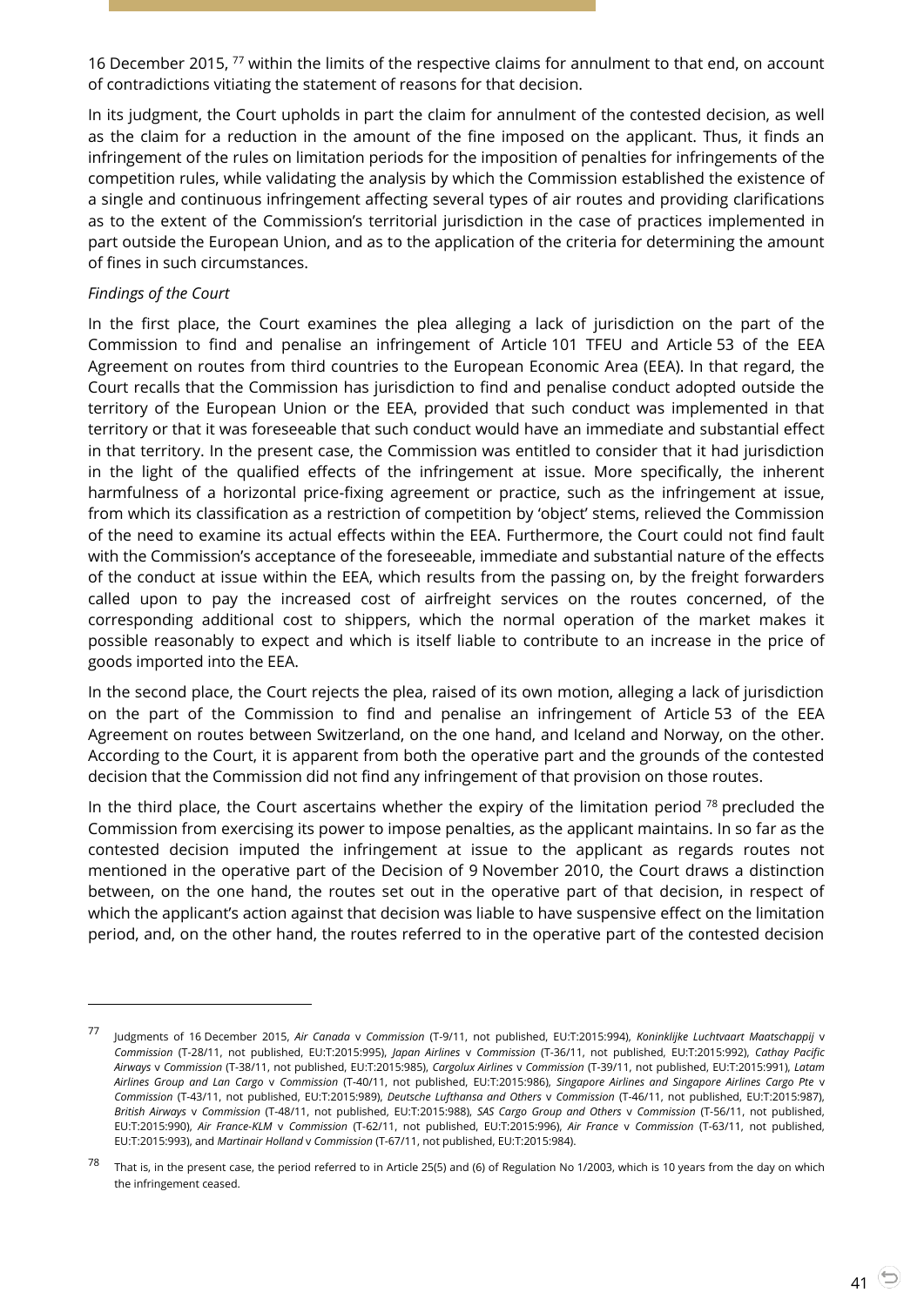16 December 2015, [77] within the limits of the respective claims for annulment to that end, on account of contradictions vitiating the statement of reasons for that decision.

In its judgment, the Court upholds in part the claim for annulment of the contested decision, as well as the claim for a reduction in the amount of the fine imposed on the applicant. Thus, it finds an infringement of the rules on limitation periods for the imposition of penalties for infringements of the competition rules, while validating the analysis by which the Commission established the existence of a single and continuous infringement affecting several types of air routes and providing clarifications as to the extent of the Commission's territorial jurisdiction in the case of practices implemented in part outside the European Union, and as to the application of the criteria for determining the amount of fines in such circumstances.

*Findings of the Court*

In the first place, the Court examines the plea alleging a lack of jurisdiction on the part of the Commission to find and penalise an infringement of Article 101 TFEU and Article 53 of the EEA Agreement on routes from third countries to the European Economic Area (EEA). In that regard, the Court recalls that the Commission has jurisdiction to find and penalise conduct adopted outside the territory of the European Union or the EEA, provided that such conduct was implemented in that territory or that it was foreseeable that such conduct would have an immediate and substantial effect in that territory. In the present case, the Commission was entitled to consider that it had jurisdiction in the light of the qualified effects of the infringement at issue. More specifically, the inherent harmfulness of a horizontal price-fixing agreement or practice, such as the infringement at issue, from which its classification as a restriction of competition by 'object' stems, relieved the Commission of the need to examine its actual effects within the EEA. Furthermore, the Court could not find fault with the Commission's acceptance of the foreseeable, immediate and substantial nature of the effects of the conduct at issue within the EEA, which results from the passing on, by the freight forwarders called upon to pay the increased cost of airfreight services on the routes concerned, of the corresponding additional cost to shippers, which the normal operation of the market makes it possible reasonably to expect and which is itself liable to contribute to an increase in the price of goods imported into the EEA.

In the second place, the Court rejects the plea, raised of its own motion, alleging a lack of jurisdiction on the part of the Commission to find and penalise an infringement of Article 53 of the EEA Agreement on routes between Switzerland, on the one hand, and Iceland and Norway, on the other. According to the Court, it is apparent from both the operative part and the grounds of the contested decision that the Commission did not find any infringement of that provision on those routes.

In the third place, the Court ascertains whether the expiry of the limitation period [78] precluded the Commission from exercising its power to impose penalties, as the applicant maintains. In so far as the contested decision imputed the infringement at issue to the applicant as regards routes not mentioned in the operative part of the Decision of 9 November 2010, the Court draws a distinction between, on the one hand, the routes set out in the operative part of that decision, in respect of which the applicant's action against that decision was liable to have suspensive effect on the limitation period, and, on the other hand, the routes referred to in the operative part of the contested decision

---

[77] Judgments of 16 December 2015, *Air Canada* v *Commission* (T-9/11, not published, EU:T:2015:994), *Koninklijke Luchtvaart Maatschappij* v *Commission* (T-28/11, not published, EU:T:2015:995), *Japan Airlines* v *Commission* (T-36/11, not published, EU:T:2015:992), *Cathay Pacific Airways* v *Commission* (T-38/11, not published, EU:T:2015:985), *Cargolux Airlines* v *Commission* (T-39/11, not published, EU:T:2015:991), *Latam Airlines Group and Lan Cargo* v *Commission* (T-40/11, not published, EU:T:2015:986), *Singapore Airlines and Singapore Airlines Cargo Pte* v *Commission* (T-43/11, not published, EU:T:2015:989), *Deutsche Lufthansa and Others* v *Commission* (T-46/11, not published, EU:T:2015:987), *British Airways* v *Commission* (T-48/11, not published, EU:T:2015:988), *SAS Cargo Group and Others* v *Commission* (T-56/11, not published, EU:T:2015:990), *Air France-KLM* v *Commission* (T-62/11, not published, EU:T:2015:996), *Air France* v *Commission* (T-63/11, not published, EU:T:2015:993), and *Martinair Holland* v *Commission* (T-67/11, not published, EU:T:2015:984).

[78] That is, in the present case, the period referred to in Article 25(5) and (6) of Regulation No 1/2003, which is 10 years from the day on which the infringement ceased.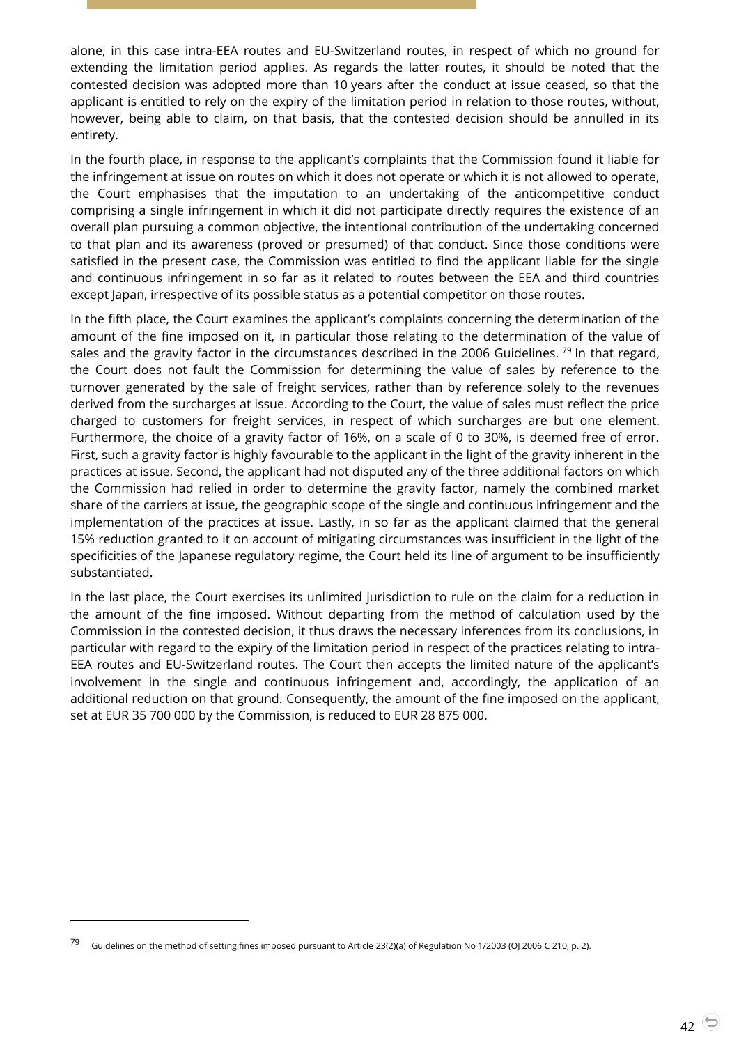alone, in this case intra-EEA routes and EU-Switzerland routes, in respect of which no ground for extending the limitation period applies. As regards the latter routes, it should be noted that the contested decision was adopted more than 10 years after the conduct at issue ceased, so that the applicant is entitled to rely on the expiry of the limitation period in relation to those routes, without, however, being able to claim, on that basis, that the contested decision should be annulled in its entirety.

In the fourth place, in response to the applicant's complaints that the Commission found it liable for the infringement at issue on routes on which it does not operate or which it is not allowed to operate, the Court emphasises that the imputation to an undertaking of the anticompetitive conduct comprising a single infringement in which it did not participate directly requires the existence of an overall plan pursuing a common objective, the intentional contribution of the undertaking concerned to that plan and its awareness (proved or presumed) of that conduct. Since those conditions were satisfied in the present case, the Commission was entitled to find the applicant liable for the single and continuous infringement in so far as it related to routes between the EEA and third countries except Japan, irrespective of its possible status as a potential competitor on those routes.

In the fifth place, the Court examines the applicant's complaints concerning the determination of the amount of the fine imposed on it, in particular those relating to the determination of the value of sales and the gravity factor in the circumstances described in the 2006 Guidelines. [79] In that regard, the Court does not fault the Commission for determining the value of sales by reference to the turnover generated by the sale of freight services, rather than by reference solely to the revenues derived from the surcharges at issue. According to the Court, the value of sales must reflect the price charged to customers for freight services, in respect of which surcharges are but one element. Furthermore, the choice of a gravity factor of 16%, on a scale of 0 to 30%, is deemed free of error. First, such a gravity factor is highly favourable to the applicant in the light of the gravity inherent in the practices at issue. Second, the applicant had not disputed any of the three additional factors on which the Commission had relied in order to determine the gravity factor, namely the combined market share of the carriers at issue, the geographic scope of the single and continuous infringement and the implementation of the practices at issue. Lastly, in so far as the applicant claimed that the general 15% reduction granted to it on account of mitigating circumstances was insufficient in the light of the specificities of the Japanese regulatory regime, the Court held its line of argument to be insufficiently substantiated.

In the last place, the Court exercises its unlimited jurisdiction to rule on the claim for a reduction in the amount of the fine imposed. Without departing from the method of calculation used by the Commission in the contested decision, it thus draws the necessary inferences from its conclusions, in particular with regard to the expiry of the limitation period in respect of the practices relating to intra-EEA routes and EU-Switzerland routes. The Court then accepts the limited nature of the applicant's involvement in the single and continuous infringement and, accordingly, the application of an additional reduction on that ground. Consequently, the amount of the fine imposed on the applicant, set at EUR 35 700 000 by the Commission, is reduced to EUR 28 875 000.

---

[79] Guidelines on the method of setting fines imposed pursuant to Article 23(2)(a) of Regulation No 1/2003 (OJ 2006 C 210, p. 2).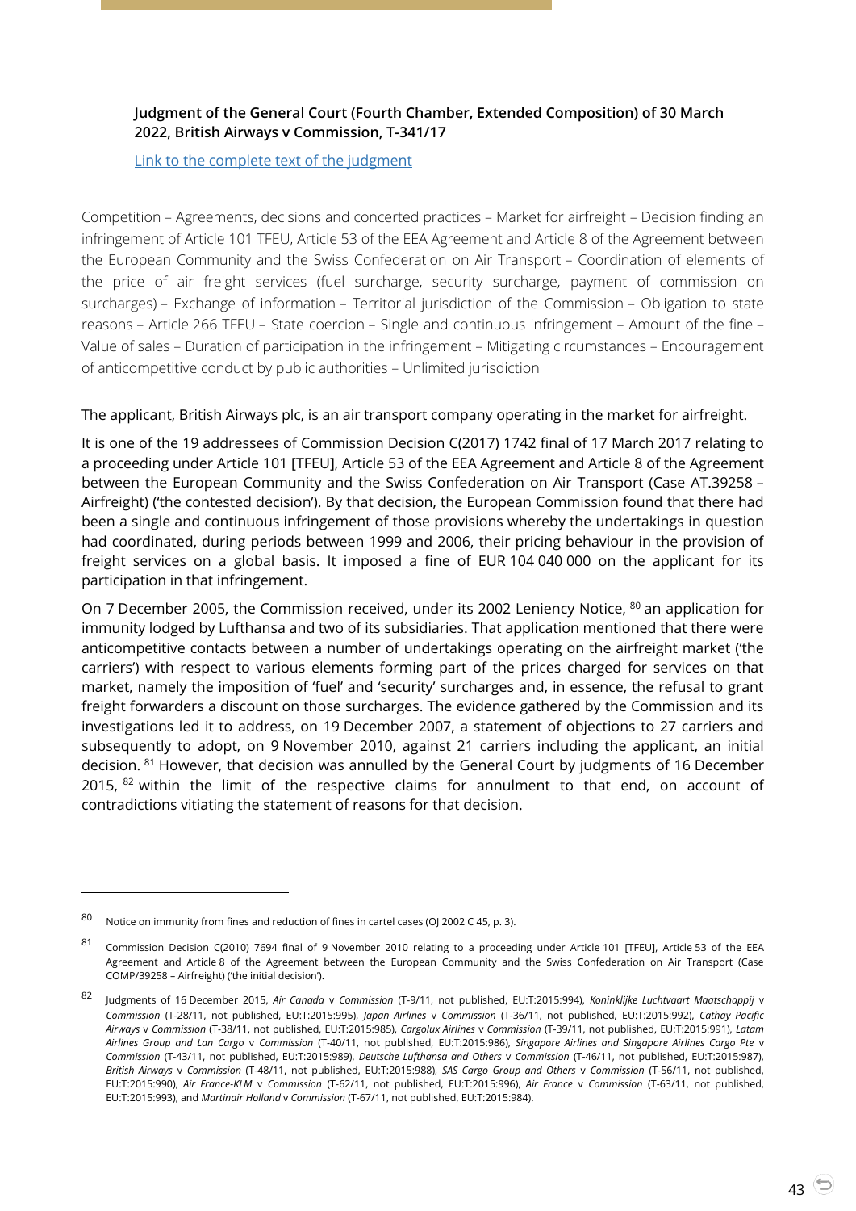**Judgment of the General Court (Fourth Chamber, Extended Composition) of 30 March 2022, British Airways v Commission, T-341/17**

Link to the complete text of the judgment

Competition – Agreements, decisions and concerted practices – Market for airfreight – Decision finding an infringement of Article 101 TFEU, Article 53 of the EEA Agreement and Article 8 of the Agreement between the European Community and the Swiss Confederation on Air Transport – Coordination of elements of the price of air freight services (fuel surcharge, security surcharge, payment of commission on surcharges) – Exchange of information – Territorial jurisdiction of the Commission – Obligation to state reasons – Article 266 TFEU – State coercion – Single and continuous infringement – Amount of the fine – Value of sales – Duration of participation in the infringement – Mitigating circumstances – Encouragement of anticompetitive conduct by public authorities – Unlimited jurisdiction

The applicant, British Airways plc, is an air transport company operating in the market for airfreight.

It is one of the 19 addressees of Commission Decision C(2017) 1742 final of 17 March 2017 relating to a proceeding under Article 101 [TFEU], Article 53 of the EEA Agreement and Article 8 of the Agreement between the European Community and the Swiss Confederation on Air Transport (Case AT.39258 – Airfreight) ('the contested decision'). By that decision, the European Commission found that there had been a single and continuous infringement of those provisions whereby the undertakings in question had coordinated, during periods between 1999 and 2006, their pricing behaviour in the provision of freight services on a global basis. It imposed a fine of EUR 104 040 000 on the applicant for its participation in that infringement.

On 7 December 2005, the Commission received, under its 2002 Leniency Notice, [80] an application for immunity lodged by Lufthansa and two of its subsidiaries. That application mentioned that there were anticompetitive contacts between a number of undertakings operating on the airfreight market ('the carriers') with respect to various elements forming part of the prices charged for services on that market, namely the imposition of 'fuel' and 'security' surcharges and, in essence, the refusal to grant freight forwarders a discount on those surcharges. The evidence gathered by the Commission and its investigations led it to address, on 19 December 2007, a statement of objections to 27 carriers and subsequently to adopt, on 9 November 2010, against 21 carriers including the applicant, an initial decision. [81] However, that decision was annulled by the General Court by judgments of 16 December 2015, [82] within the limit of the respective claims for annulment to that end, on account of contradictions vitiating the statement of reasons for that decision.

---

[80] Notice on immunity from fines and reduction of fines in cartel cases (OJ 2002 C 45, p. 3).

[81] Commission Decision C(2010) 7694 final of 9 November 2010 relating to a proceeding under Article 101 [TFEU], Article 53 of the EEA Agreement and Article 8 of the Agreement between the European Community and the Swiss Confederation on Air Transport (Case COMP/39258 – Airfreight) ('the initial decision').

[82] Judgments of 16 December 2015, *Air Canada* v *Commission* (T-9/11, not published, EU:T:2015:994), *Koninklijke Luchtvaart Maatschappij* v *Commission* (T-28/11, not published, EU:T:2015:995), *Japan Airlines* v *Commission* (T-36/11, not published, EU:T:2015:992), *Cathay Pacific Airways* v *Commission* (T-38/11, not published, EU:T:2015:985), *Cargolux Airlines* v *Commission* (T-39/11, not published, EU:T:2015:991), *Latam Airlines Group and Lan Cargo* v *Commission* (T-40/11, not published, EU:T:2015:986), *Singapore Airlines and Singapore Airlines Cargo Pte* v *Commission* (T-43/11, not published, EU:T:2015:989), *Deutsche Lufthansa and Others* v *Commission* (T-46/11, not published, EU:T:2015:987), *British Airways* v *Commission* (T-48/11, not published, EU:T:2015:988), *SAS Cargo Group and Others* v *Commission* (T-56/11, not published, EU:T:2015:990), *Air France-KLM* v *Commission* (T-62/11, not published, EU:T:2015:996), *Air France* v *Commission* (T-63/11, not published, EU:T:2015:993), and *Martinair Holland* v *Commission* (T-67/11, not published, EU:T:2015:984).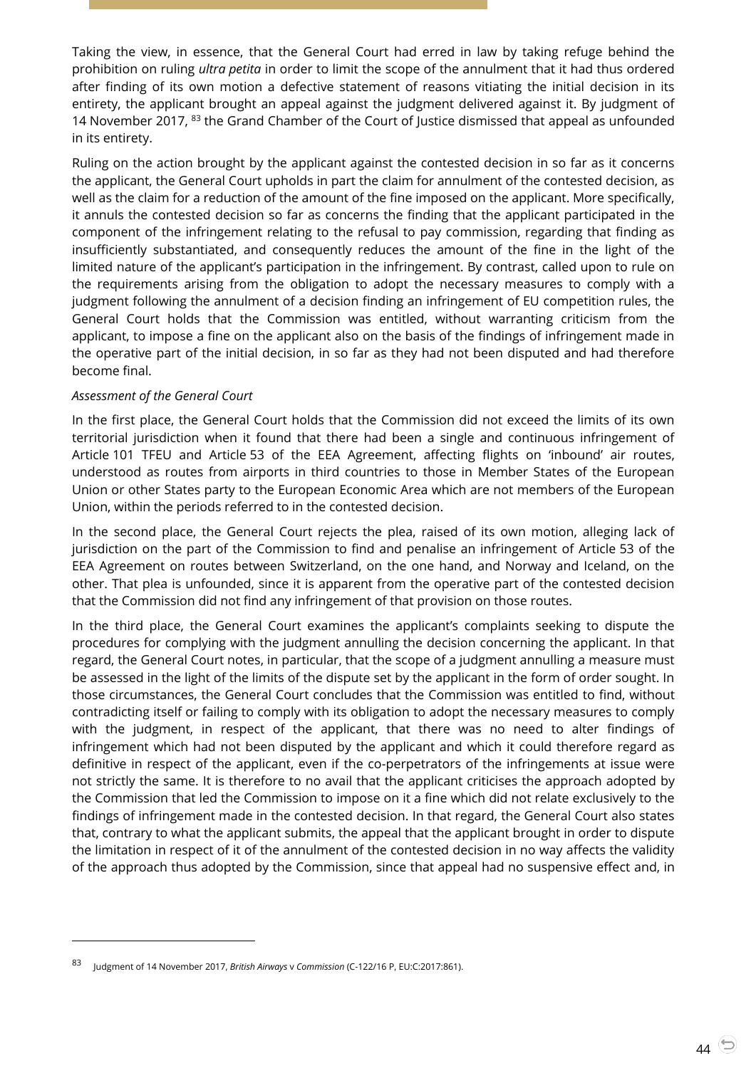Taking the view, in essence, that the General Court had erred in law by taking refuge behind the prohibition on ruling *ultra petita* in order to limit the scope of the annulment that it had thus ordered after finding of its own motion a defective statement of reasons vitiating the initial decision in its entirety, the applicant brought an appeal against the judgment delivered against it. By judgment of 14 November 2017, [83] the Grand Chamber of the Court of Justice dismissed that appeal as unfounded in its entirety.

Ruling on the action brought by the applicant against the contested decision in so far as it concerns the applicant, the General Court upholds in part the claim for annulment of the contested decision, as well as the claim for a reduction of the amount of the fine imposed on the applicant. More specifically, it annuls the contested decision so far as concerns the finding that the applicant participated in the component of the infringement relating to the refusal to pay commission, regarding that finding as insufficiently substantiated, and consequently reduces the amount of the fine in the light of the limited nature of the applicant's participation in the infringement. By contrast, called upon to rule on the requirements arising from the obligation to adopt the necessary measures to comply with a judgment following the annulment of a decision finding an infringement of EU competition rules, the General Court holds that the Commission was entitled, without warranting criticism from the applicant, to impose a fine on the applicant also on the basis of the findings of infringement made in the operative part of the initial decision, in so far as they had not been disputed and had therefore become final.

*Assessment of the General Court*

In the first place, the General Court holds that the Commission did not exceed the limits of its own territorial jurisdiction when it found that there had been a single and continuous infringement of Article 101 TFEU and Article 53 of the EEA Agreement, affecting flights on 'inbound' air routes, understood as routes from airports in third countries to those in Member States of the European Union or other States party to the European Economic Area which are not members of the European Union, within the periods referred to in the contested decision.

In the second place, the General Court rejects the plea, raised of its own motion, alleging lack of jurisdiction on the part of the Commission to find and penalise an infringement of Article 53 of the EEA Agreement on routes between Switzerland, on the one hand, and Norway and Iceland, on the other. That plea is unfounded, since it is apparent from the operative part of the contested decision that the Commission did not find any infringement of that provision on those routes.

In the third place, the General Court examines the applicant's complaints seeking to dispute the procedures for complying with the judgment annulling the decision concerning the applicant. In that regard, the General Court notes, in particular, that the scope of a judgment annulling a measure must be assessed in the light of the limits of the dispute set by the applicant in the form of order sought. In those circumstances, the General Court concludes that the Commission was entitled to find, without contradicting itself or failing to comply with its obligation to adopt the necessary measures to comply with the judgment, in respect of the applicant, that there was no need to alter findings of infringement which had not been disputed by the applicant and which it could therefore regard as definitive in respect of the applicant, even if the co-perpetrators of the infringements at issue were not strictly the same. It is therefore to no avail that the applicant criticises the approach adopted by the Commission that led the Commission to impose on it a fine which did not relate exclusively to the findings of infringement made in the contested decision. In that regard, the General Court also states that, contrary to what the applicant submits, the appeal that the applicant brought in order to dispute the limitation in respect of it of the annulment of the contested decision in no way affects the validity of the approach thus adopted by the Commission, since that appeal had no suspensive effect and, in

---

[83] Judgment of 14 November 2017, *British Airways* v *Commission* (C-122/16 P, EU:C:2017:861).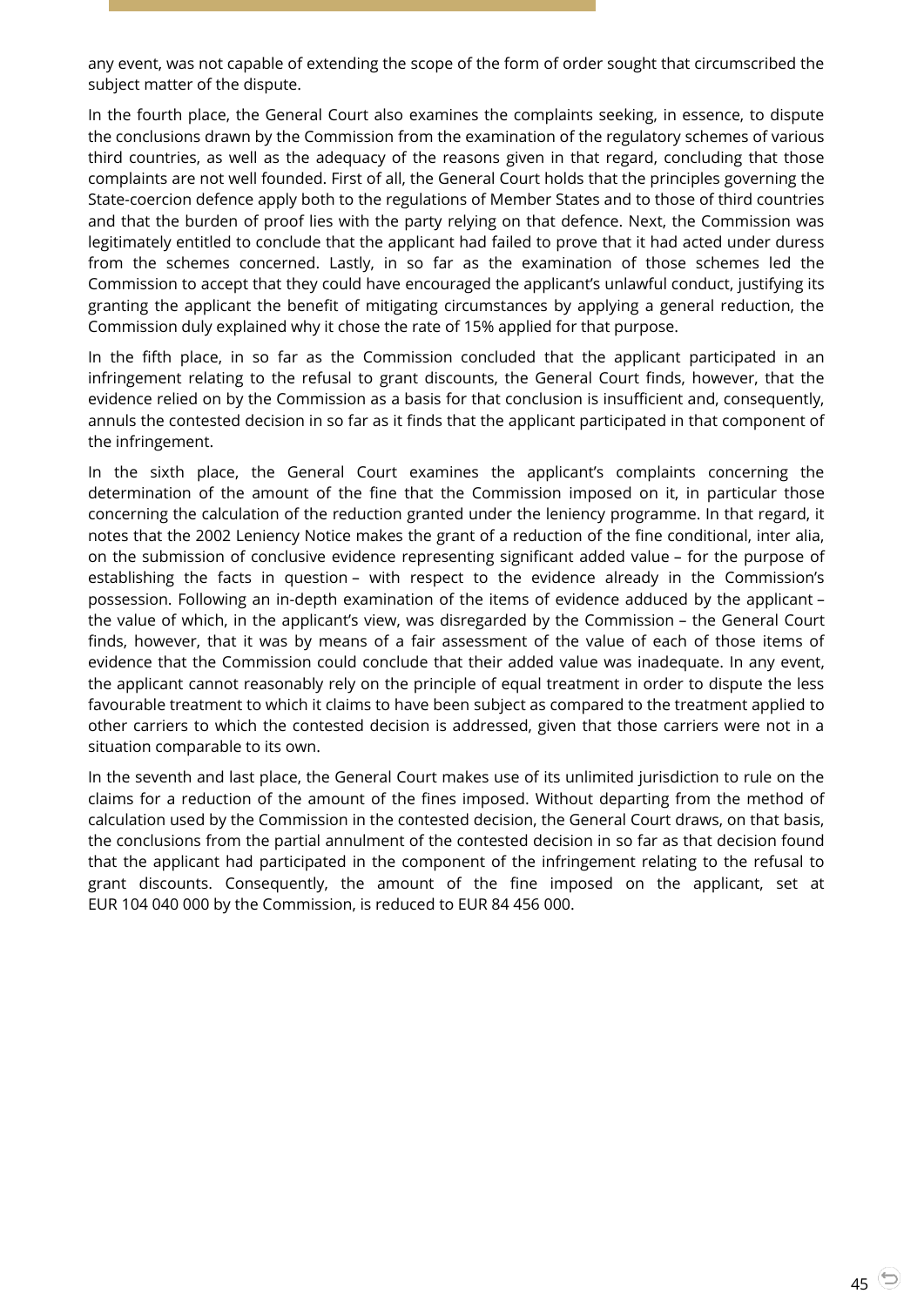any event, was not capable of extending the scope of the form of order sought that circumscribed the subject matter of the dispute.

In the fourth place, the General Court also examines the complaints seeking, in essence, to dispute the conclusions drawn by the Commission from the examination of the regulatory schemes of various third countries, as well as the adequacy of the reasons given in that regard, concluding that those complaints are not well founded. First of all, the General Court holds that the principles governing the State-coercion defence apply both to the regulations of Member States and to those of third countries and that the burden of proof lies with the party relying on that defence. Next, the Commission was legitimately entitled to conclude that the applicant had failed to prove that it had acted under duress from the schemes concerned. Lastly, in so far as the examination of those schemes led the Commission to accept that they could have encouraged the applicant's unlawful conduct, justifying its granting the applicant the benefit of mitigating circumstances by applying a general reduction, the Commission duly explained why it chose the rate of 15% applied for that purpose.

In the fifth place, in so far as the Commission concluded that the applicant participated in an infringement relating to the refusal to grant discounts, the General Court finds, however, that the evidence relied on by the Commission as a basis for that conclusion is insufficient and, consequently, annuls the contested decision in so far as it finds that the applicant participated in that component of the infringement.

In the sixth place, the General Court examines the applicant's complaints concerning the determination of the amount of the fine that the Commission imposed on it, in particular those concerning the calculation of the reduction granted under the leniency programme. In that regard, it notes that the 2002 Leniency Notice makes the grant of a reduction of the fine conditional, inter alia, on the submission of conclusive evidence representing significant added value – for the purpose of establishing the facts in question – with respect to the evidence already in the Commission's possession. Following an in-depth examination of the items of evidence adduced by the applicant – the value of which, in the applicant's view, was disregarded by the Commission – the General Court finds, however, that it was by means of a fair assessment of the value of each of those items of evidence that the Commission could conclude that their added value was inadequate. In any event, the applicant cannot reasonably rely on the principle of equal treatment in order to dispute the less favourable treatment to which it claims to have been subject as compared to the treatment applied to other carriers to which the contested decision is addressed, given that those carriers were not in a situation comparable to its own.

In the seventh and last place, the General Court makes use of its unlimited jurisdiction to rule on the claims for a reduction of the amount of the fines imposed. Without departing from the method of calculation used by the Commission in the contested decision, the General Court draws, on that basis, the conclusions from the partial annulment of the contested decision in so far as that decision found that the applicant had participated in the component of the infringement relating to the refusal to grant discounts. Consequently, the amount of the fine imposed on the applicant, set at EUR 104 040 000 by the Commission, is reduced to EUR 84 456 000.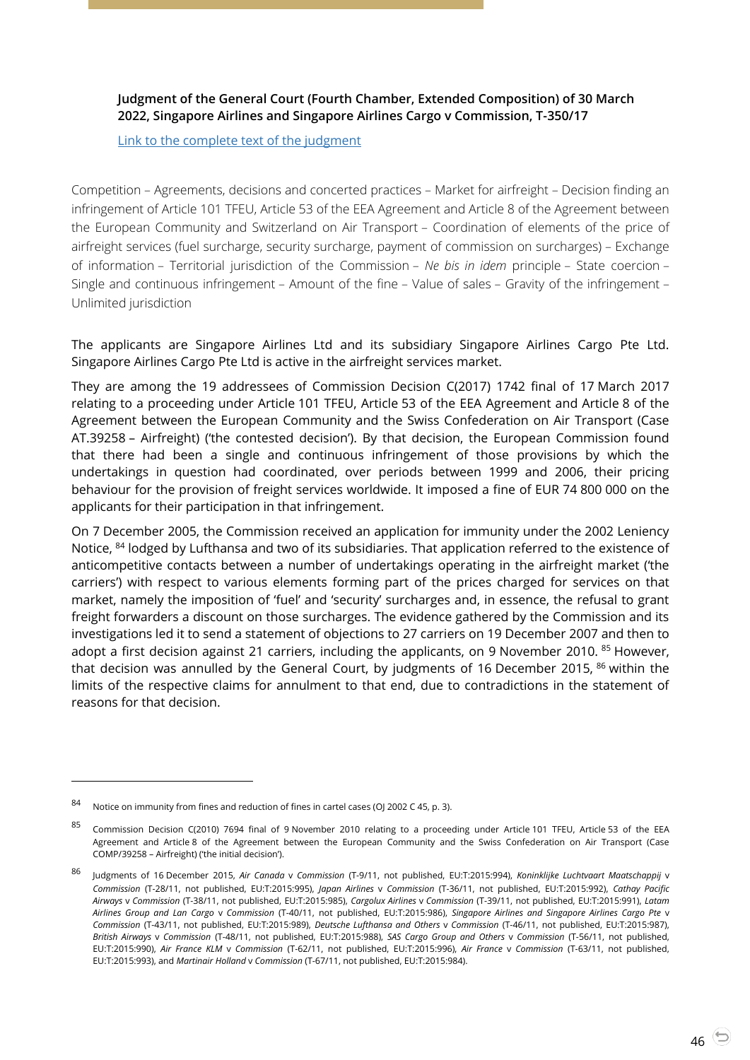**Judgment of the General Court (Fourth Chamber, Extended Composition) of 30 March 2022, Singapore Airlines and Singapore Airlines Cargo v Commission, T-350/17**

Link to the complete text of the judgment

Competition – Agreements, decisions and concerted practices – Market for airfreight – Decision finding an infringement of Article 101 TFEU, Article 53 of the EEA Agreement and Article 8 of the Agreement between the European Community and Switzerland on Air Transport – Coordination of elements of the price of airfreight services (fuel surcharge, security surcharge, payment of commission on surcharges) – Exchange of information – Territorial jurisdiction of the Commission – *Ne bis in idem* principle – State coercion – Single and continuous infringement – Amount of the fine – Value of sales – Gravity of the infringement – Unlimited jurisdiction

The applicants are Singapore Airlines Ltd and its subsidiary Singapore Airlines Cargo Pte Ltd. Singapore Airlines Cargo Pte Ltd is active in the airfreight services market.

They are among the 19 addressees of Commission Decision C(2017) 1742 final of 17 March 2017 relating to a proceeding under Article 101 TFEU, Article 53 of the EEA Agreement and Article 8 of the Agreement between the European Community and the Swiss Confederation on Air Transport (Case AT.39258 – Airfreight) ('the contested decision'). By that decision, the European Commission found that there had been a single and continuous infringement of those provisions by which the undertakings in question had coordinated, over periods between 1999 and 2006, their pricing behaviour for the provision of freight services worldwide. It imposed a fine of EUR 74 800 000 on the applicants for their participation in that infringement.

On 7 December 2005, the Commission received an application for immunity under the 2002 Leniency Notice, [84] lodged by Lufthansa and two of its subsidiaries. That application referred to the existence of anticompetitive contacts between a number of undertakings operating in the airfreight market ('the carriers') with respect to various elements forming part of the prices charged for services on that market, namely the imposition of 'fuel' and 'security' surcharges and, in essence, the refusal to grant freight forwarders a discount on those surcharges. The evidence gathered by the Commission and its investigations led it to send a statement of objections to 27 carriers on 19 December 2007 and then to adopt a first decision against 21 carriers, including the applicants, on 9 November 2010. [85] However, that decision was annulled by the General Court, by judgments of 16 December 2015, [86] within the limits of the respective claims for annulment to that end, due to contradictions in the statement of reasons for that decision.

---

[84] Notice on immunity from fines and reduction of fines in cartel cases (OJ 2002 C 45, p. 3).

[85] Commission Decision C(2010) 7694 final of 9 November 2010 relating to a proceeding under Article 101 TFEU, Article 53 of the EEA Agreement and Article 8 of the Agreement between the European Community and the Swiss Confederation on Air Transport (Case COMP/39258 – Airfreight) ('the initial decision').

[86] Judgments of 16 December 2015, *Air Canada* v *Commission* (T-9/11, not published, EU:T:2015:994), *Koninklijke Luchtvaart Maatschappij* v *Commission* (T-28/11, not published, EU:T:2015:995), *Japan Airlines* v *Commission* (T-36/11, not published, EU:T:2015:992), *Cathay Pacific Airways* v *Commission* (T-38/11, not published, EU:T:2015:985), *Cargolux Airlines* v *Commission* (T-39/11, not published, EU:T:2015:991), *Latam Airlines Group and Lan Cargo* v *Commission* (T-40/11, not published, EU:T:2015:986), *Singapore Airlines and Singapore Airlines Cargo Pte* v *Commission* (T-43/11, not published, EU:T:2015:989), *Deutsche Lufthansa and Others* v *Commission* (T-46/11, not published, EU:T:2015:987), *British Airways* v *Commission* (T-48/11, not published, EU:T:2015:988), *SAS Cargo Group and Others* v *Commission* (T-56/11, not published, EU:T:2015:990), *Air France KLM* v *Commission* (T-62/11, not published, EU:T:2015:996), *Air France* v *Commission* (T-63/11, not published, EU:T:2015:993), and *Martinair Holland* v *Commission* (T-67/11, not published, EU:T:2015:984).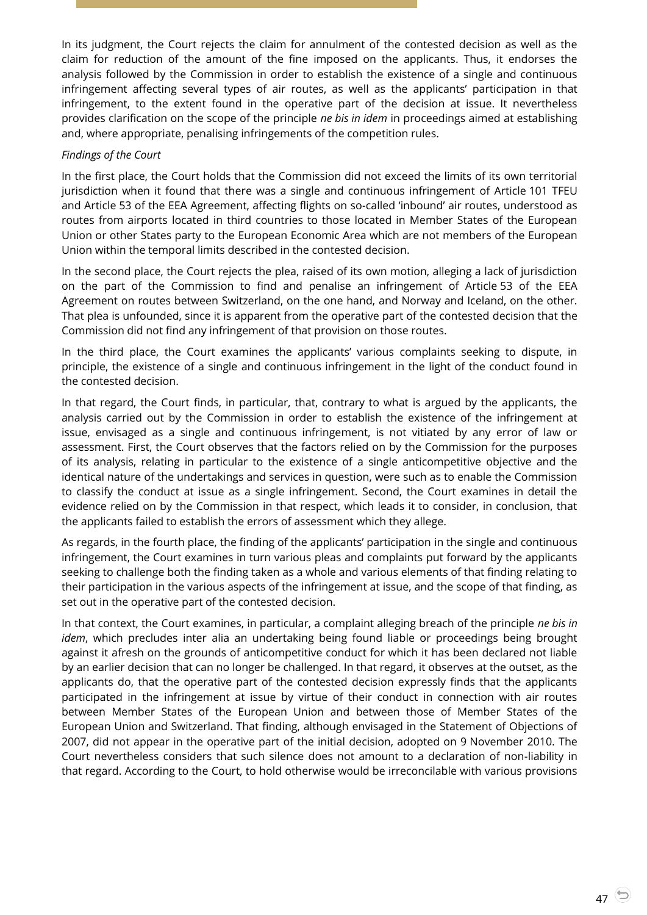In its judgment, the Court rejects the claim for annulment of the contested decision as well as the claim for reduction of the amount of the fine imposed on the applicants. Thus, it endorses the analysis followed by the Commission in order to establish the existence of a single and continuous infringement affecting several types of air routes, as well as the applicants' participation in that infringement, to the extent found in the operative part of the decision at issue. It nevertheless provides clarification on the scope of the principle *ne bis in idem* in proceedings aimed at establishing and, where appropriate, penalising infringements of the competition rules.

*Findings of the Court*

In the first place, the Court holds that the Commission did not exceed the limits of its own territorial jurisdiction when it found that there was a single and continuous infringement of Article 101 TFEU and Article 53 of the EEA Agreement, affecting flights on so-called 'inbound' air routes, understood as routes from airports located in third countries to those located in Member States of the European Union or other States party to the European Economic Area which are not members of the European Union within the temporal limits described in the contested decision.

In the second place, the Court rejects the plea, raised of its own motion, alleging a lack of jurisdiction on the part of the Commission to find and penalise an infringement of Article 53 of the EEA Agreement on routes between Switzerland, on the one hand, and Norway and Iceland, on the other. That plea is unfounded, since it is apparent from the operative part of the contested decision that the Commission did not find any infringement of that provision on those routes.

In the third place, the Court examines the applicants' various complaints seeking to dispute, in principle, the existence of a single and continuous infringement in the light of the conduct found in the contested decision.

In that regard, the Court finds, in particular, that, contrary to what is argued by the applicants, the analysis carried out by the Commission in order to establish the existence of the infringement at issue, envisaged as a single and continuous infringement, is not vitiated by any error of law or assessment. First, the Court observes that the factors relied on by the Commission for the purposes of its analysis, relating in particular to the existence of a single anticompetitive objective and the identical nature of the undertakings and services in question, were such as to enable the Commission to classify the conduct at issue as a single infringement. Second, the Court examines in detail the evidence relied on by the Commission in that respect, which leads it to consider, in conclusion, that the applicants failed to establish the errors of assessment which they allege.

As regards, in the fourth place, the finding of the applicants' participation in the single and continuous infringement, the Court examines in turn various pleas and complaints put forward by the applicants seeking to challenge both the finding taken as a whole and various elements of that finding relating to their participation in the various aspects of the infringement at issue, and the scope of that finding, as set out in the operative part of the contested decision.

In that context, the Court examines, in particular, a complaint alleging breach of the principle *ne bis in idem*, which precludes inter alia an undertaking being found liable or proceedings being brought against it afresh on the grounds of anticompetitive conduct for which it has been declared not liable by an earlier decision that can no longer be challenged. In that regard, it observes at the outset, as the applicants do, that the operative part of the contested decision expressly finds that the applicants participated in the infringement at issue by virtue of their conduct in connection with air routes between Member States of the European Union and between those of Member States of the European Union and Switzerland. That finding, although envisaged in the Statement of Objections of 2007, did not appear in the operative part of the initial decision, adopted on 9 November 2010. The Court nevertheless considers that such silence does not amount to a declaration of non-liability in that regard. According to the Court, to hold otherwise would be irreconcilable with various provisions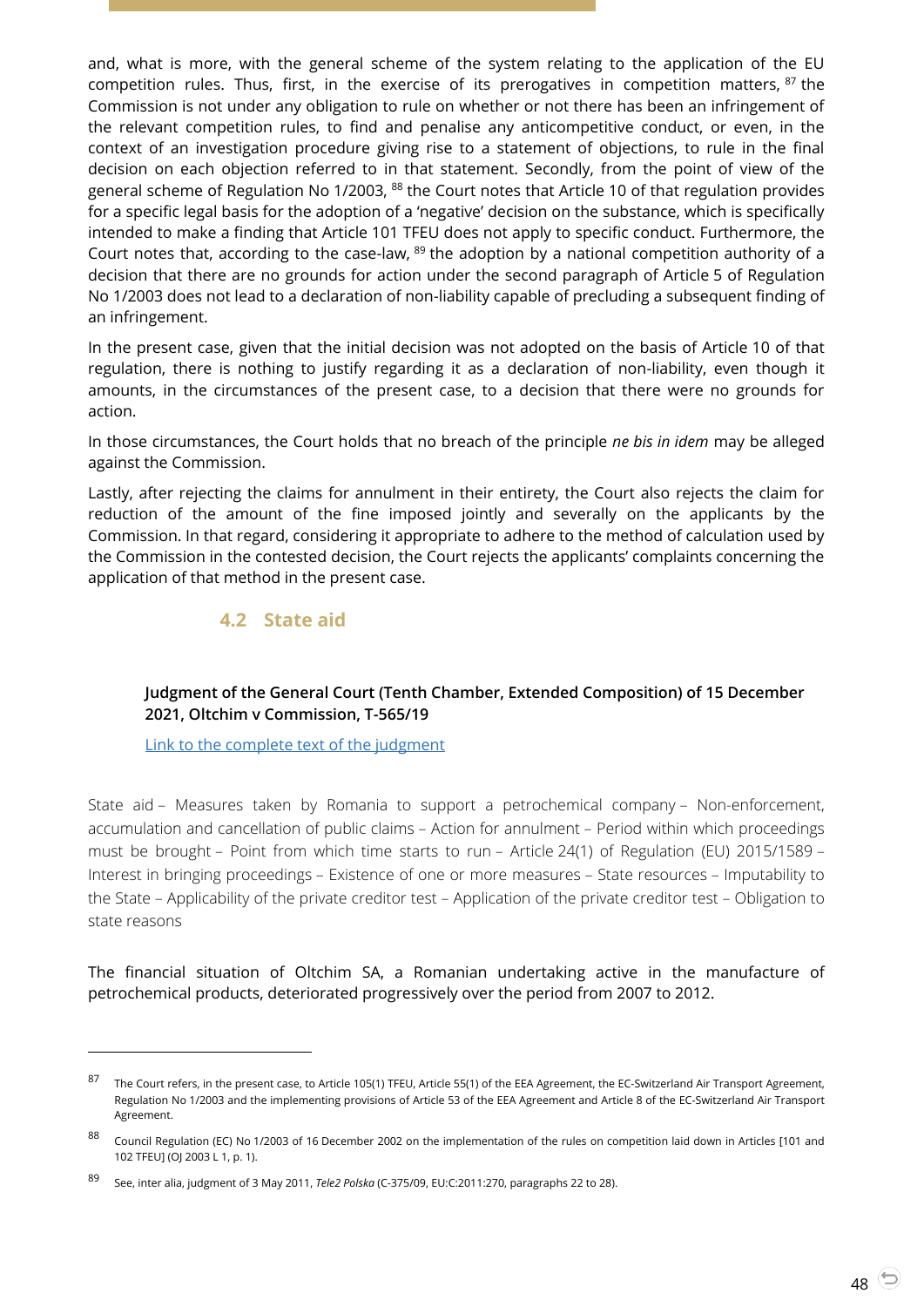and, what is more, with the general scheme of the system relating to the application of the EU competition rules. Thus, first, in the exercise of its prerogatives in competition matters, [87] the Commission is not under any obligation to rule on whether or not there has been an infringement of the relevant competition rules, to find and penalise any anticompetitive conduct, or even, in the context of an investigation procedure giving rise to a statement of objections, to rule in the final decision on each objection referred to in that statement. Secondly, from the point of view of the general scheme of Regulation No 1/2003, [88] the Court notes that Article 10 of that regulation provides for a specific legal basis for the adoption of a 'negative' decision on the substance, which is specifically intended to make a finding that Article 101 TFEU does not apply to specific conduct. Furthermore, the Court notes that, according to the case-law, [89] the adoption by a national competition authority of a decision that there are no grounds for action under the second paragraph of Article 5 of Regulation No 1/2003 does not lead to a declaration of non-liability capable of precluding a subsequent finding of an infringement.

In the present case, given that the initial decision was not adopted on the basis of Article 10 of that regulation, there is nothing to justify regarding it as a declaration of non-liability, even though it amounts, in the circumstances of the present case, to a decision that there were no grounds for action.

In those circumstances, the Court holds that no breach of the principle *ne bis in idem* may be alleged against the Commission.

Lastly, after rejecting the claims for annulment in their entirety, the Court also rejects the claim for reduction of the amount of the fine imposed jointly and severally on the applicants by the Commission. In that regard, considering it appropriate to adhere to the method of calculation used by the Commission in the contested decision, the Court rejects the applicants' complaints concerning the application of that method in the present case.

## 4.2 State aid

### Judgment of the General Court (Tenth Chamber, Extended Composition) of 15 December 2021, Oltchim v Commission, T-565/19

Link to the complete text of the judgment

State aid – Measures taken by Romania to support a petrochemical company – Non-enforcement, accumulation and cancellation of public claims – Action for annulment – Period within which proceedings must be brought – Point from which time starts to run – Article 24(1) of Regulation (EU) 2015/1589 – Interest in bringing proceedings – Existence of one or more measures – State resources – Imputability to the State – Applicability of the private creditor test – Application of the private creditor test – Obligation to state reasons

The financial situation of Oltchim SA, a Romanian undertaking active in the manufacture of petrochemical products, deteriorated progressively over the period from 2007 to 2012.

---

[87] The Court refers, in the present case, to Article 105(1) TFEU, Article 55(1) of the EEA Agreement, the EC-Switzerland Air Transport Agreement, Regulation No 1/2003 and the implementing provisions of Article 53 of the EEA Agreement and Article 8 of the EC-Switzerland Air Transport Agreement.

[88] Council Regulation (EC) No 1/2003 of 16 December 2002 on the implementation of the rules on competition laid down in Articles [101 and 102 TFEU] (OJ 2003 L 1, p. 1).

[89] See, inter alia, judgment of 3 May 2011, *Tele2 Polska* (C-375/09, EU:C:2011:270, paragraphs 22 to 28).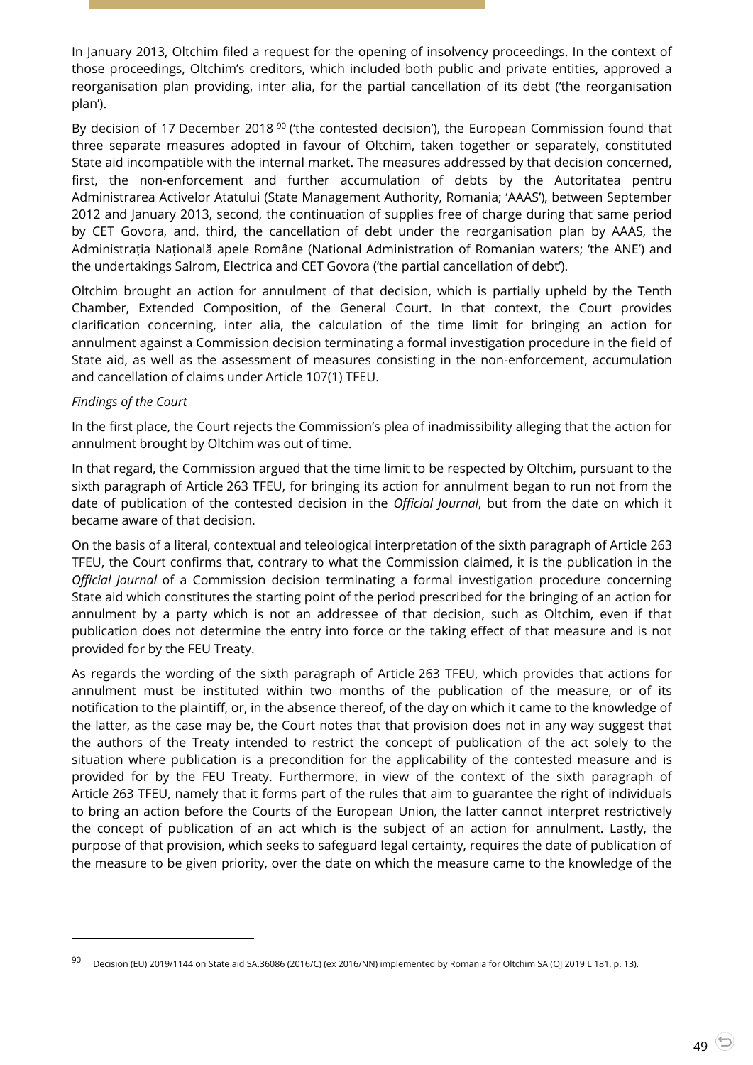In January 2013, Oltchim filed a request for the opening of insolvency proceedings. In the context of those proceedings, Oltchim's creditors, which included both public and private entities, approved a reorganisation plan providing, inter alia, for the partial cancellation of its debt ('the reorganisation plan').

By decision of 17 December 2018 [90] ('the contested decision'), the European Commission found that three separate measures adopted in favour of Oltchim, taken together or separately, constituted State aid incompatible with the internal market. The measures addressed by that decision concerned, first, the non-enforcement and further accumulation of debts by the Autoritatea pentru Administrarea Activelor Atatului (State Management Authority, Romania; 'AAAS'), between September 2012 and January 2013, second, the continuation of supplies free of charge during that same period by CET Govora, and, third, the cancellation of debt under the reorganisation plan by AAAS, the Administrația Națională apele Române (National Administration of Romanian waters; 'the ANE') and the undertakings Salrom, Electrica and CET Govora ('the partial cancellation of debt').

Oltchim brought an action for annulment of that decision, which is partially upheld by the Tenth Chamber, Extended Composition, of the General Court. In that context, the Court provides clarification concerning, inter alia, the calculation of the time limit for bringing an action for annulment against a Commission decision terminating a formal investigation procedure in the field of State aid, as well as the assessment of measures consisting in the non-enforcement, accumulation and cancellation of claims under Article 107(1) TFEU.

*Findings of the Court*

In the first place, the Court rejects the Commission's plea of inadmissibility alleging that the action for annulment brought by Oltchim was out of time.

In that regard, the Commission argued that the time limit to be respected by Oltchim, pursuant to the sixth paragraph of Article 263 TFEU, for bringing its action for annulment began to run not from the date of publication of the contested decision in the *Official Journal*, but from the date on which it became aware of that decision.

On the basis of a literal, contextual and teleological interpretation of the sixth paragraph of Article 263 TFEU, the Court confirms that, contrary to what the Commission claimed, it is the publication in the *Official Journal* of a Commission decision terminating a formal investigation procedure concerning State aid which constitutes the starting point of the period prescribed for the bringing of an action for annulment by a party which is not an addressee of that decision, such as Oltchim, even if that publication does not determine the entry into force or the taking effect of that measure and is not provided for by the FEU Treaty.

As regards the wording of the sixth paragraph of Article 263 TFEU, which provides that actions for annulment must be instituted within two months of the publication of the measure, or of its notification to the plaintiff, or, in the absence thereof, of the day on which it came to the knowledge of the latter, as the case may be, the Court notes that that provision does not in any way suggest that the authors of the Treaty intended to restrict the concept of publication of the act solely to the situation where publication is a precondition for the applicability of the contested measure and is provided for by the FEU Treaty. Furthermore, in view of the context of the sixth paragraph of Article 263 TFEU, namely that it forms part of the rules that aim to guarantee the right of individuals to bring an action before the Courts of the European Union, the latter cannot interpret restrictively the concept of publication of an act which is the subject of an action for annulment. Lastly, the purpose of that provision, which seeks to safeguard legal certainty, requires the date of publication of the measure to be given priority, over the date on which the measure came to the knowledge of the

---

[90] Decision (EU) 2019/1144 on State aid SA.36086 (2016/C) (ex 2016/NN) implemented by Romania for Oltchim SA (OJ 2019 L 181, p. 13).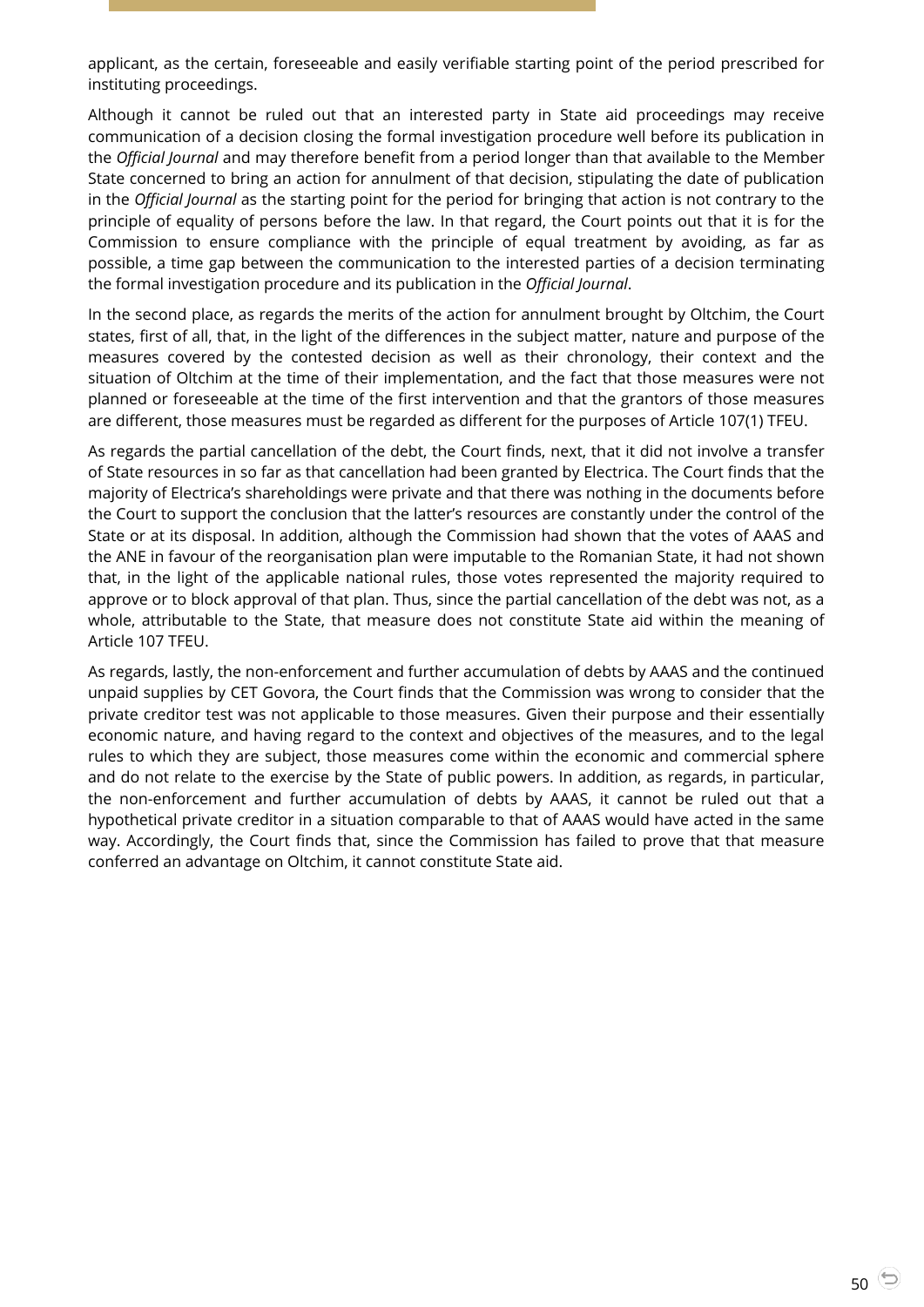applicant, as the certain, foreseeable and easily verifiable starting point of the period prescribed for instituting proceedings.

Although it cannot be ruled out that an interested party in State aid proceedings may receive communication of a decision closing the formal investigation procedure well before its publication in the *Official Journal* and may therefore benefit from a period longer than that available to the Member State concerned to bring an action for annulment of that decision, stipulating the date of publication in the *Official Journal* as the starting point for the period for bringing that action is not contrary to the principle of equality of persons before the law. In that regard, the Court points out that it is for the Commission to ensure compliance with the principle of equal treatment by avoiding, as far as possible, a time gap between the communication to the interested parties of a decision terminating the formal investigation procedure and its publication in the *Official Journal*.

In the second place, as regards the merits of the action for annulment brought by Oltchim, the Court states, first of all, that, in the light of the differences in the subject matter, nature and purpose of the measures covered by the contested decision as well as their chronology, their context and the situation of Oltchim at the time of their implementation, and the fact that those measures were not planned or foreseeable at the time of the first intervention and that the grantors of those measures are different, those measures must be regarded as different for the purposes of Article 107(1) TFEU.

As regards the partial cancellation of the debt, the Court finds, next, that it did not involve a transfer of State resources in so far as that cancellation had been granted by Electrica. The Court finds that the majority of Electrica's shareholdings were private and that there was nothing in the documents before the Court to support the conclusion that the latter's resources are constantly under the control of the State or at its disposal. In addition, although the Commission had shown that the votes of AAAS and the ANE in favour of the reorganisation plan were imputable to the Romanian State, it had not shown that, in the light of the applicable national rules, those votes represented the majority required to approve or to block approval of that plan. Thus, since the partial cancellation of the debt was not, as a whole, attributable to the State, that measure does not constitute State aid within the meaning of Article 107 TFEU.

As regards, lastly, the non-enforcement and further accumulation of debts by AAAS and the continued unpaid supplies by CET Govora, the Court finds that the Commission was wrong to consider that the private creditor test was not applicable to those measures. Given their purpose and their essentially economic nature, and having regard to the context and objectives of the measures, and to the legal rules to which they are subject, those measures come within the economic and commercial sphere and do not relate to the exercise by the State of public powers. In addition, as regards, in particular, the non-enforcement and further accumulation of debts by AAAS, it cannot be ruled out that a hypothetical private creditor in a situation comparable to that of AAAS would have acted in the same way. Accordingly, the Court finds that, since the Commission has failed to prove that that measure conferred an advantage on Oltchim, it cannot constitute State aid.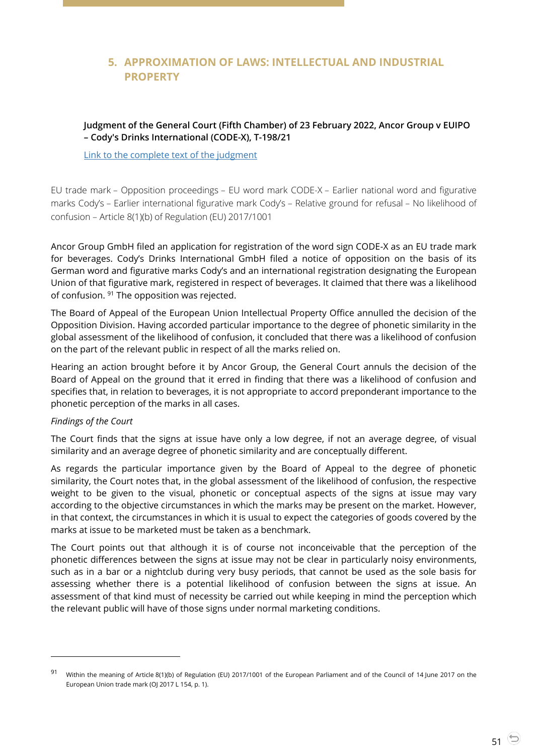## 5. APPROXIMATION OF LAWS: INTELLECTUAL AND INDUSTRIAL PROPERTY

**Judgment of the General Court (Fifth Chamber) of 23 February 2022, Ancor Group v EUIPO – Cody's Drinks International (CODE-X), T-198/21**

[Link to the complete text of the judgment]

EU trade mark – Opposition proceedings – EU word mark CODE-X – Earlier national word and figurative marks Cody's – Earlier international figurative mark Cody's – Relative ground for refusal – No likelihood of confusion – Article 8(1)(b) of Regulation (EU) 2017/1001

Ancor Group GmbH filed an application for registration of the word sign CODE-X as an EU trade mark for beverages. Cody's Drinks International GmbH filed a notice of opposition on the basis of its German word and figurative marks Cody's and an international registration designating the European Union of that figurative mark, registered in respect of beverages. It claimed that there was a likelihood of confusion. [91] The opposition was rejected.

The Board of Appeal of the European Union Intellectual Property Office annulled the decision of the Opposition Division. Having accorded particular importance to the degree of phonetic similarity in the global assessment of the likelihood of confusion, it concluded that there was a likelihood of confusion on the part of the relevant public in respect of all the marks relied on.

Hearing an action brought before it by Ancor Group, the General Court annuls the decision of the Board of Appeal on the ground that it erred in finding that there was a likelihood of confusion and specifies that, in relation to beverages, it is not appropriate to accord preponderant importance to the phonetic perception of the marks in all cases.

*Findings of the Court*

The Court finds that the signs at issue have only a low degree, if not an average degree, of visual similarity and an average degree of phonetic similarity and are conceptually different.

As regards the particular importance given by the Board of Appeal to the degree of phonetic similarity, the Court notes that, in the global assessment of the likelihood of confusion, the respective weight to be given to the visual, phonetic or conceptual aspects of the signs at issue may vary according to the objective circumstances in which the marks may be present on the market. However, in that context, the circumstances in which it is usual to expect the categories of goods covered by the marks at issue to be marketed must be taken as a benchmark.

The Court points out that although it is of course not inconceivable that the perception of the phonetic differences between the signs at issue may not be clear in particularly noisy environments, such as in a bar or a nightclub during very busy periods, that cannot be used as the sole basis for assessing whether there is a potential likelihood of confusion between the signs at issue. An assessment of that kind must of necessity be carried out while keeping in mind the perception which the relevant public will have of those signs under normal marketing conditions.

---

[91] Within the meaning of Article 8(1)(b) of Regulation (EU) 2017/1001 of the European Parliament and of the Council of 14 June 2017 on the European Union trade mark (OJ 2017 L 154, p. 1).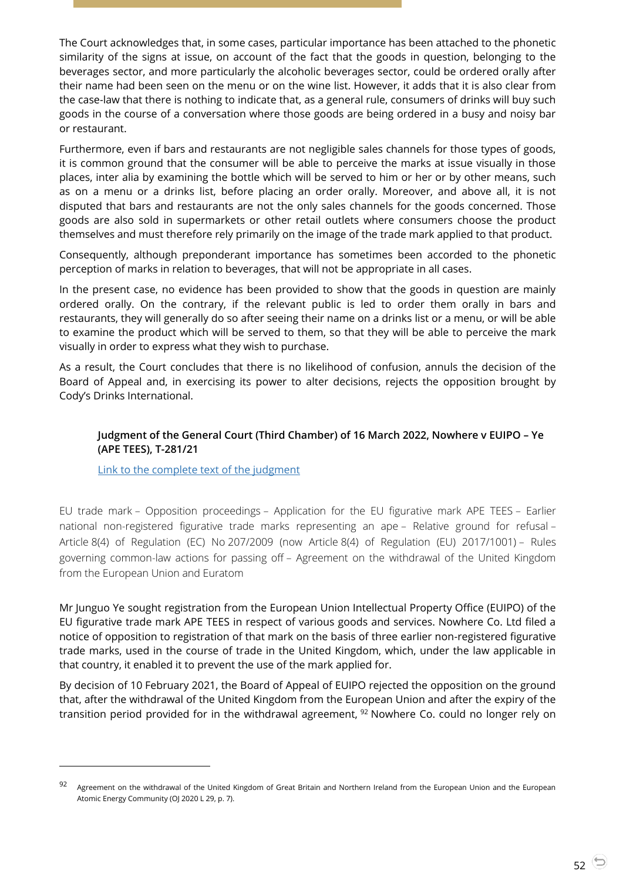The Court acknowledges that, in some cases, particular importance has been attached to the phonetic similarity of the signs at issue, on account of the fact that the goods in question, belonging to the beverages sector, and more particularly the alcoholic beverages sector, could be ordered orally after their name had been seen on the menu or on the wine list. However, it adds that it is also clear from the case-law that there is nothing to indicate that, as a general rule, consumers of drinks will buy such goods in the course of a conversation where those goods are being ordered in a busy and noisy bar or restaurant.

Furthermore, even if bars and restaurants are not negligible sales channels for those types of goods, it is common ground that the consumer will be able to perceive the marks at issue visually in those places, inter alia by examining the bottle which will be served to him or her or by other means, such as on a menu or a drinks list, before placing an order orally. Moreover, and above all, it is not disputed that bars and restaurants are not the only sales channels for the goods concerned. Those goods are also sold in supermarkets or other retail outlets where consumers choose the product themselves and must therefore rely primarily on the image of the trade mark applied to that product.

Consequently, although preponderant importance has sometimes been accorded to the phonetic perception of marks in relation to beverages, that will not be appropriate in all cases.

In the present case, no evidence has been provided to show that the goods in question are mainly ordered orally. On the contrary, if the relevant public is led to order them orally in bars and restaurants, they will generally do so after seeing their name on a drinks list or a menu, or will be able to examine the product which will be served to them, so that they will be able to perceive the mark visually in order to express what they wish to purchase.

As a result, the Court concludes that there is no likelihood of confusion, annuls the decision of the Board of Appeal and, in exercising its power to alter decisions, rejects the opposition brought by Cody's Drinks International.

**Judgment of the General Court (Third Chamber) of 16 March 2022, Nowhere v EUIPO – Ye (APE TEES), T-281/21**

Link to the complete text of the judgment

EU trade mark – Opposition proceedings – Application for the EU figurative mark APE TEES – Earlier national non-registered figurative trade marks representing an ape – Relative ground for refusal – Article 8(4) of Regulation (EC) No 207/2009 (now Article 8(4) of Regulation (EU) 2017/1001) – Rules governing common-law actions for passing off – Agreement on the withdrawal of the United Kingdom from the European Union and Euratom

Mr Junguo Ye sought registration from the European Union Intellectual Property Office (EUIPO) of the EU figurative trade mark APE TEES in respect of various goods and services. Nowhere Co. Ltd filed a notice of opposition to registration of that mark on the basis of three earlier non-registered figurative trade marks, used in the course of trade in the United Kingdom, which, under the law applicable in that country, it enabled it to prevent the use of the mark applied for.

By decision of 10 February 2021, the Board of Appeal of EUIPO rejected the opposition on the ground that, after the withdrawal of the United Kingdom from the European Union and after the expiry of the transition period provided for in the withdrawal agreement, [92] Nowhere Co. could no longer rely on

[92] Agreement on the withdrawal of the United Kingdom of Great Britain and Northern Ireland from the European Union and the European Atomic Energy Community (OJ 2020 L 29, p. 7).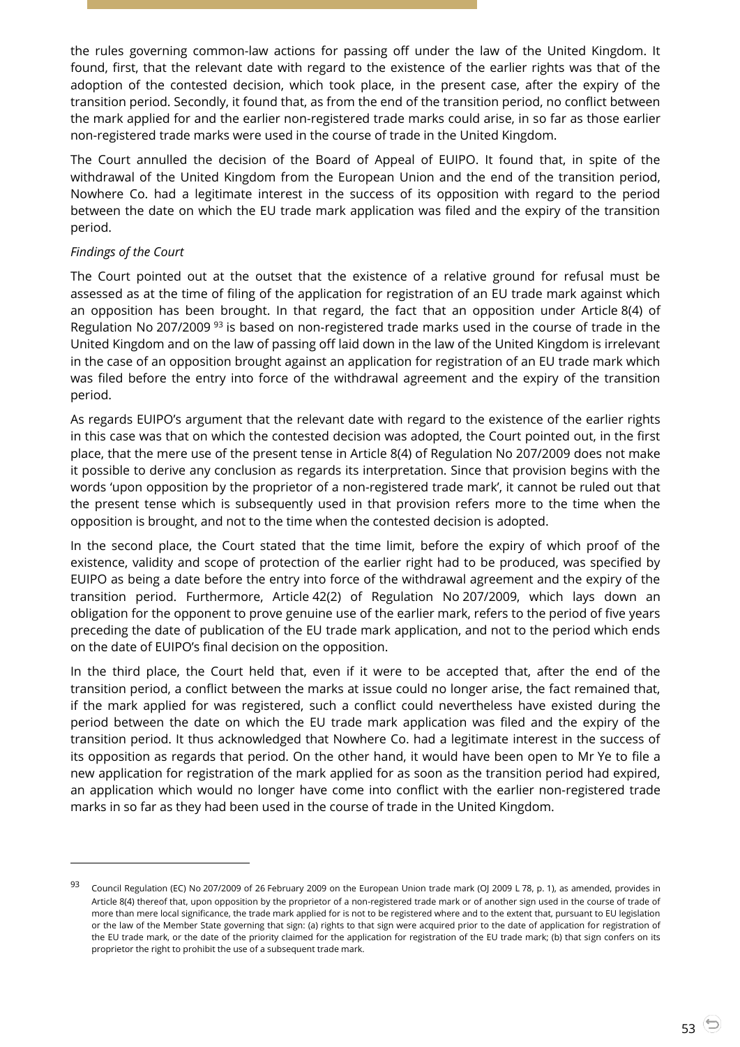the rules governing common-law actions for passing off under the law of the United Kingdom. It found, first, that the relevant date with regard to the existence of the earlier rights was that of the adoption of the contested decision, which took place, in the present case, after the expiry of the transition period. Secondly, it found that, as from the end of the transition period, no conflict between the mark applied for and the earlier non-registered trade marks could arise, in so far as those earlier non-registered trade marks were used in the course of trade in the United Kingdom.

The Court annulled the decision of the Board of Appeal of EUIPO. It found that, in spite of the withdrawal of the United Kingdom from the European Union and the end of the transition period, Nowhere Co. had a legitimate interest in the success of its opposition with regard to the period between the date on which the EU trade mark application was filed and the expiry of the transition period.

*Findings of the Court*

The Court pointed out at the outset that the existence of a relative ground for refusal must be assessed as at the time of filing of the application for registration of an EU trade mark against which an opposition has been brought. In that regard, the fact that an opposition under Article 8(4) of Regulation No 207/2009 [93] is based on non-registered trade marks used in the course of trade in the United Kingdom and on the law of passing off laid down in the law of the United Kingdom is irrelevant in the case of an opposition brought against an application for registration of an EU trade mark which was filed before the entry into force of the withdrawal agreement and the expiry of the transition period.

As regards EUIPO's argument that the relevant date with regard to the existence of the earlier rights in this case was that on which the contested decision was adopted, the Court pointed out, in the first place, that the mere use of the present tense in Article 8(4) of Regulation No 207/2009 does not make it possible to derive any conclusion as regards its interpretation. Since that provision begins with the words 'upon opposition by the proprietor of a non-registered trade mark', it cannot be ruled out that the present tense which is subsequently used in that provision refers more to the time when the opposition is brought, and not to the time when the contested decision is adopted.

In the second place, the Court stated that the time limit, before the expiry of which proof of the existence, validity and scope of protection of the earlier right had to be produced, was specified by EUIPO as being a date before the entry into force of the withdrawal agreement and the expiry of the transition period. Furthermore, Article 42(2) of Regulation No 207/2009, which lays down an obligation for the opponent to prove genuine use of the earlier mark, refers to the period of five years preceding the date of publication of the EU trade mark application, and not to the period which ends on the date of EUIPO's final decision on the opposition.

In the third place, the Court held that, even if it were to be accepted that, after the end of the transition period, a conflict between the marks at issue could no longer arise, the fact remained that, if the mark applied for was registered, such a conflict could nevertheless have existed during the period between the date on which the EU trade mark application was filed and the expiry of the transition period. It thus acknowledged that Nowhere Co. had a legitimate interest in the success of its opposition as regards that period. On the other hand, it would have been open to Mr Ye to file a new application for registration of the mark applied for as soon as the transition period had expired, an application which would no longer have come into conflict with the earlier non-registered trade marks in so far as they had been used in the course of trade in the United Kingdom.

---

[93] Council Regulation (EC) No 207/2009 of 26 February 2009 on the European Union trade mark (OJ 2009 L 78, p. 1), as amended, provides in Article 8(4) thereof that, upon opposition by the proprietor of a non-registered trade mark or of another sign used in the course of trade of more than mere local significance, the trade mark applied for is not to be registered where and to the extent that, pursuant to EU legislation or the law of the Member State governing that sign: (a) rights to that sign were acquired prior to the date of application for registration of the EU trade mark, or the date of the priority claimed for the application for registration of the EU trade mark; (b) that sign confers on its proprietor the right to prohibit the use of a subsequent trade mark.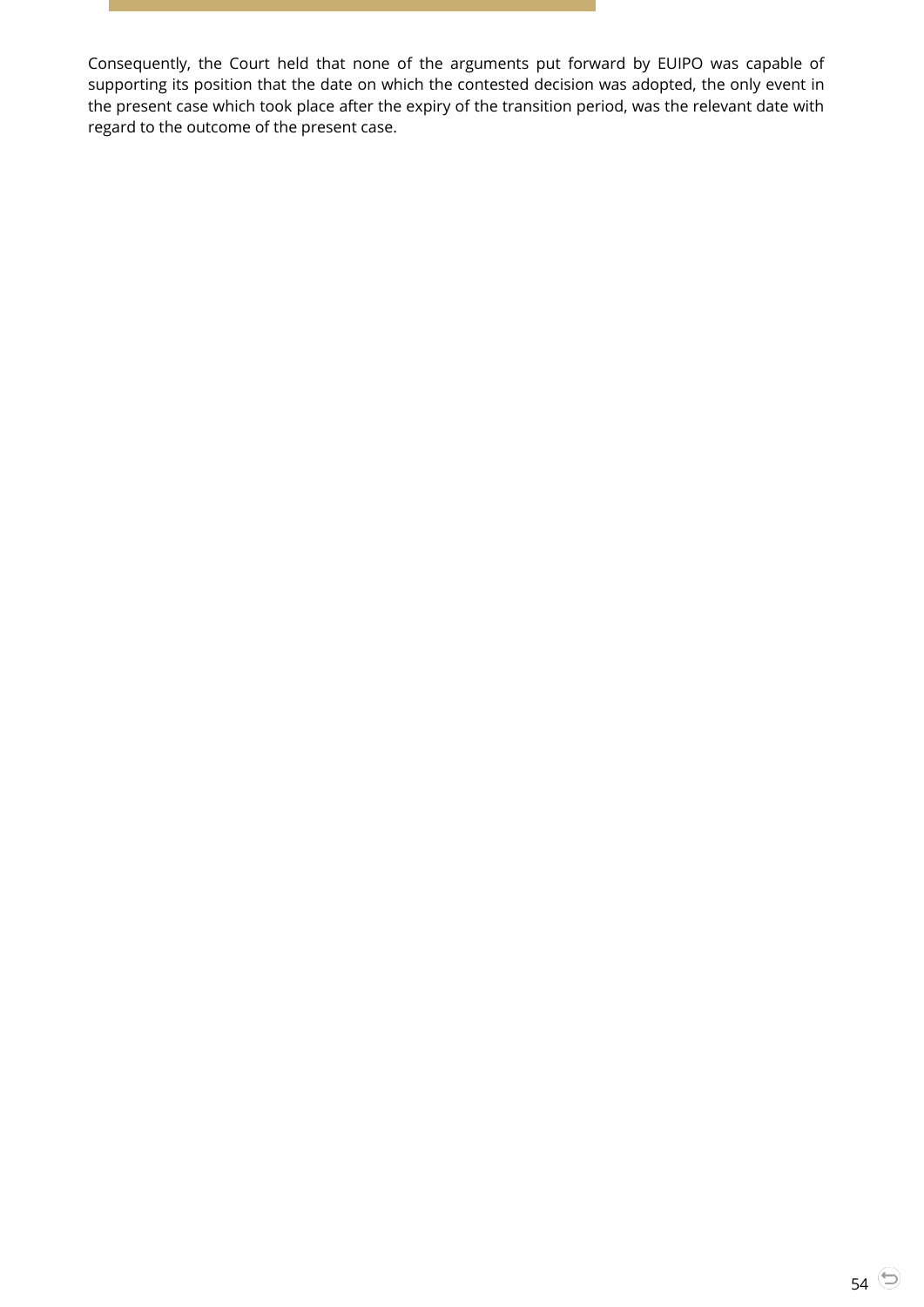Consequently, the Court held that none of the arguments put forward by EUIPO was capable of supporting its position that the date on which the contested decision was adopted, the only event in the present case which took place after the expiry of the transition period, was the relevant date with regard to the outcome of the present case.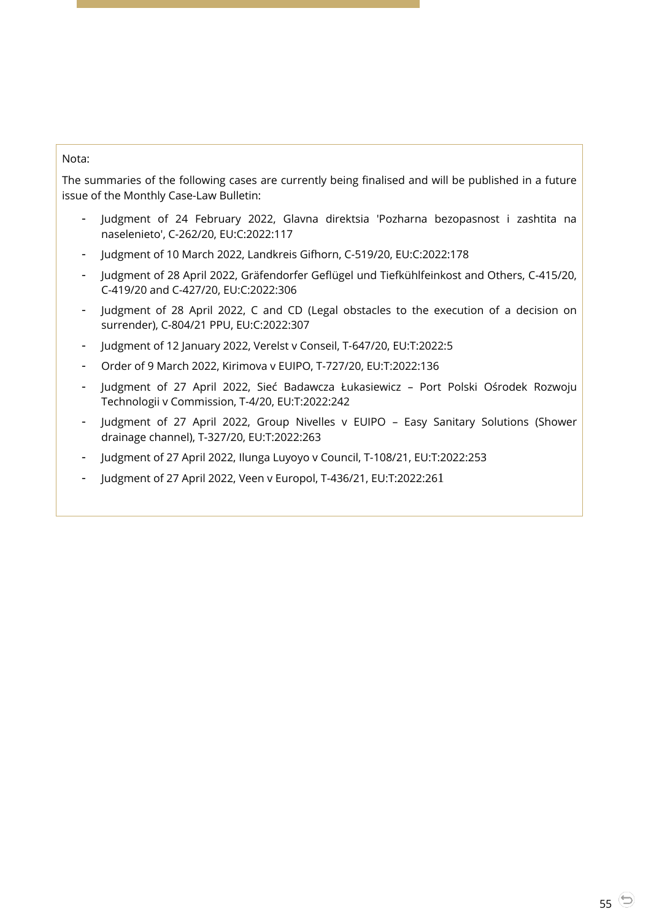Nota:

The summaries of the following cases are currently being finalised and will be published in a future issue of the Monthly Case-Law Bulletin:

- Judgment of 24 February 2022, Glavna direktsia 'Pozharna bezopasnost i zashtita na naselenieto', C-262/20, EU:C:2022:117
- Judgment of 10 March 2022, Landkreis Gifhorn, C-519/20, EU:C:2022:178
- Judgment of 28 April 2022, Gräfendorfer Geflügel und Tiefkühlfeinkost and Others, C-415/20, C-419/20 and C-427/20, EU:C:2022:306
- Judgment of 28 April 2022, C and CD (Legal obstacles to the execution of a decision on surrender), C-804/21 PPU, EU:C:2022:307
- Judgment of 12 January 2022, Verelst v Conseil, T-647/20, EU:T:2022:5
- Order of 9 March 2022, Kirimova v EUIPO, T-727/20, EU:T:2022:136
- Judgment of 27 April 2022, Sieć Badawcza Łukasiewicz – Port Polski Ośrodek Rozwoju Technologii v Commission, T-4/20, EU:T:2022:242
- Judgment of 27 April 2022, Group Nivelles v EUIPO – Easy Sanitary Solutions (Shower drainage channel), T-327/20, EU:T:2022:263
- Judgment of 27 April 2022, Ilunga Luyoyo v Council, T-108/21, EU:T:2022:253
- Judgment of 27 April 2022, Veen v Europol, T-436/21, EU:T:2022:261